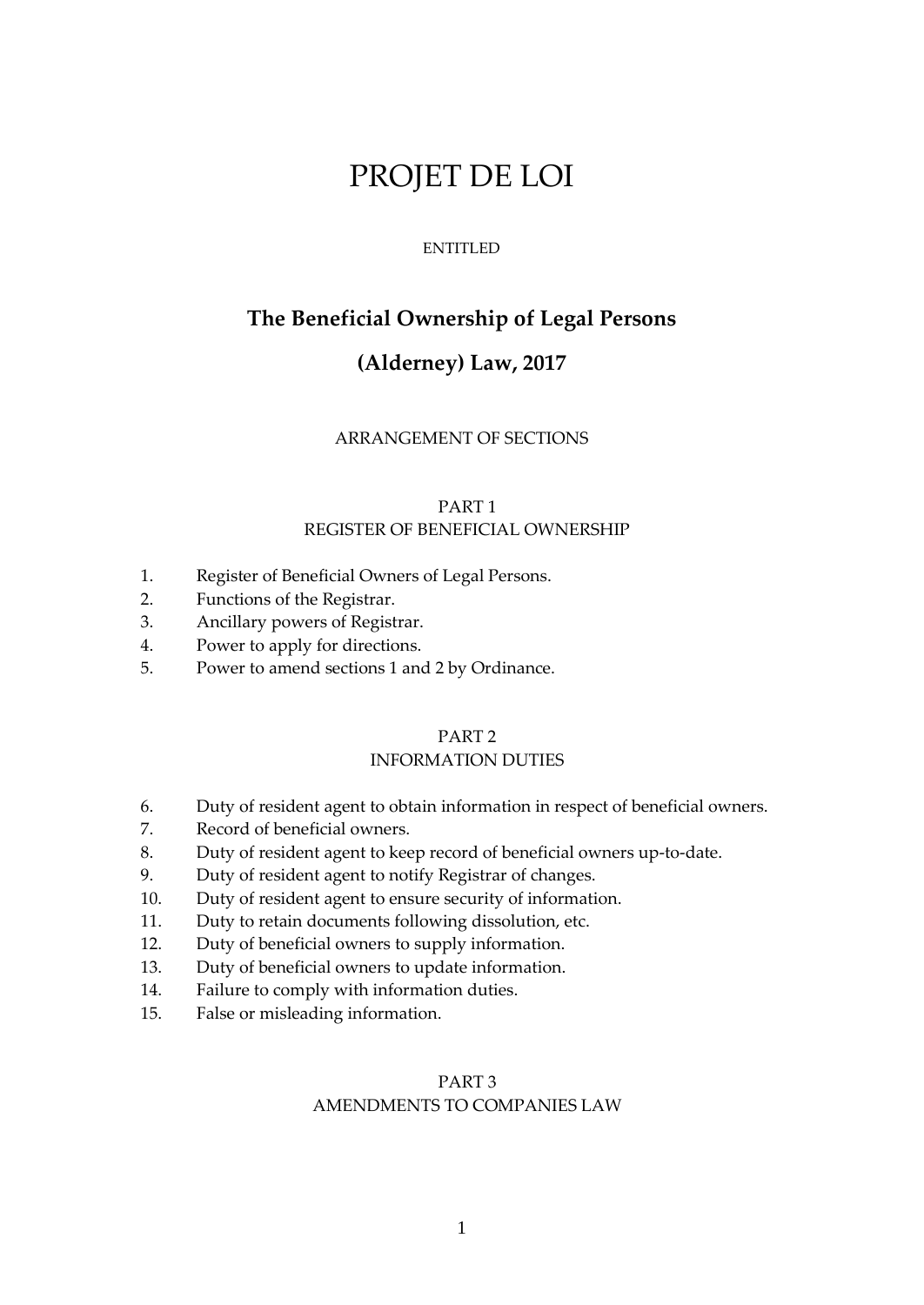# PROJET DE LOI

ENTITLED

## The Beneficial Ownership of Legal Persons

## (Alderney) Law, 2017

ARRANGEMENT OF SECTIONS

### PART 1
### REGISTER OF BENEFICIAL OWNERSHIP

1. Register of Beneficial Owners of Legal Persons.
2. Functions of the Registrar.
3. Ancillary powers of Registrar.
4. Power to apply for directions.
5. Power to amend sections 1 and 2 by Ordinance.

### PART 2
### INFORMATION DUTIES

6. Duty of resident agent to obtain information in respect of beneficial owners.
7. Record of beneficial owners.
8. Duty of resident agent to keep record of beneficial owners up-to-date.
9. Duty of resident agent to notify Registrar of changes.
10. Duty of resident agent to ensure security of information.
11. Duty to retain documents following dissolution, etc.
12. Duty of beneficial owners to supply information.
13. Duty of beneficial owners to update information.
14. Failure to comply with information duties.
15. False or misleading information.

### PART 3
### AMENDMENTS TO COMPANIES LAW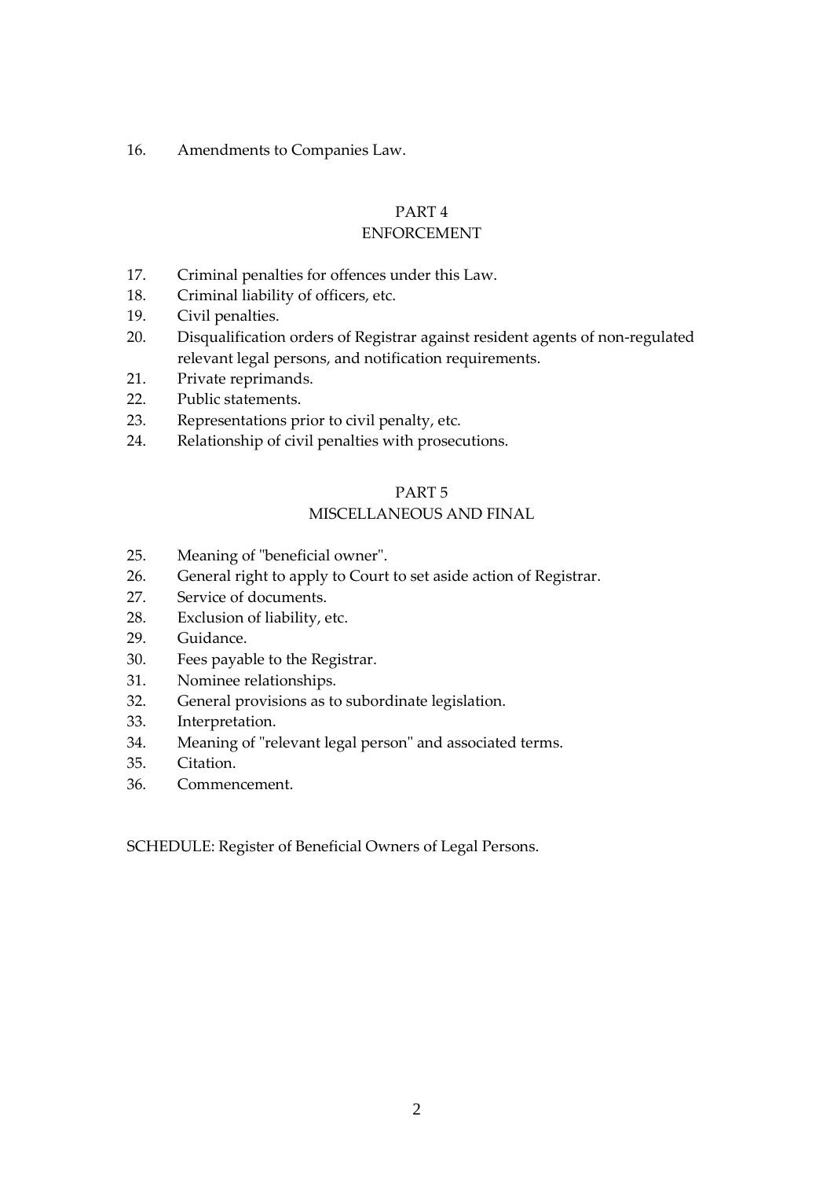16. Amendments to Companies Law.

## PART 4
## ENFORCEMENT

17. Criminal penalties for offences under this Law.
18. Criminal liability of officers, etc.
19. Civil penalties.
20. Disqualification orders of Registrar against resident agents of non-regulated relevant legal persons, and notification requirements.
21. Private reprimands.
22. Public statements.
23. Representations prior to civil penalty, etc.
24. Relationship of civil penalties with prosecutions.

## PART 5
## MISCELLANEOUS AND FINAL

25. Meaning of "beneficial owner".
26. General right to apply to Court to set aside action of Registrar.
27. Service of documents.
28. Exclusion of liability, etc.
29. Guidance.
30. Fees payable to the Registrar.
31. Nominee relationships.
32. General provisions as to subordinate legislation.
33. Interpretation.
34. Meaning of "relevant legal person" and associated terms.
35. Citation.
36. Commencement.

SCHEDULE: Register of Beneficial Owners of Legal Persons.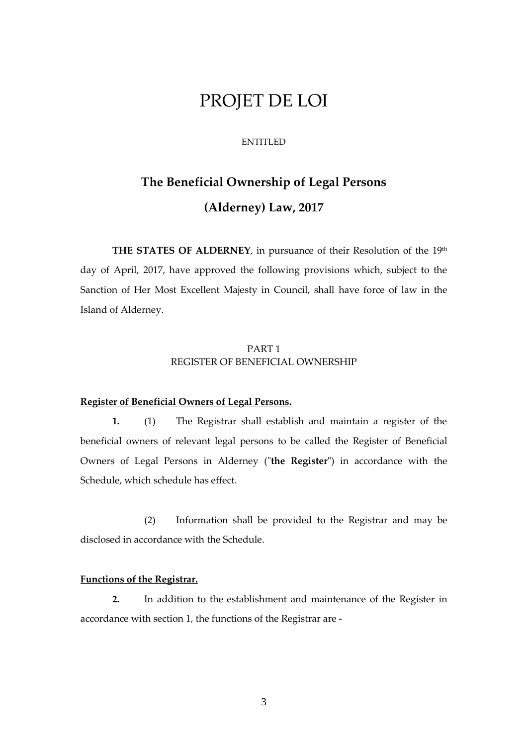# PROJET DE LOI

ENTITLED

## The Beneficial Ownership of Legal Persons (Alderney) Law, 2017

**THE STATES OF ALDERNEY**, in pursuance of their Resolution of the 19th day of April, 2017, have approved the following provisions which, subject to the Sanction of Her Most Excellent Majesty in Council, shall have force of law in the Island of Alderney.

### PART 1
### REGISTER OF BENEFICIAL OWNERSHIP

**Register of Beneficial Owners of Legal Persons.**

**1.** (1) The Registrar shall establish and maintain a register of the beneficial owners of relevant legal persons to be called the Register of Beneficial Owners of Legal Persons in Alderney ("**the Register**") in accordance with the Schedule, which schedule has effect.

(2) Information shall be provided to the Registrar and may be disclosed in accordance with the Schedule.

**Functions of the Registrar.**

**2.** In addition to the establishment and maintenance of the Register in accordance with section 1, the functions of the Registrar are -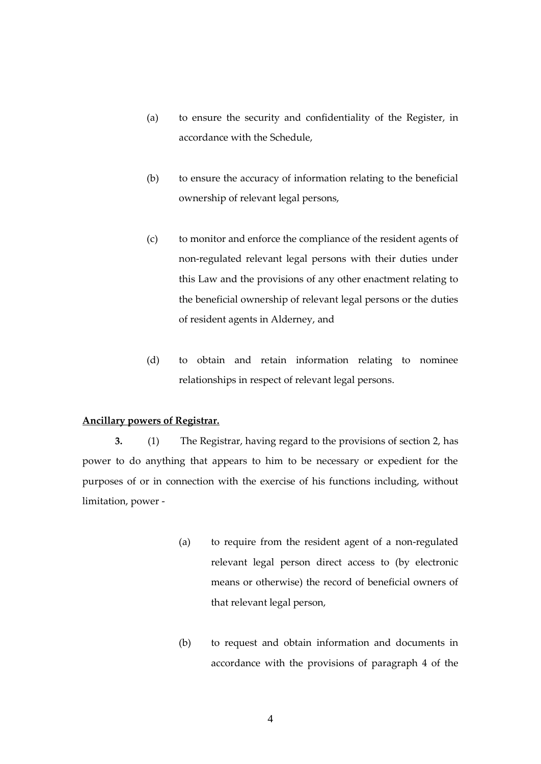(a) to ensure the security and confidentiality of the Register, in accordance with the Schedule,

(b) to ensure the accuracy of information relating to the beneficial ownership of relevant legal persons,

(c) to monitor and enforce the compliance of the resident agents of non-regulated relevant legal persons with their duties under this Law and the provisions of any other enactment relating to the beneficial ownership of relevant legal persons or the duties of resident agents in Alderney, and

(d) to obtain and retain information relating to nominee relationships in respect of relevant legal persons.

**Ancillary powers of Registrar.**

**3.** (1) The Registrar, having regard to the provisions of section 2, has power to do anything that appears to him to be necessary or expedient for the purposes of or in connection with the exercise of his functions including, without limitation, power -

(a) to require from the resident agent of a non-regulated relevant legal person direct access to (by electronic means or otherwise) the record of beneficial owners of that relevant legal person,

(b) to request and obtain information and documents in accordance with the provisions of paragraph 4 of the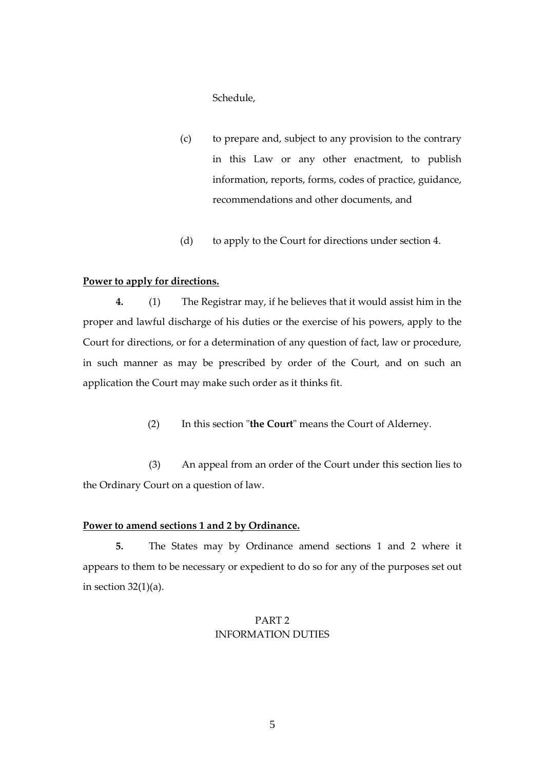Schedule,

(c) to prepare and, subject to any provision to the contrary in this Law or any other enactment, to publish information, reports, forms, codes of practice, guidance, recommendations and other documents, and

(d) to apply to the Court for directions under section 4.

**Power to apply for directions.**

**4.** (1) The Registrar may, if he believes that it would assist him in the proper and lawful discharge of his duties or the exercise of his powers, apply to the Court for directions, or for a determination of any question of fact, law or procedure, in such manner as may be prescribed by order of the Court, and on such an application the Court may make such order as it thinks fit.

(2) In this section "**the Court**" means the Court of Alderney.

(3) An appeal from an order of the Court under this section lies to the Ordinary Court on a question of law.

**Power to amend sections 1 and 2 by Ordinance.**

**5.** The States may by Ordinance amend sections 1 and 2 where it appears to them to be necessary or expedient to do so for any of the purposes set out in section 32(1)(a).

## PART 2
## INFORMATION DUTIES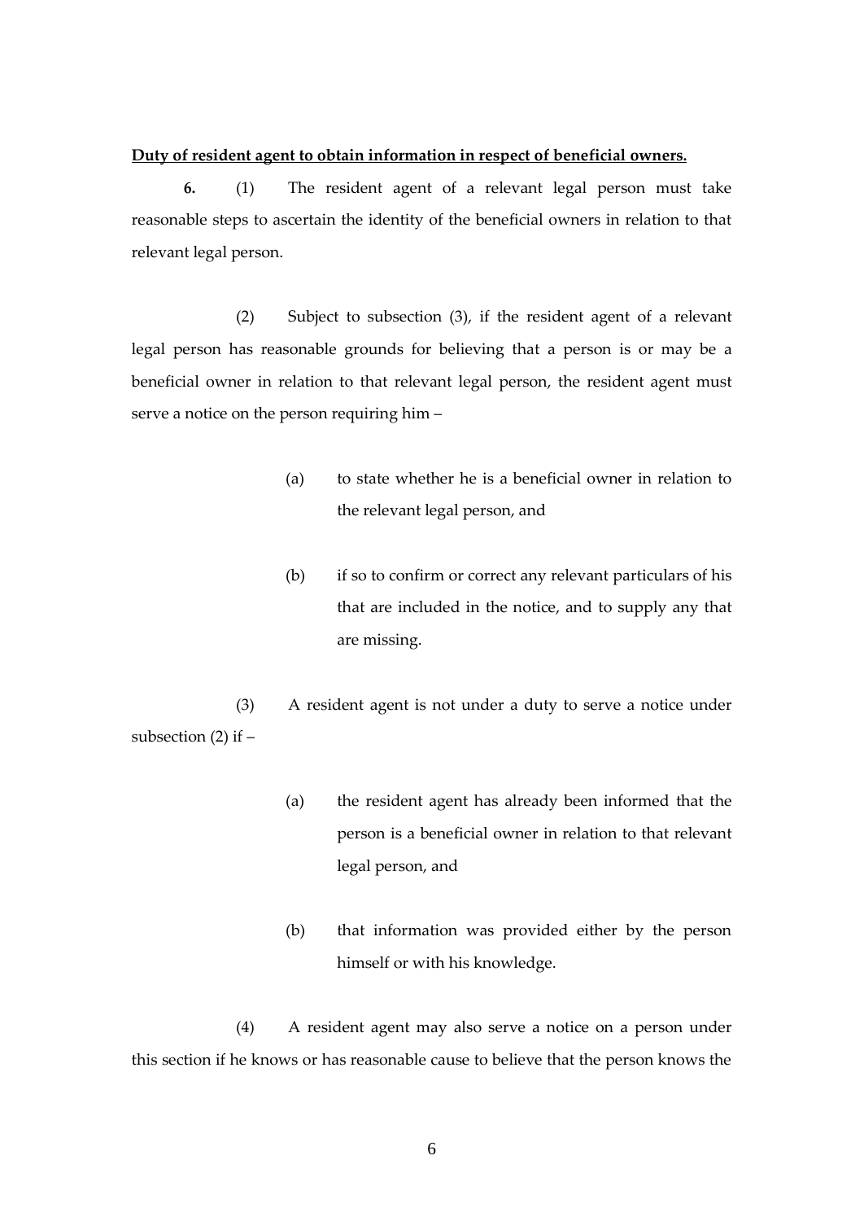**<u>Duty of resident agent to obtain information in respect of beneficial owners.</u>**

**6.** (1) The resident agent of a relevant legal person must take reasonable steps to ascertain the identity of the beneficial owners in relation to that relevant legal person.

(2) Subject to subsection (3), if the resident agent of a relevant legal person has reasonable grounds for believing that a person is or may be a beneficial owner in relation to that relevant legal person, the resident agent must serve a notice on the person requiring him –

(a) to state whether he is a beneficial owner in relation to the relevant legal person, and

(b) if so to confirm or correct any relevant particulars of his that are included in the notice, and to supply any that are missing.

(3) A resident agent is not under a duty to serve a notice under subsection (2) if –

(a) the resident agent has already been informed that the person is a beneficial owner in relation to that relevant legal person, and

(b) that information was provided either by the person himself or with his knowledge.

(4) A resident agent may also serve a notice on a person under this section if he knows or has reasonable cause to believe that the person knows the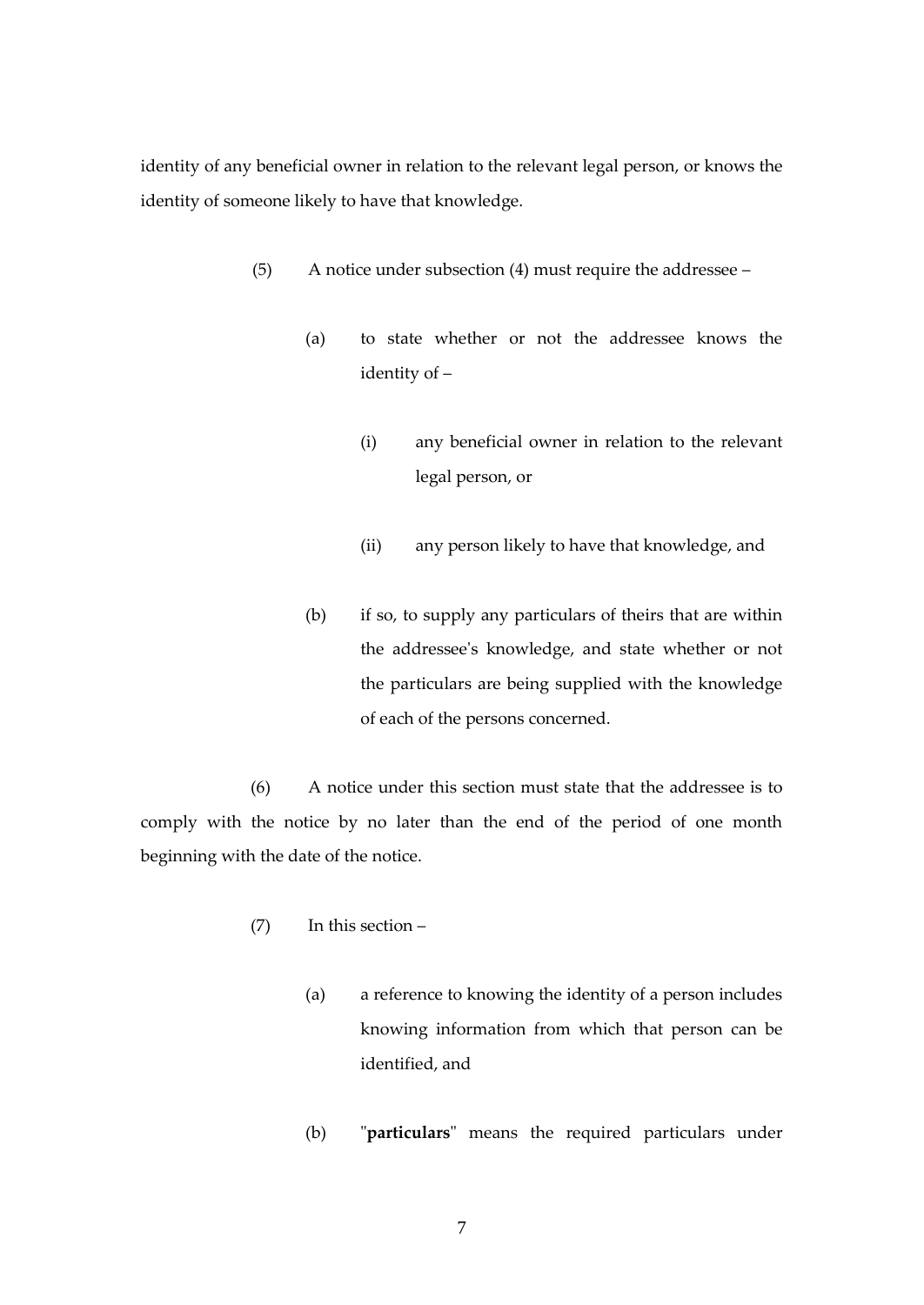identity of any beneficial owner in relation to the relevant legal person, or knows the identity of someone likely to have that knowledge.

(5) A notice under subsection (4) must require the addressee –

(a) to state whether or not the addressee knows the identity of –

(i) any beneficial owner in relation to the relevant legal person, or

(ii) any person likely to have that knowledge, and

(b) if so, to supply any particulars of theirs that are within the addressee's knowledge, and state whether or not the particulars are being supplied with the knowledge of each of the persons concerned.

(6) A notice under this section must state that the addressee is to comply with the notice by no later than the end of the period of one month beginning with the date of the notice.

(7) In this section –

(a) a reference to knowing the identity of a person includes knowing information from which that person can be identified, and

(b) "**particulars**" means the required particulars under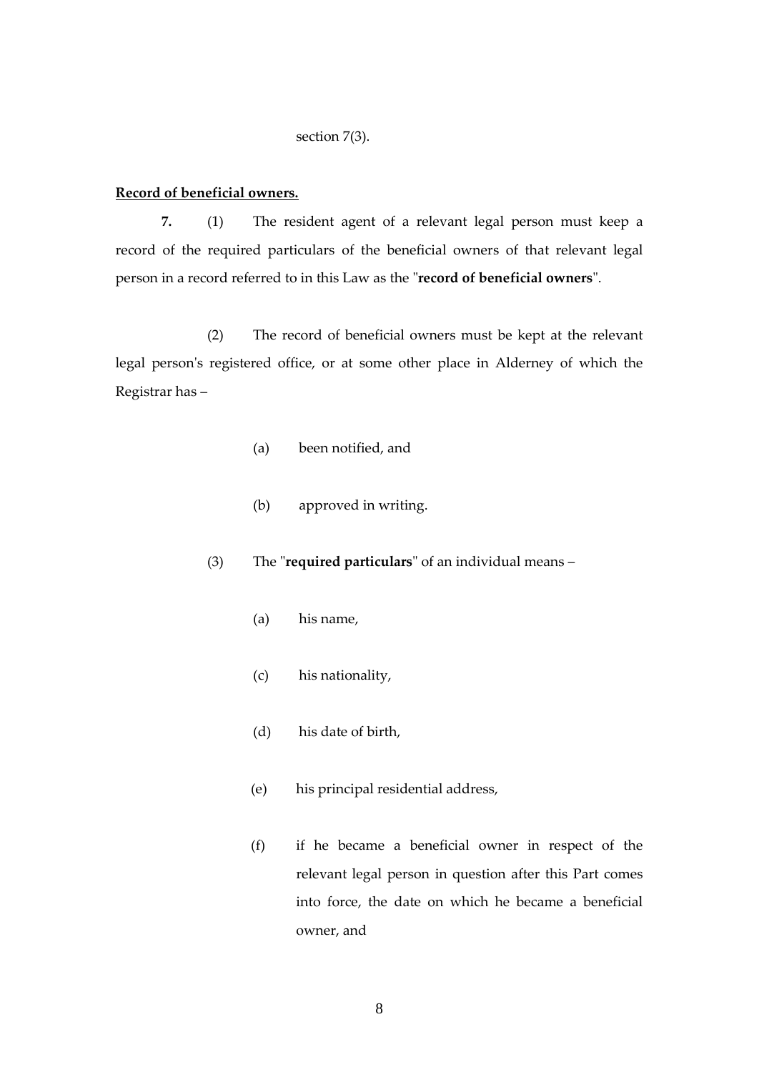section 7(3).

**Record of beneficial owners.**

**7.** (1) The resident agent of a relevant legal person must keep a record of the required particulars of the beneficial owners of that relevant legal person in a record referred to in this Law as the "**record of beneficial owners**".

(2) The record of beneficial owners must be kept at the relevant legal person's registered office, or at some other place in Alderney of which the Registrar has –

(a) been notified, and

(b) approved in writing.

(3) The "**required particulars**" of an individual means –

(a) his name,

(c) his nationality,

(d) his date of birth,

(e) his principal residential address,

(f) if he became a beneficial owner in respect of the relevant legal person in question after this Part comes into force, the date on which he became a beneficial owner, and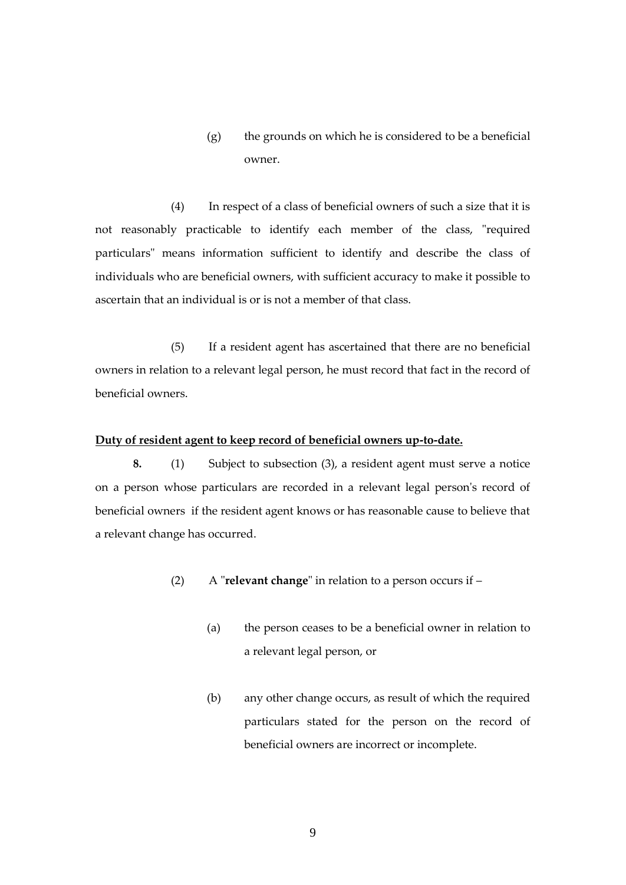(g) the grounds on which he is considered to be a beneficial owner.

(4) In respect of a class of beneficial owners of such a size that it is not reasonably practicable to identify each member of the class, "required particulars" means information sufficient to identify and describe the class of individuals who are beneficial owners, with sufficient accuracy to make it possible to ascertain that an individual is or is not a member of that class.

(5) If a resident agent has ascertained that there are no beneficial owners in relation to a relevant legal person, he must record that fact in the record of beneficial owners.

**Duty of resident agent to keep record of beneficial owners up-to-date.**

**8.** (1) Subject to subsection (3), a resident agent must serve a notice on a person whose particulars are recorded in a relevant legal person's record of beneficial owners if the resident agent knows or has reasonable cause to believe that a relevant change has occurred.

(2) A "**relevant change**" in relation to a person occurs if –

(a) the person ceases to be a beneficial owner in relation to a relevant legal person, or

(b) any other change occurs, as result of which the required particulars stated for the person on the record of beneficial owners are incorrect or incomplete.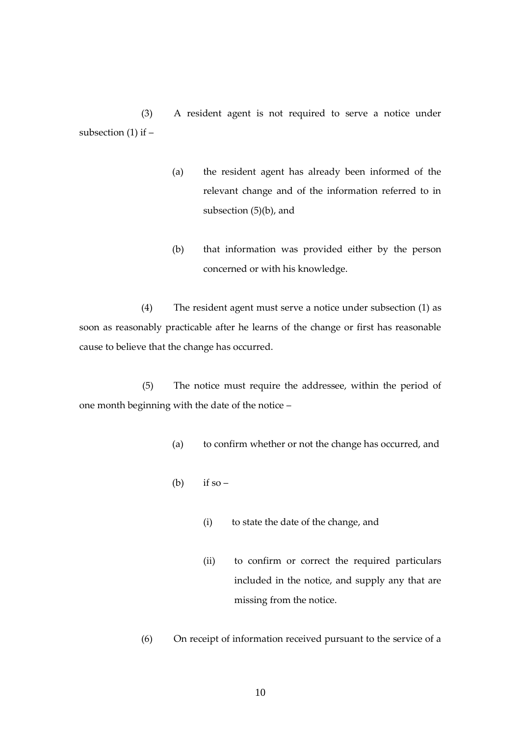(3) A resident agent is not required to serve a notice under subsection (1) if –

> (a) the resident agent has already been informed of the relevant change and of the information referred to in subsection (5)(b), and
>
> (b) that information was provided either by the person concerned or with his knowledge.

(4) The resident agent must serve a notice under subsection (1) as soon as reasonably practicable after he learns of the change or first has reasonable cause to believe that the change has occurred.

(5) The notice must require the addressee, within the period of one month beginning with the date of the notice –

> (a) to confirm whether or not the change has occurred, and
>
> (b) if so –
>
> > (i) to state the date of the change, and
> >
> > (ii) to confirm or correct the required particulars included in the notice, and supply any that are missing from the notice.

(6) On receipt of information received pursuant to the service of a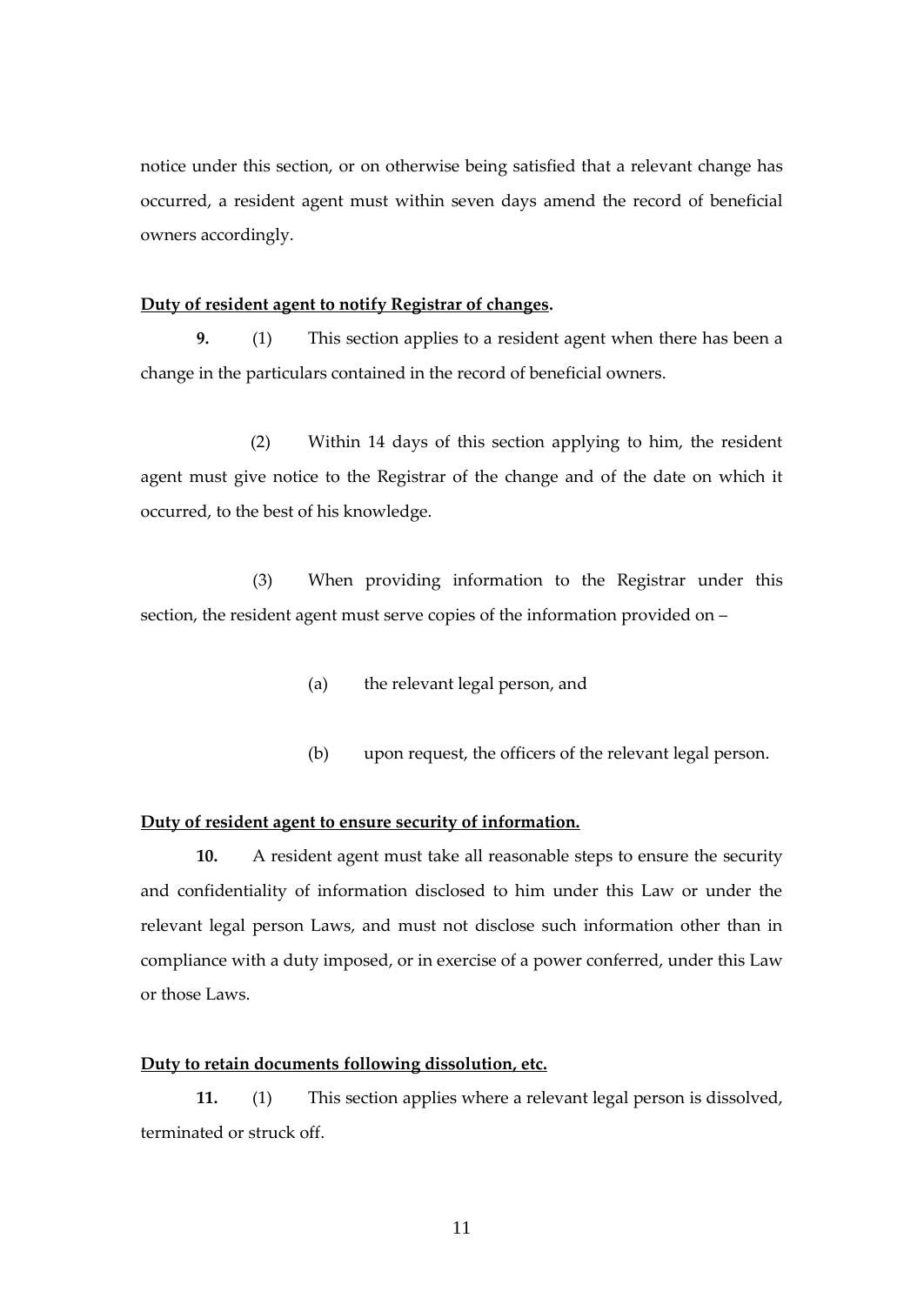notice under this section, or on otherwise being satisfied that a relevant change has occurred, a resident agent must within seven days amend the record of beneficial owners accordingly.

**Duty of resident agent to notify Registrar of changes.**

**9.** (1) This section applies to a resident agent when there has been a change in the particulars contained in the record of beneficial owners.

(2) Within 14 days of this section applying to him, the resident agent must give notice to the Registrar of the change and of the date on which it occurred, to the best of his knowledge.

(3) When providing information to the Registrar under this section, the resident agent must serve copies of the information provided on –

(a) the relevant legal person, and

(b) upon request, the officers of the relevant legal person.

**Duty of resident agent to ensure security of information.**

**10.** A resident agent must take all reasonable steps to ensure the security and confidentiality of information disclosed to him under this Law or under the relevant legal person Laws, and must not disclose such information other than in compliance with a duty imposed, or in exercise of a power conferred, under this Law or those Laws.

**Duty to retain documents following dissolution, etc.**

**11.** (1) This section applies where a relevant legal person is dissolved, terminated or struck off.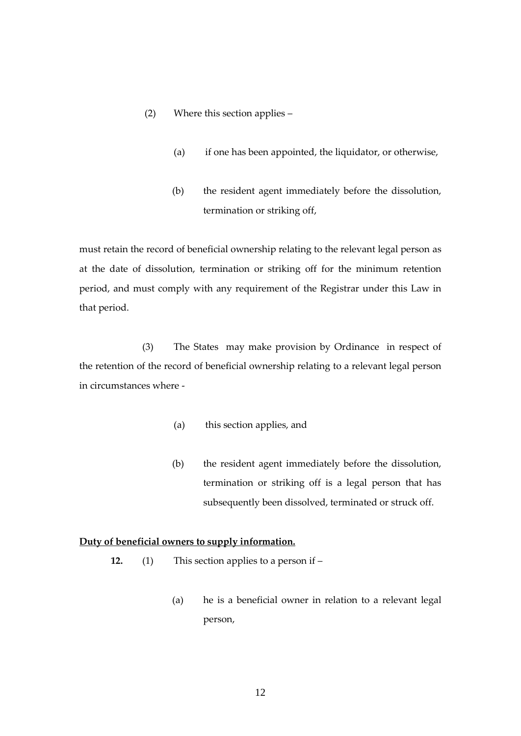(2) Where this section applies –

(a) if one has been appointed, the liquidator, or otherwise,

(b) the resident agent immediately before the dissolution, termination or striking off,

must retain the record of beneficial ownership relating to the relevant legal person as at the date of dissolution, termination or striking off for the minimum retention period, and must comply with any requirement of the Registrar under this Law in that period.

(3) The States may make provision by Ordinance in respect of the retention of the record of beneficial ownership relating to a relevant legal person in circumstances where -

(a) this section applies, and

(b) the resident agent immediately before the dissolution, termination or striking off is a legal person that has subsequently been dissolved, terminated or struck off.

**Duty of beneficial owners to supply information.**

**12.** (1) This section applies to a person if –

(a) he is a beneficial owner in relation to a relevant legal person,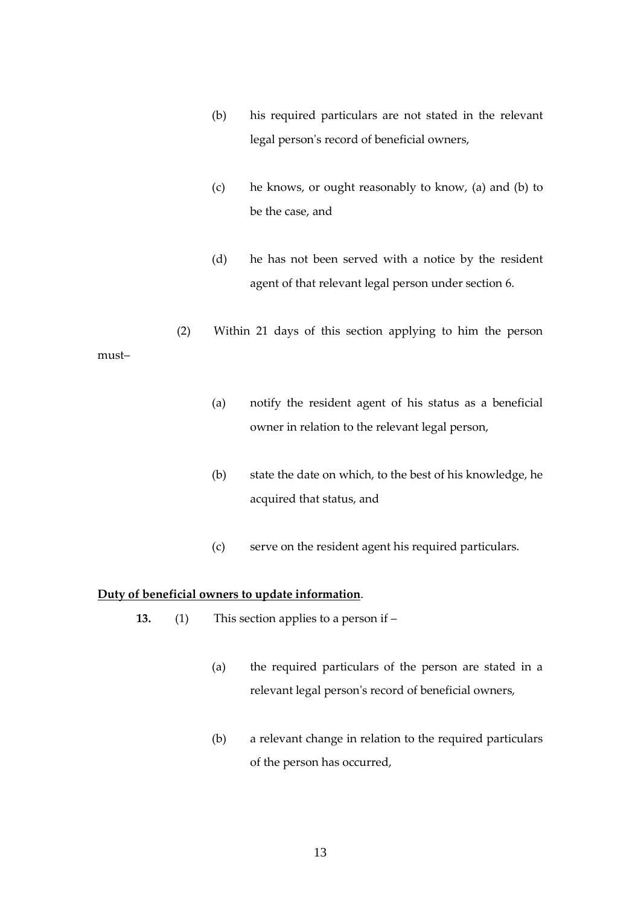(b) his required particulars are not stated in the relevant legal person's record of beneficial owners,

(c) he knows, or ought reasonably to know, (a) and (b) to be the case, and

(d) he has not been served with a notice by the resident agent of that relevant legal person under section 6.

(2) Within 21 days of this section applying to him the person must–

(a) notify the resident agent of his status as a beneficial owner in relation to the relevant legal person,

(b) state the date on which, to the best of his knowledge, he acquired that status, and

(c) serve on the resident agent his required particulars.

**Duty of beneficial owners to update information**.

**13.** (1) This section applies to a person if –

(a) the required particulars of the person are stated in a relevant legal person's record of beneficial owners,

(b) a relevant change in relation to the required particulars of the person has occurred,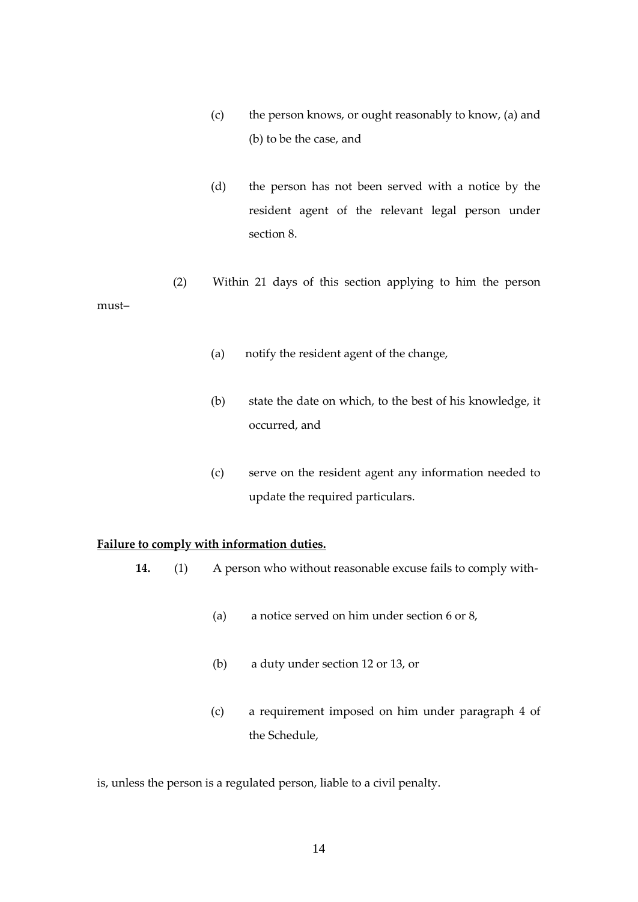(c) the person knows, or ought reasonably to know, (a) and (b) to be the case, and

(d) the person has not been served with a notice by the resident agent of the relevant legal person under section 8.

(2) Within 21 days of this section applying to him the person must–

(a) notify the resident agent of the change,

(b) state the date on which, to the best of his knowledge, it occurred, and

(c) serve on the resident agent any information needed to update the required particulars.

**<u>Failure to comply with information duties.</u>**

**14.** (1) A person who without reasonable excuse fails to comply with-

(a) a notice served on him under section 6 or 8,

(b) a duty under section 12 or 13, or

(c) a requirement imposed on him under paragraph 4 of the Schedule,

is, unless the person is a regulated person, liable to a civil penalty.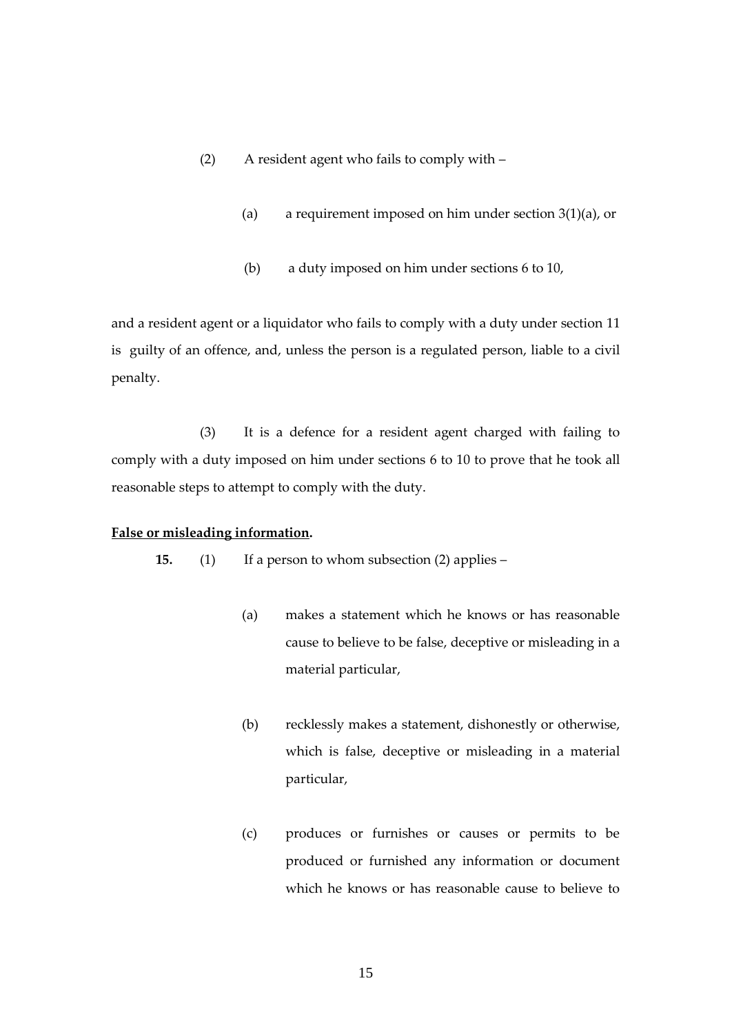(2) A resident agent who fails to comply with –

(a) a requirement imposed on him under section 3(1)(a), or

(b) a duty imposed on him under sections 6 to 10,

and a resident agent or a liquidator who fails to comply with a duty under section 11 is guilty of an offence, and, unless the person is a regulated person, liable to a civil penalty.

(3) It is a defence for a resident agent charged with failing to comply with a duty imposed on him under sections 6 to 10 to prove that he took all reasonable steps to attempt to comply with the duty.

**False or misleading information.**

**15.** (1) If a person to whom subsection (2) applies –

(a) makes a statement which he knows or has reasonable cause to believe to be false, deceptive or misleading in a material particular,

(b) recklessly makes a statement, dishonestly or otherwise, which is false, deceptive or misleading in a material particular,

(c) produces or furnishes or causes or permits to be produced or furnished any information or document which he knows or has reasonable cause to believe to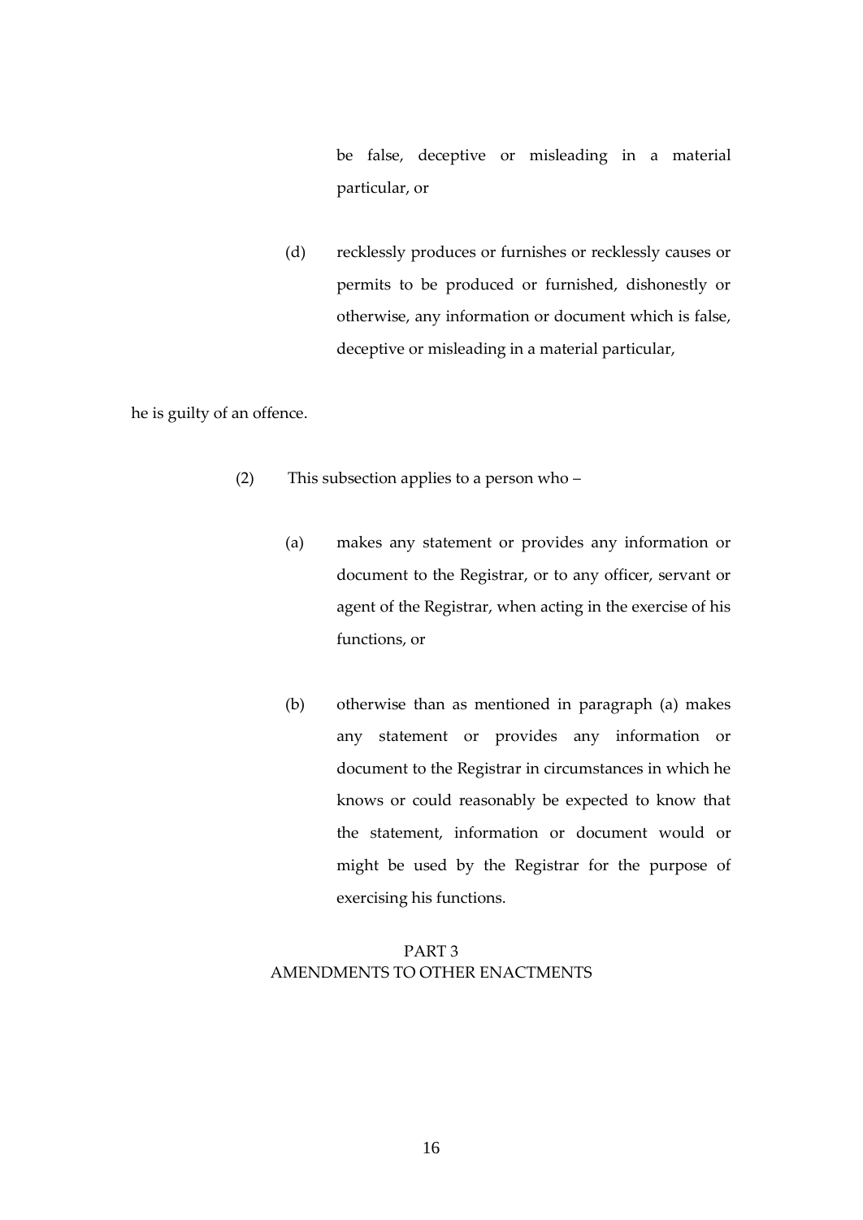be false, deceptive or misleading in a material particular, or

(d) recklessly produces or furnishes or recklessly causes or permits to be produced or furnished, dishonestly or otherwise, any information or document which is false, deceptive or misleading in a material particular,

he is guilty of an offence.

(2) This subsection applies to a person who –

(a) makes any statement or provides any information or document to the Registrar, or to any officer, servant or agent of the Registrar, when acting in the exercise of his functions, or

(b) otherwise than as mentioned in paragraph (a) makes any statement or provides any information or document to the Registrar in circumstances in which he knows or could reasonably be expected to know that the statement, information or document would or might be used by the Registrar for the purpose of exercising his functions.

## PART 3
## AMENDMENTS TO OTHER ENACTMENTS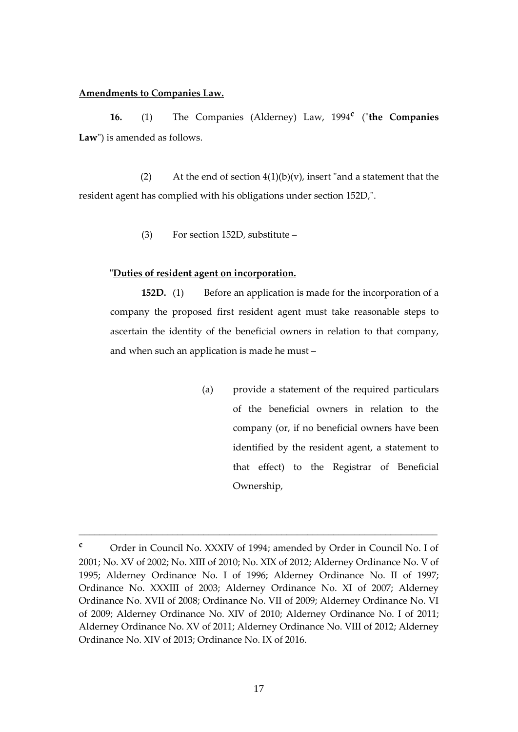**Amendments to Companies Law.**

**16.** (1) The Companies (Alderney) Law, 1994[c] ("**the Companies Law**") is amended as follows.

(2) At the end of section 4(1)(b)(v), insert "and a statement that the resident agent has complied with his obligations under section 152D,".

(3) For section 152D, substitute –

"**Duties of resident agent on incorporation.**

**152D.** (1) Before an application is made for the incorporation of a company the proposed first resident agent must take reasonable steps to ascertain the identity of the beneficial owners in relation to that company, and when such an application is made he must –

(a) provide a statement of the required particulars of the beneficial owners in relation to the company (or, if no beneficial owners have been identified by the resident agent, a statement to that effect) to the Registrar of Beneficial Ownership,

---

[c] Order in Council No. XXXIV of 1994; amended by Order in Council No. I of 2001; No. XV of 2002; No. XIII of 2010; No. XIX of 2012; Alderney Ordinance No. V of 1995; Alderney Ordinance No. I of 1996; Alderney Ordinance No. II of 1997; Ordinance No. XXXIII of 2003; Alderney Ordinance No. XI of 2007; Alderney Ordinance No. XVII of 2008; Ordinance No. VII of 2009; Alderney Ordinance No. VI of 2009; Alderney Ordinance No. XIV of 2010; Alderney Ordinance No. I of 2011; Alderney Ordinance No. XV of 2011; Alderney Ordinance No. VIII of 2012; Alderney Ordinance No. XIV of 2013; Ordinance No. IX of 2016.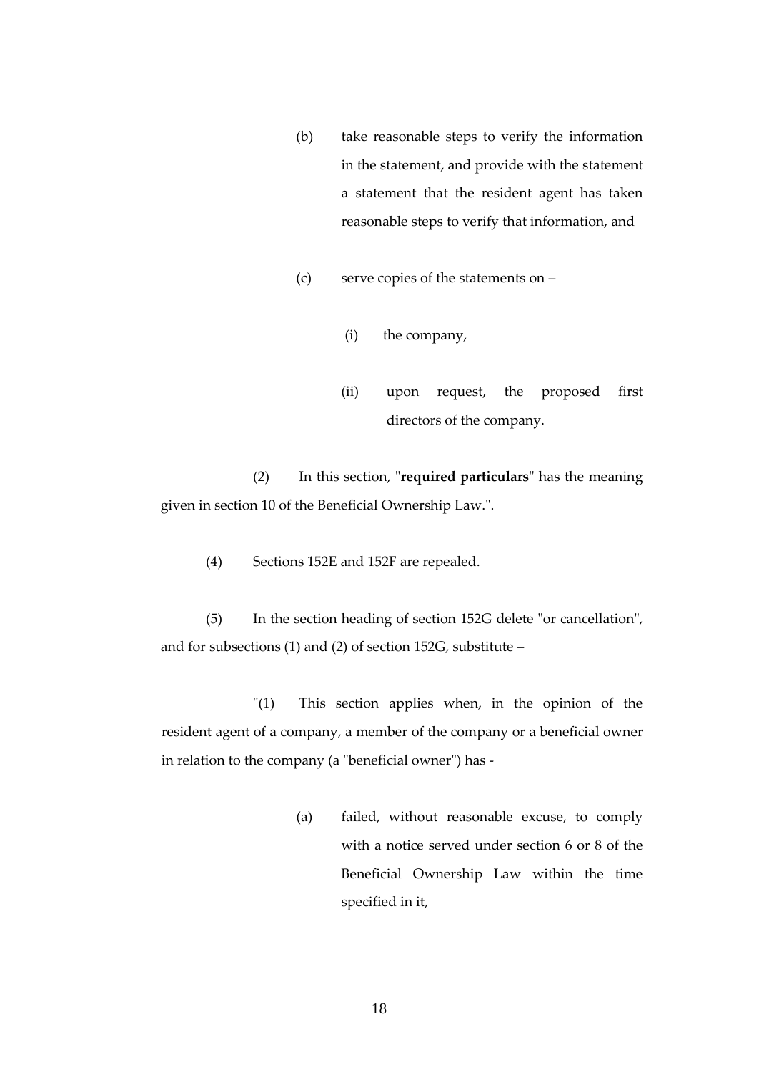(b) take reasonable steps to verify the information in the statement, and provide with the statement a statement that the resident agent has taken reasonable steps to verify that information, and

(c) serve copies of the statements on –

(i) the company,

(ii) upon request, the proposed first directors of the company.

(2) In this section, "**required particulars**" has the meaning given in section 10 of the Beneficial Ownership Law.".

(4) Sections 152E and 152F are repealed.

(5) In the section heading of section 152G delete "or cancellation", and for subsections (1) and (2) of section 152G, substitute –

"(1) This section applies when, in the opinion of the resident agent of a company, a member of the company or a beneficial owner in relation to the company (a "beneficial owner") has -

(a) failed, without reasonable excuse, to comply with a notice served under section 6 or 8 of the Beneficial Ownership Law within the time specified in it,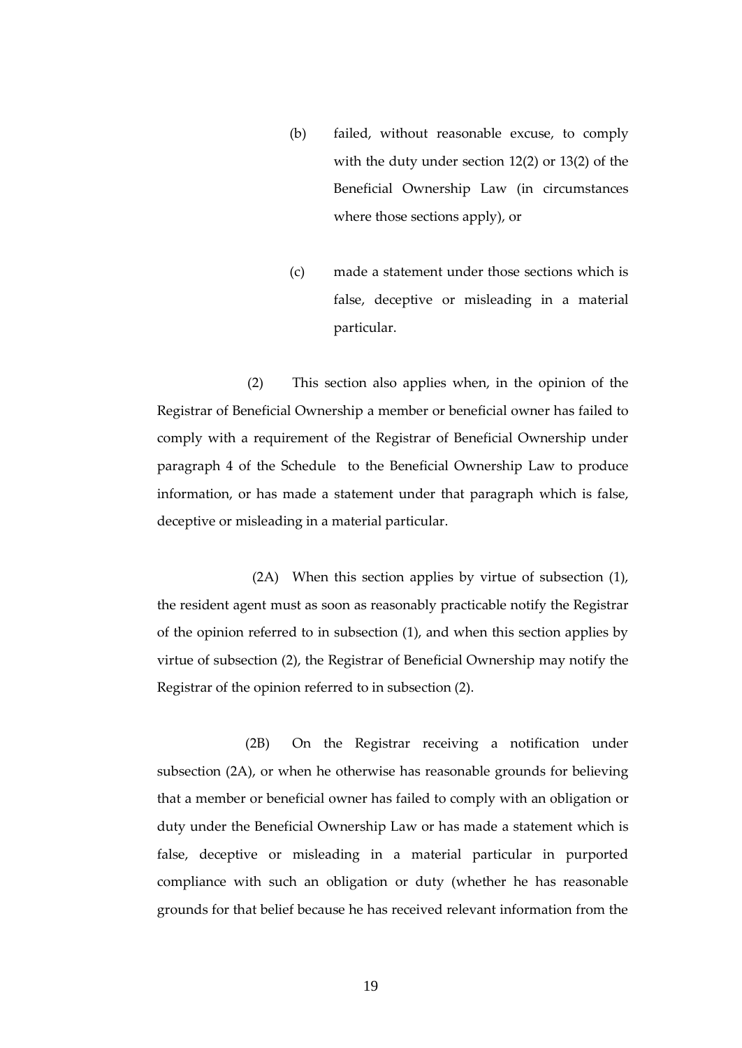(b) failed, without reasonable excuse, to comply with the duty under section 12(2) or 13(2) of the Beneficial Ownership Law (in circumstances where those sections apply), or

(c) made a statement under those sections which is false, deceptive or misleading in a material particular.

(2) This section also applies when, in the opinion of the Registrar of Beneficial Ownership a member or beneficial owner has failed to comply with a requirement of the Registrar of Beneficial Ownership under paragraph 4 of the Schedule to the Beneficial Ownership Law to produce information, or has made a statement under that paragraph which is false, deceptive or misleading in a material particular.

(2A) When this section applies by virtue of subsection (1), the resident agent must as soon as reasonably practicable notify the Registrar of the opinion referred to in subsection (1), and when this section applies by virtue of subsection (2), the Registrar of Beneficial Ownership may notify the Registrar of the opinion referred to in subsection (2).

(2B) On the Registrar receiving a notification under subsection (2A), or when he otherwise has reasonable grounds for believing that a member or beneficial owner has failed to comply with an obligation or duty under the Beneficial Ownership Law or has made a statement which is false, deceptive or misleading in a material particular in purported compliance with such an obligation or duty (whether he has reasonable grounds for that belief because he has received relevant information from the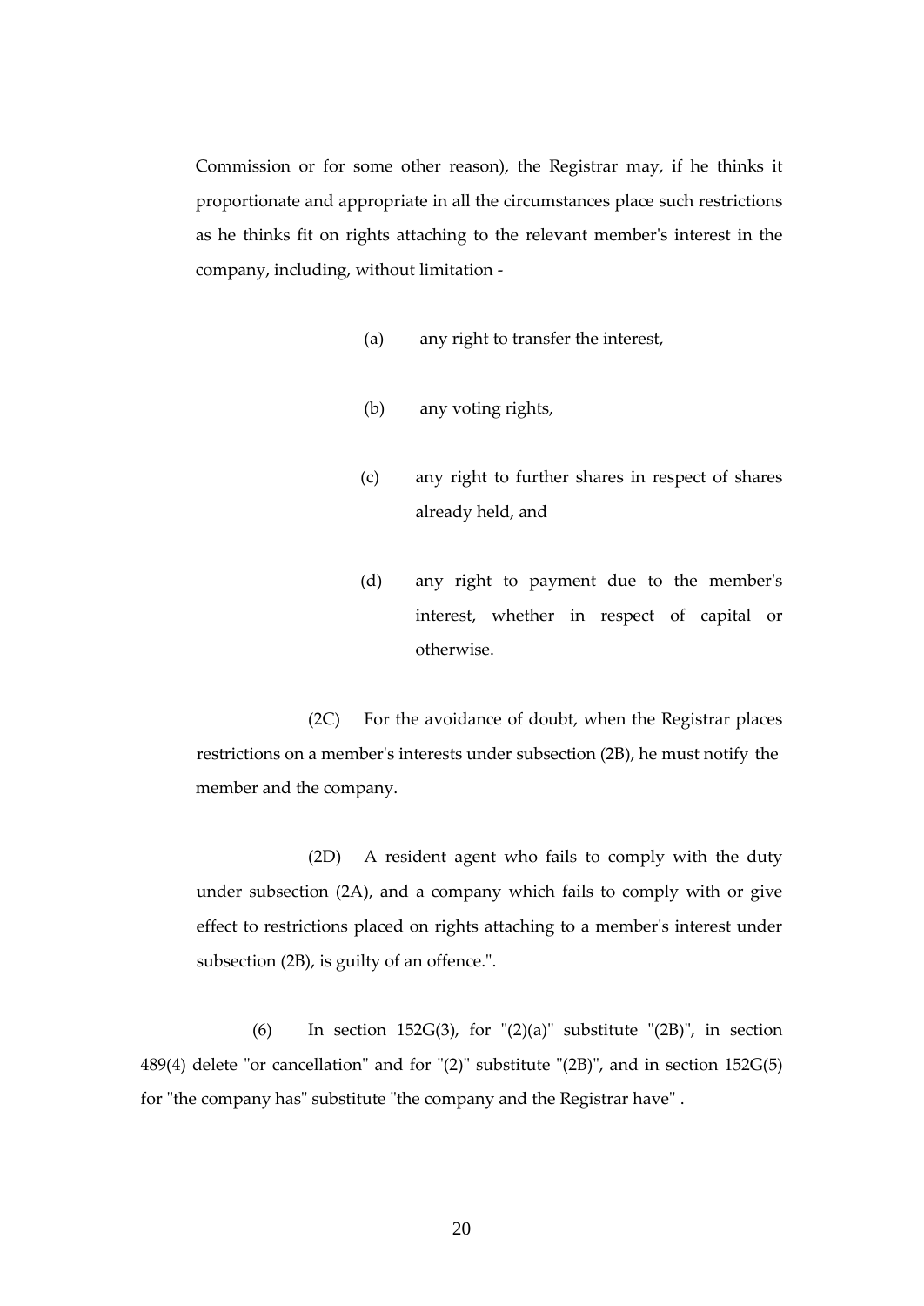Commission or for some other reason), the Registrar may, if he thinks it proportionate and appropriate in all the circumstances place such restrictions as he thinks fit on rights attaching to the relevant member's interest in the company, including, without limitation -

(a) any right to transfer the interest,

(b) any voting rights,

(c) any right to further shares in respect of shares already held, and

(d) any right to payment due to the member's interest, whether in respect of capital or otherwise.

(2C) For the avoidance of doubt, when the Registrar places restrictions on a member's interests under subsection (2B), he must notify the member and the company.

(2D) A resident agent who fails to comply with the duty under subsection (2A), and a company which fails to comply with or give effect to restrictions placed on rights attaching to a member's interest under subsection (2B), is guilty of an offence.".

(6) In section 152G(3), for "(2)(a)" substitute "(2B)", in section 489(4) delete "or cancellation" and for "(2)" substitute "(2B)", and in section 152G(5) for "the company has" substitute "the company and the Registrar have" .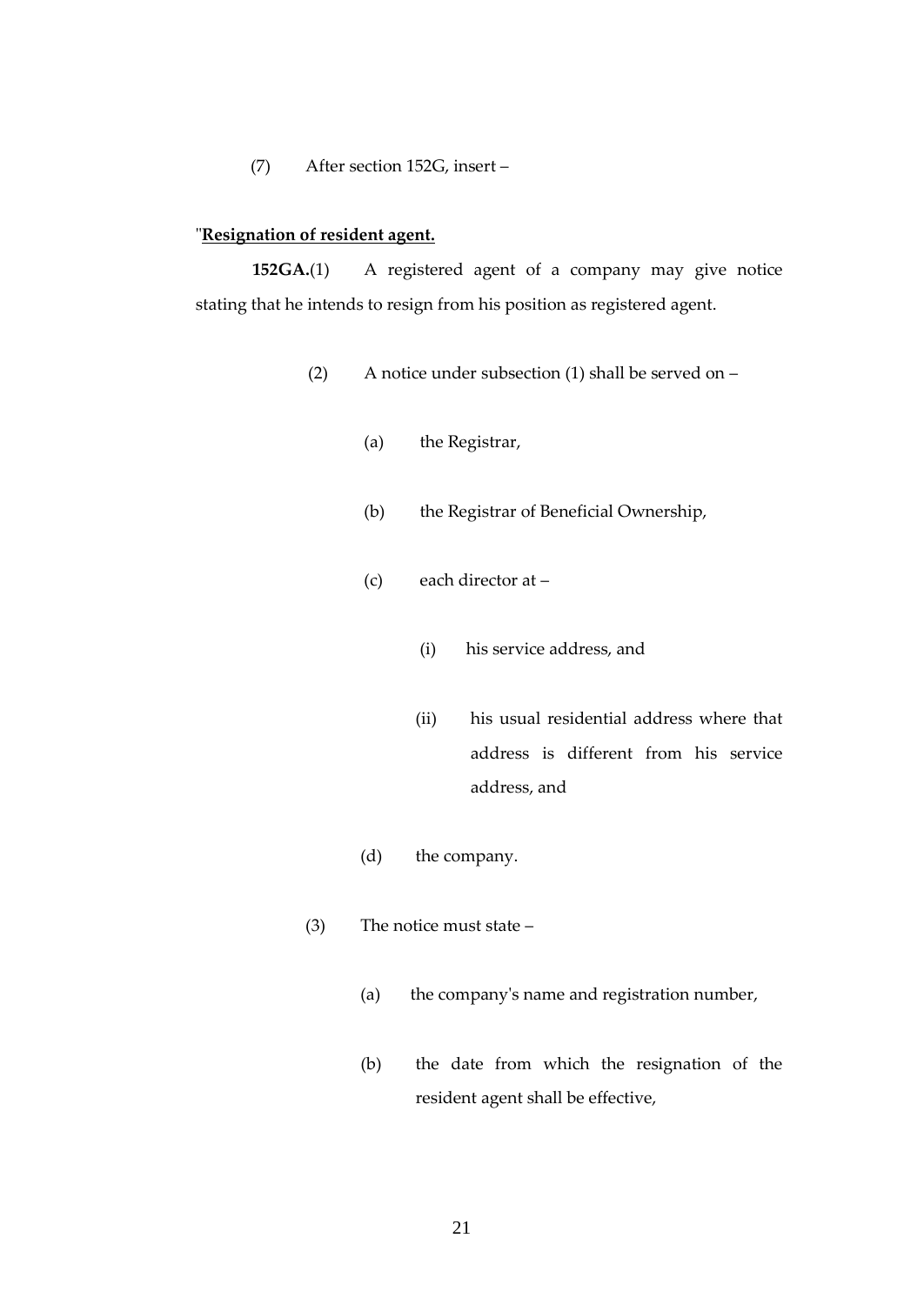(7) After section 152G, insert –

"**<u>Resignation of resident agent.</u>**

**152GA.**(1) A registered agent of a company may give notice stating that he intends to resign from his position as registered agent.

(2) A notice under subsection (1) shall be served on –

(a) the Registrar,

(b) the Registrar of Beneficial Ownership,

(c) each director at –

(i) his service address, and

(ii) his usual residential address where that address is different from his service address, and

(d) the company.

(3) The notice must state –

(a) the company's name and registration number,

(b) the date from which the resignation of the resident agent shall be effective,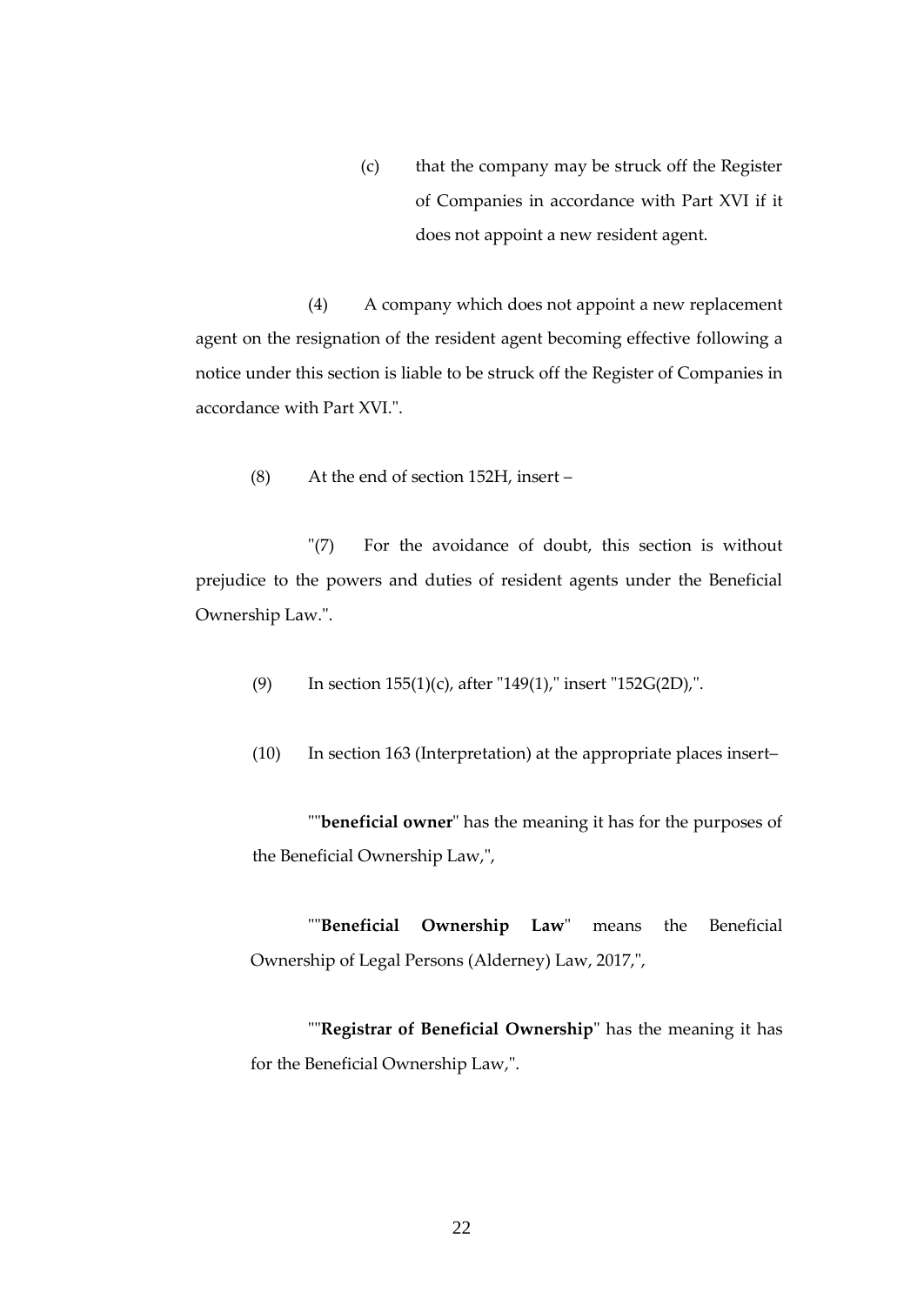(c) that the company may be struck off the Register of Companies in accordance with Part XVI if it does not appoint a new resident agent.

(4) A company which does not appoint a new replacement agent on the resignation of the resident agent becoming effective following a notice under this section is liable to be struck off the Register of Companies in accordance with Part XVI.".

(8) At the end of section 152H, insert –

"(7) For the avoidance of doubt, this section is without prejudice to the powers and duties of resident agents under the Beneficial Ownership Law.".

(9) In section 155(1)(c), after "149(1)," insert "152G(2D),".

(10) In section 163 (Interpretation) at the appropriate places insert–

""**beneficial owner**" has the meaning it has for the purposes of the Beneficial Ownership Law,",

""**Beneficial Ownership Law**" means the Beneficial Ownership of Legal Persons (Alderney) Law, 2017,",

""**Registrar of Beneficial Ownership**" has the meaning it has for the Beneficial Ownership Law,".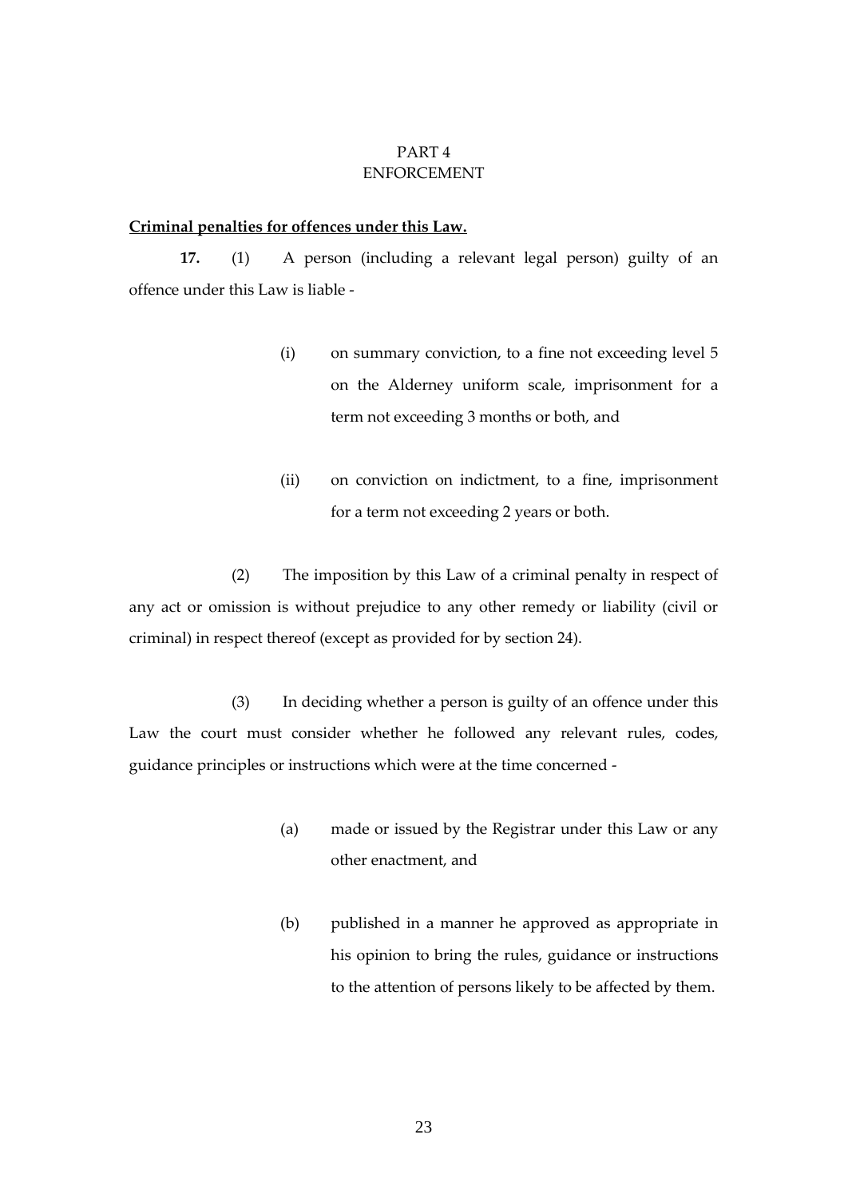# PART 4
# ENFORCEMENT

**Criminal penalties for offences under this Law.**

**17.** (1) A person (including a relevant legal person) guilty of an offence under this Law is liable -

(i) on summary conviction, to a fine not exceeding level 5 on the Alderney uniform scale, imprisonment for a term not exceeding 3 months or both, and

(ii) on conviction on indictment, to a fine, imprisonment for a term not exceeding 2 years or both.

(2) The imposition by this Law of a criminal penalty in respect of any act or omission is without prejudice to any other remedy or liability (civil or criminal) in respect thereof (except as provided for by section 24).

(3) In deciding whether a person is guilty of an offence under this Law the court must consider whether he followed any relevant rules, codes, guidance principles or instructions which were at the time concerned -

(a) made or issued by the Registrar under this Law or any other enactment, and

(b) published in a manner he approved as appropriate in his opinion to bring the rules, guidance or instructions to the attention of persons likely to be affected by them.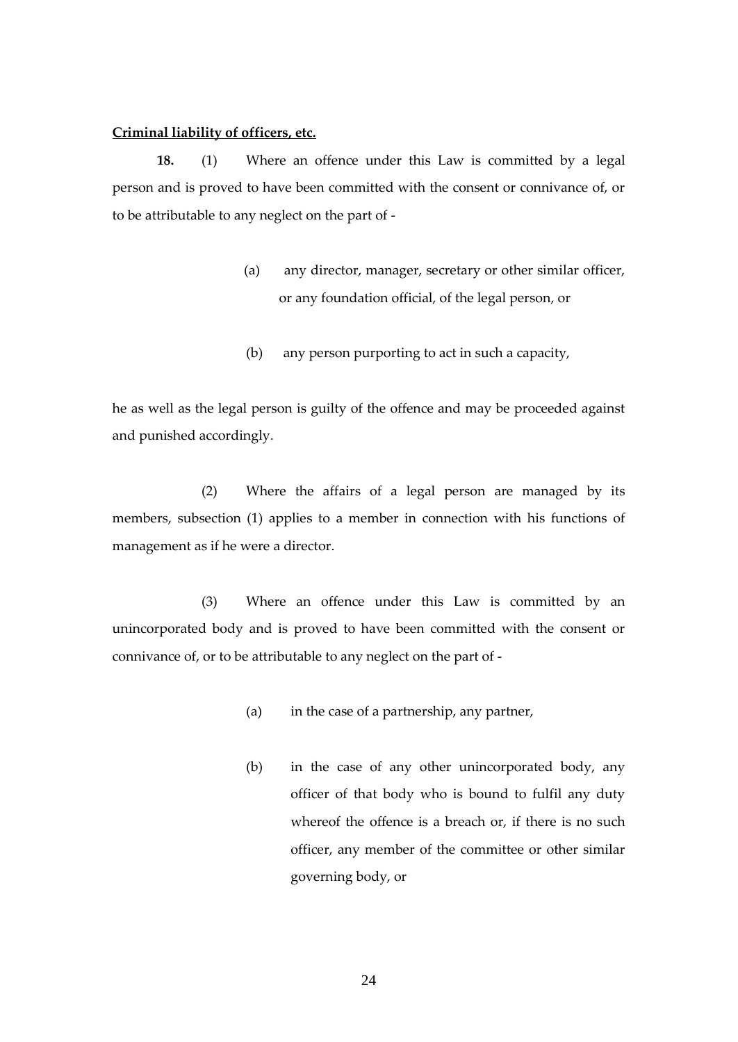**<u>Criminal liability of officers, etc.</u>**

**18.** (1) Where an offence under this Law is committed by a legal person and is proved to have been committed with the consent or connivance of, or to be attributable to any neglect on the part of -

(a) any director, manager, secretary or other similar officer, or any foundation official, of the legal person, or

(b) any person purporting to act in such a capacity,

he as well as the legal person is guilty of the offence and may be proceeded against and punished accordingly.

(2) Where the affairs of a legal person are managed by its members, subsection (1) applies to a member in connection with his functions of management as if he were a director.

(3) Where an offence under this Law is committed by an unincorporated body and is proved to have been committed with the consent or connivance of, or to be attributable to any neglect on the part of -

(a) in the case of a partnership, any partner,

(b) in the case of any other unincorporated body, any officer of that body who is bound to fulfil any duty whereof the offence is a breach or, if there is no such officer, any member of the committee or other similar governing body, or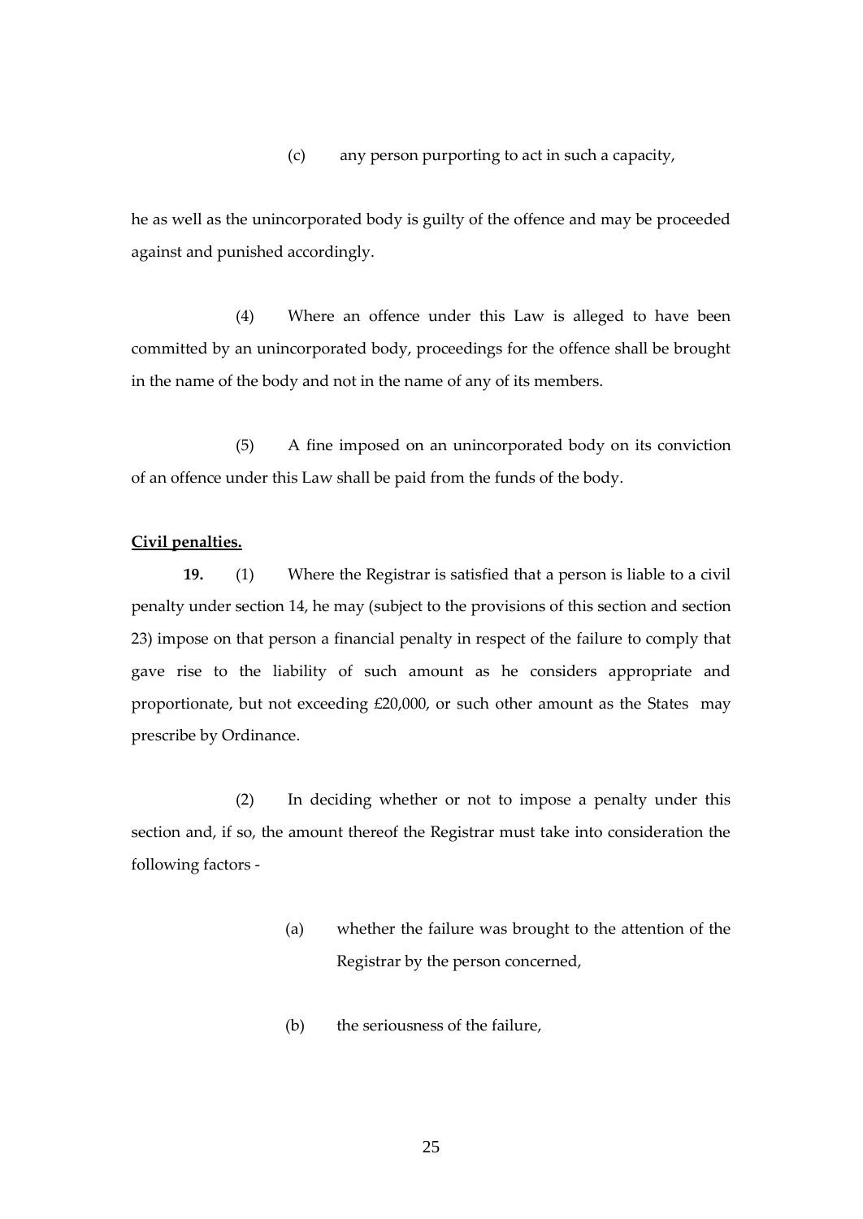(c) any person purporting to act in such a capacity,

he as well as the unincorporated body is guilty of the offence and may be proceeded against and punished accordingly.

(4) Where an offence under this Law is alleged to have been committed by an unincorporated body, proceedings for the offence shall be brought in the name of the body and not in the name of any of its members.

(5) A fine imposed on an unincorporated body on its conviction of an offence under this Law shall be paid from the funds of the body.

**Civil penalties.**

**19.** (1) Where the Registrar is satisfied that a person is liable to a civil penalty under section 14, he may (subject to the provisions of this section and section 23) impose on that person a financial penalty in respect of the failure to comply that gave rise to the liability of such amount as he considers appropriate and proportionate, but not exceeding £20,000, or such other amount as the States may prescribe by Ordinance.

(2) In deciding whether or not to impose a penalty under this section and, if so, the amount thereof the Registrar must take into consideration the following factors -

(a) whether the failure was brought to the attention of the Registrar by the person concerned,

(b) the seriousness of the failure,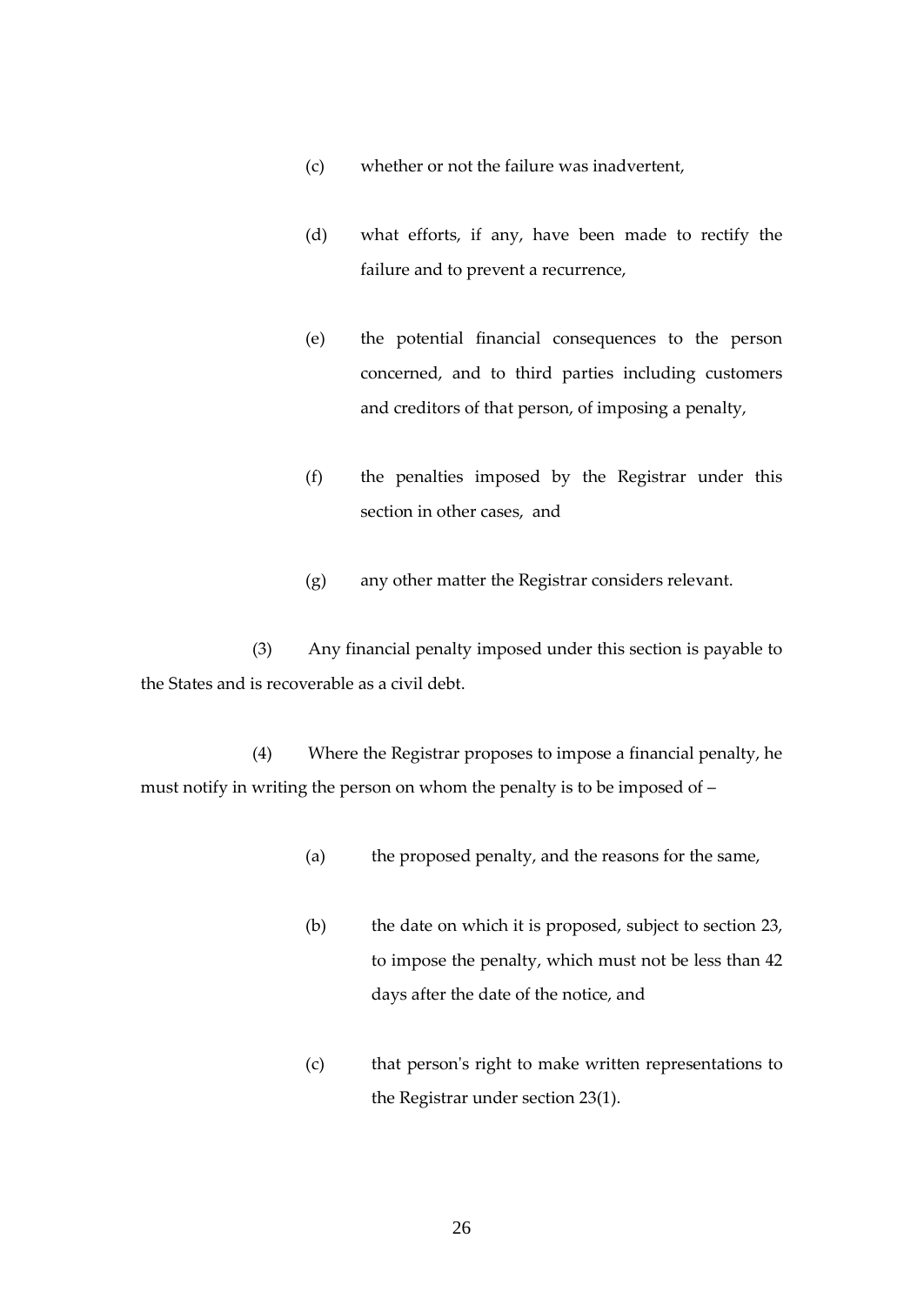(c) whether or not the failure was inadvertent,

(d) what efforts, if any, have been made to rectify the failure and to prevent a recurrence,

(e) the potential financial consequences to the person concerned, and to third parties including customers and creditors of that person, of imposing a penalty,

(f) the penalties imposed by the Registrar under this section in other cases, and

(g) any other matter the Registrar considers relevant.

(3) Any financial penalty imposed under this section is payable to the States and is recoverable as a civil debt.

(4) Where the Registrar proposes to impose a financial penalty, he must notify in writing the person on whom the penalty is to be imposed of –

(a) the proposed penalty, and the reasons for the same,

(b) the date on which it is proposed, subject to section 23, to impose the penalty, which must not be less than 42 days after the date of the notice, and

(c) that person's right to make written representations to the Registrar under section 23(1).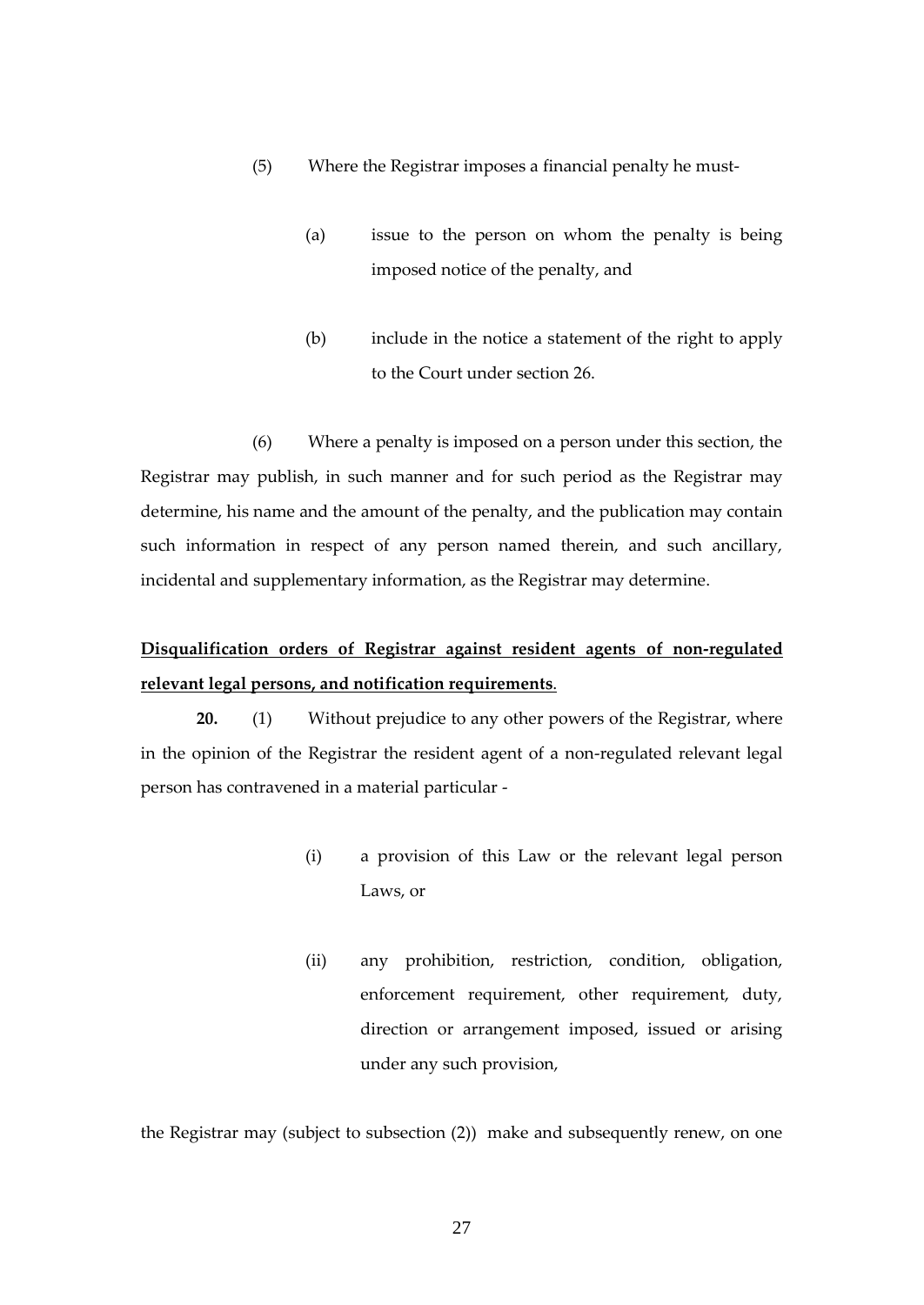(5) Where the Registrar imposes a financial penalty he must-

(a) issue to the person on whom the penalty is being imposed notice of the penalty, and

(b) include in the notice a statement of the right to apply to the Court under section 26.

(6) Where a penalty is imposed on a person under this section, the Registrar may publish, in such manner and for such period as the Registrar may determine, his name and the amount of the penalty, and the publication may contain such information in respect of any person named therein, and such ancillary, incidental and supplementary information, as the Registrar may determine.

**Disqualification orders of Registrar against resident agents of non-regulated relevant legal persons, and notification requirements**.

**20.** (1) Without prejudice to any other powers of the Registrar, where in the opinion of the Registrar the resident agent of a non-regulated relevant legal person has contravened in a material particular -

(i) a provision of this Law or the relevant legal person Laws, or

(ii) any prohibition, restriction, condition, obligation, enforcement requirement, other requirement, duty, direction or arrangement imposed, issued or arising under any such provision,

the Registrar may (subject to subsection (2)) make and subsequently renew, on one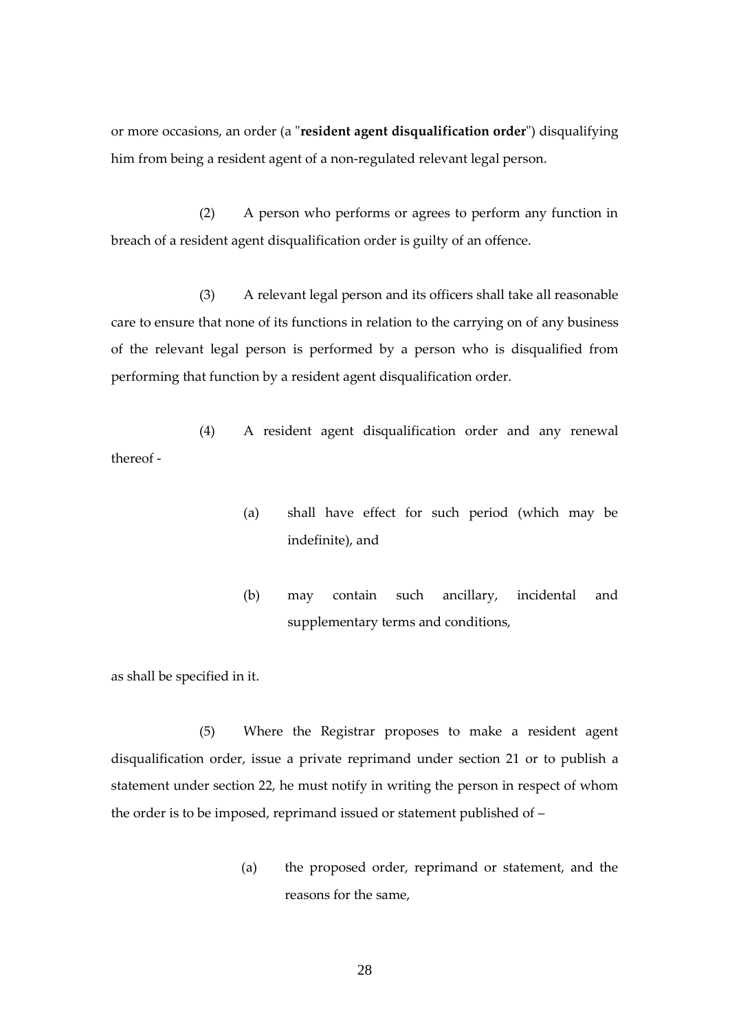or more occasions, an order (a "**resident agent disqualification order**") disqualifying him from being a resident agent of a non-regulated relevant legal person.

(2) A person who performs or agrees to perform any function in breach of a resident agent disqualification order is guilty of an offence.

(3) A relevant legal person and its officers shall take all reasonable care to ensure that none of its functions in relation to the carrying on of any business of the relevant legal person is performed by a person who is disqualified from performing that function by a resident agent disqualification order.

(4) A resident agent disqualification order and any renewal thereof -

(a) shall have effect for such period (which may be indefinite), and

(b) may contain such ancillary, incidental and supplementary terms and conditions,

as shall be specified in it.

(5) Where the Registrar proposes to make a resident agent disqualification order, issue a private reprimand under section 21 or to publish a statement under section 22, he must notify in writing the person in respect of whom the order is to be imposed, reprimand issued or statement published of –

(a) the proposed order, reprimand or statement, and the reasons for the same,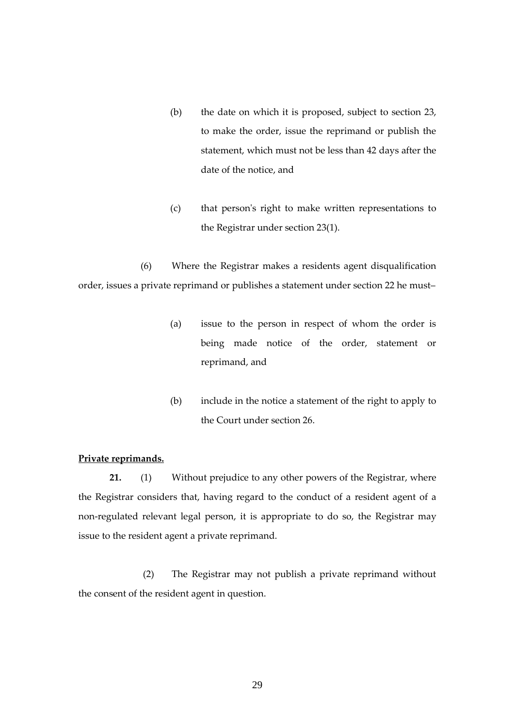(b) the date on which it is proposed, subject to section 23, to make the order, issue the reprimand or publish the statement, which must not be less than 42 days after the date of the notice, and

(c) that person's right to make written representations to the Registrar under section 23(1).

(6) Where the Registrar makes a residents agent disqualification order, issues a private reprimand or publishes a statement under section 22 he must–

(a) issue to the person in respect of whom the order is being made notice of the order, statement or reprimand, and

(b) include in the notice a statement of the right to apply to the Court under section 26.

**Private reprimands.**

**21.** (1) Without prejudice to any other powers of the Registrar, where the Registrar considers that, having regard to the conduct of a resident agent of a non-regulated relevant legal person, it is appropriate to do so, the Registrar may issue to the resident agent a private reprimand.

(2) The Registrar may not publish a private reprimand without the consent of the resident agent in question.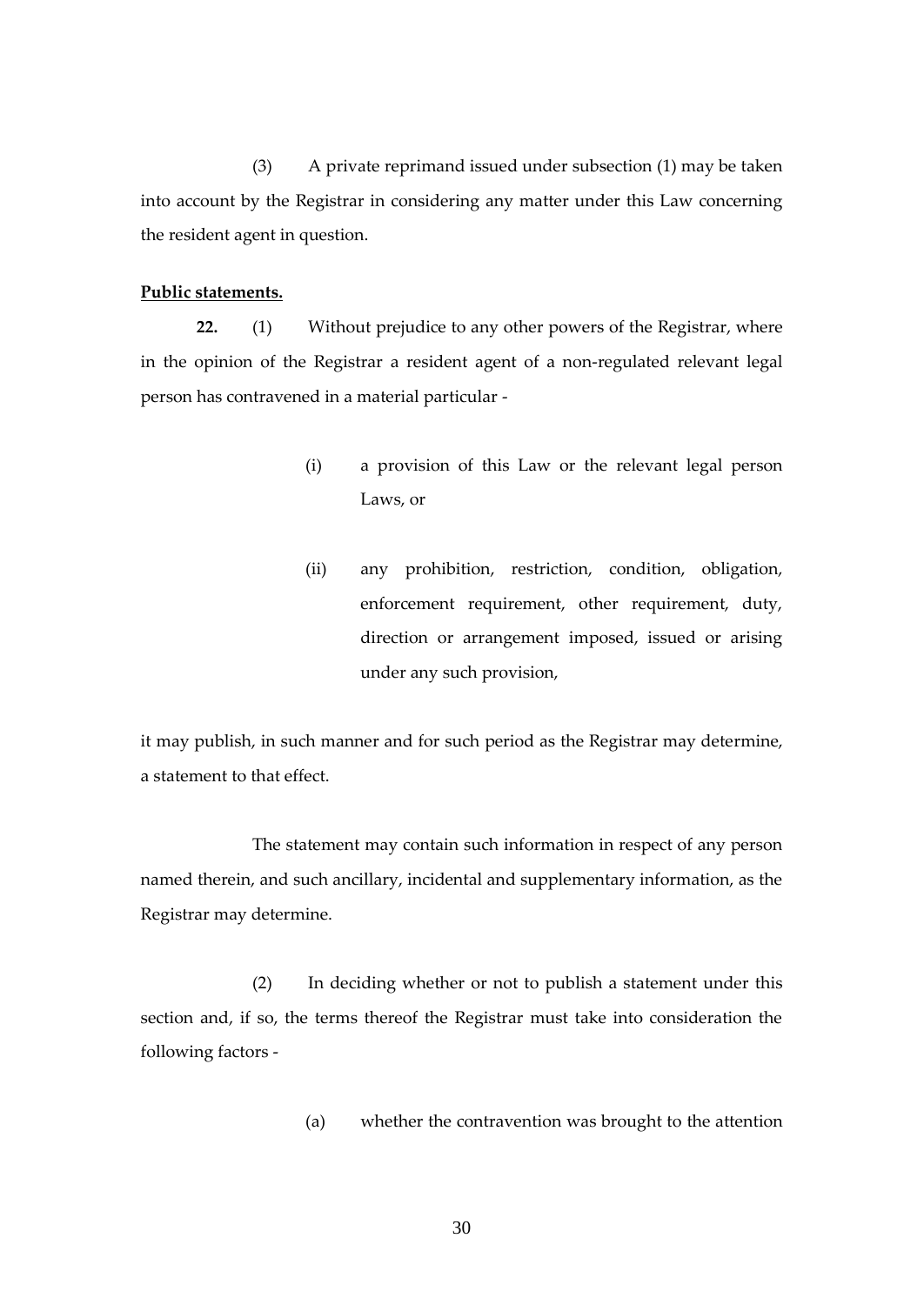(3) A private reprimand issued under subsection (1) may be taken into account by the Registrar in considering any matter under this Law concerning the resident agent in question.

**Public statements.**

**22.** (1) Without prejudice to any other powers of the Registrar, where in the opinion of the Registrar a resident agent of a non-regulated relevant legal person has contravened in a material particular -

(i) a provision of this Law or the relevant legal person Laws, or

(ii) any prohibition, restriction, condition, obligation, enforcement requirement, other requirement, duty, direction or arrangement imposed, issued or arising under any such provision,

it may publish, in such manner and for such period as the Registrar may determine, a statement to that effect.

The statement may contain such information in respect of any person named therein, and such ancillary, incidental and supplementary information, as the Registrar may determine.

(2) In deciding whether or not to publish a statement under this section and, if so, the terms thereof the Registrar must take into consideration the following factors -

(a) whether the contravention was brought to the attention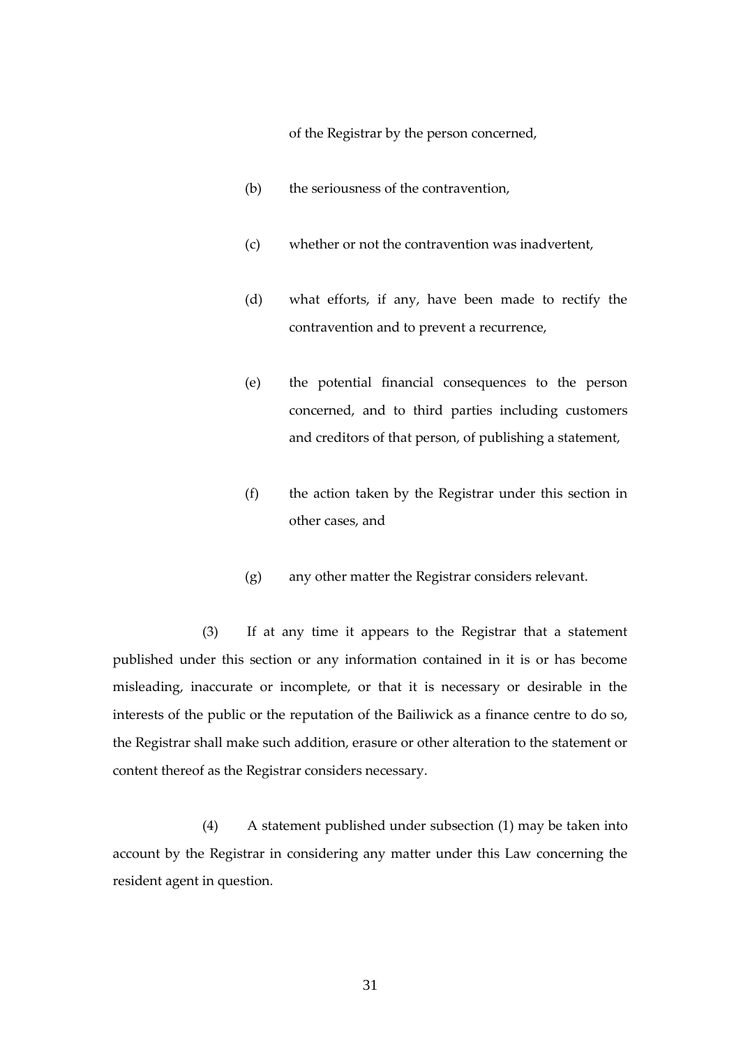of the Registrar by the person concerned,

(b) the seriousness of the contravention,

(c) whether or not the contravention was inadvertent,

(d) what efforts, if any, have been made to rectify the contravention and to prevent a recurrence,

(e) the potential financial consequences to the person concerned, and to third parties including customers and creditors of that person, of publishing a statement,

(f) the action taken by the Registrar under this section in other cases, and

(g) any other matter the Registrar considers relevant.

(3) If at any time it appears to the Registrar that a statement published under this section or any information contained in it is or has become misleading, inaccurate or incomplete, or that it is necessary or desirable in the interests of the public or the reputation of the Bailiwick as a finance centre to do so, the Registrar shall make such addition, erasure or other alteration to the statement or content thereof as the Registrar considers necessary.

(4) A statement published under subsection (1) may be taken into account by the Registrar in considering any matter under this Law concerning the resident agent in question.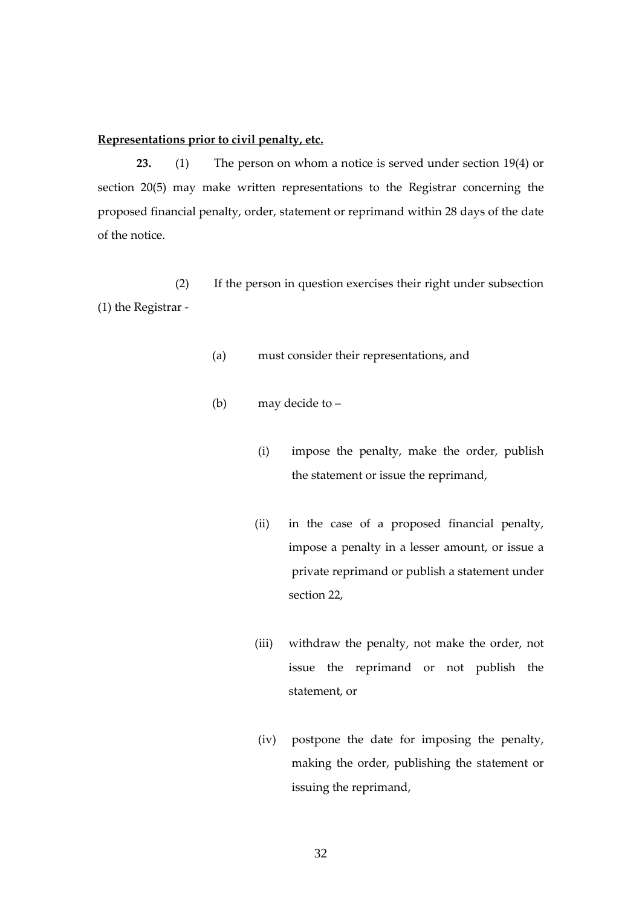**Representations prior to civil penalty, etc.**

**23.** (1) The person on whom a notice is served under section 19(4) or section 20(5) may make written representations to the Registrar concerning the proposed financial penalty, order, statement or reprimand within 28 days of the date of the notice.

(2) If the person in question exercises their right under subsection (1) the Registrar -

(a) must consider their representations, and

(b) may decide to –

(i) impose the penalty, make the order, publish the statement or issue the reprimand,

(ii) in the case of a proposed financial penalty, impose a penalty in a lesser amount, or issue a private reprimand or publish a statement under section 22,

(iii) withdraw the penalty, not make the order, not issue the reprimand or not publish the statement, or

(iv) postpone the date for imposing the penalty, making the order, publishing the statement or issuing the reprimand,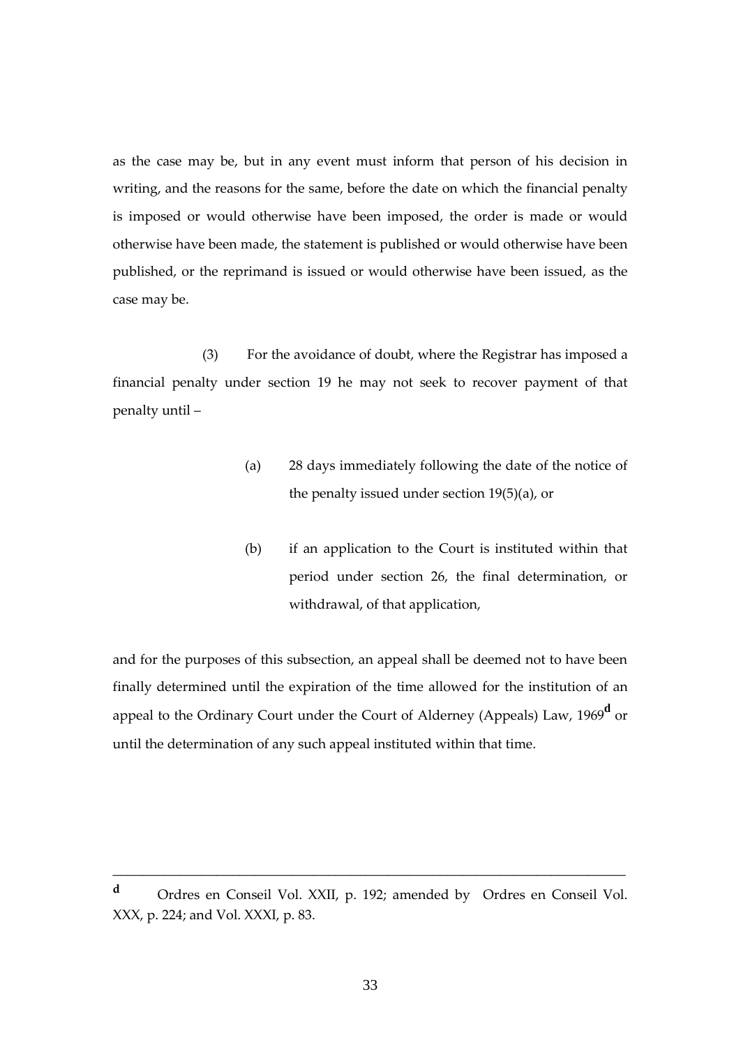as the case may be, but in any event must inform that person of his decision in writing, and the reasons for the same, before the date on which the financial penalty is imposed or would otherwise have been imposed, the order is made or would otherwise have been made, the statement is published or would otherwise have been published, or the reprimand is issued or would otherwise have been issued, as the case may be.

(3) For the avoidance of doubt, where the Registrar has imposed a financial penalty under section 19 he may not seek to recover payment of that penalty until –

(a) 28 days immediately following the date of the notice of the penalty issued under section 19(5)(a), or

(b) if an application to the Court is instituted within that period under section 26, the final determination, or withdrawal, of that application,

and for the purposes of this subsection, an appeal shall be deemed not to have been finally determined until the expiration of the time allowed for the institution of an appeal to the Ordinary Court under the Court of Alderney (Appeals) Law, 1969[d] or until the determination of any such appeal instituted within that time.

---

[d] Ordres en Conseil Vol. XXII, p. 192; amended by Ordres en Conseil Vol. XXX, p. 224; and Vol. XXXI, p. 83.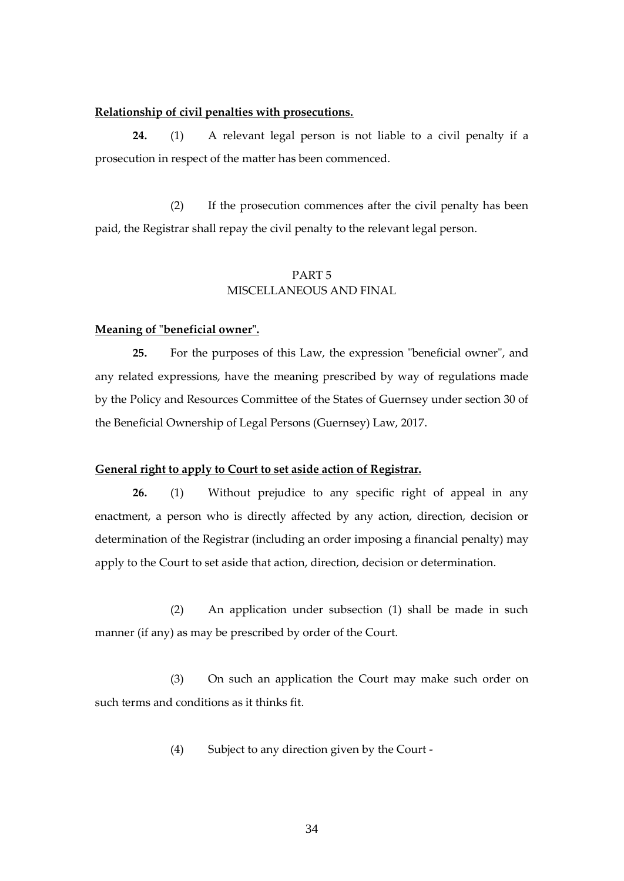**Relationship of civil penalties with prosecutions.**

**24.** (1) A relevant legal person is not liable to a civil penalty if a prosecution in respect of the matter has been commenced.

(2) If the prosecution commences after the civil penalty has been paid, the Registrar shall repay the civil penalty to the relevant legal person.

## PART 5
## MISCELLANEOUS AND FINAL

**Meaning of "beneficial owner".**

**25.** For the purposes of this Law, the expression "beneficial owner", and any related expressions, have the meaning prescribed by way of regulations made by the Policy and Resources Committee of the States of Guernsey under section 30 of the Beneficial Ownership of Legal Persons (Guernsey) Law, 2017.

**General right to apply to Court to set aside action of Registrar.**

**26.** (1) Without prejudice to any specific right of appeal in any enactment, a person who is directly affected by any action, direction, decision or determination of the Registrar (including an order imposing a financial penalty) may apply to the Court to set aside that action, direction, decision or determination.

(2) An application under subsection (1) shall be made in such manner (if any) as may be prescribed by order of the Court.

(3) On such an application the Court may make such order on such terms and conditions as it thinks fit.

(4) Subject to any direction given by the Court -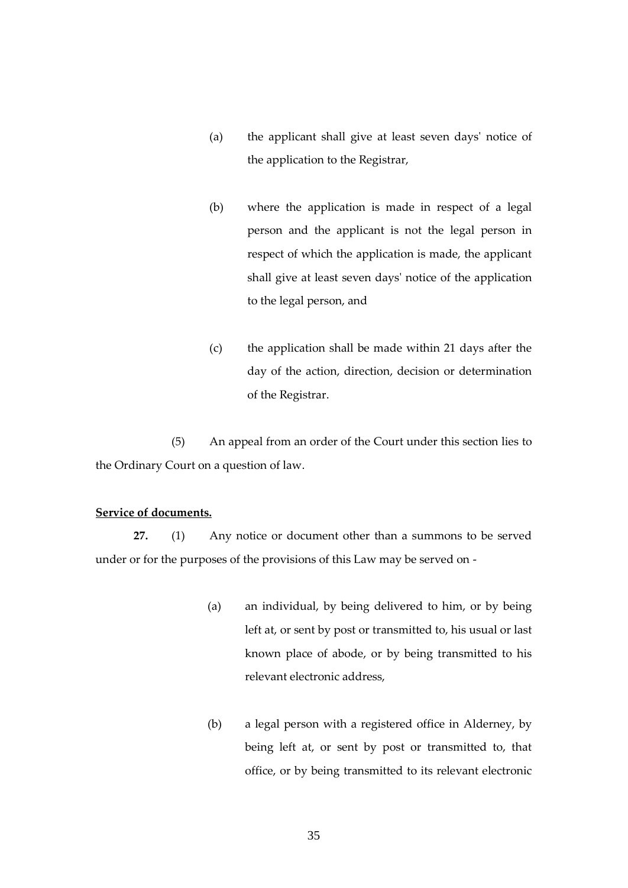(a) the applicant shall give at least seven days' notice of the application to the Registrar,

(b) where the application is made in respect of a legal person and the applicant is not the legal person in respect of which the application is made, the applicant shall give at least seven days' notice of the application to the legal person, and

(c) the application shall be made within 21 days after the day of the action, direction, decision or determination of the Registrar.

(5) An appeal from an order of the Court under this section lies to the Ordinary Court on a question of law.

**Service of documents.**

**27.** (1) Any notice or document other than a summons to be served under or for the purposes of the provisions of this Law may be served on -

(a) an individual, by being delivered to him, or by being left at, or sent by post or transmitted to, his usual or last known place of abode, or by being transmitted to his relevant electronic address,

(b) a legal person with a registered office in Alderney, by being left at, or sent by post or transmitted to, that office, or by being transmitted to its relevant electronic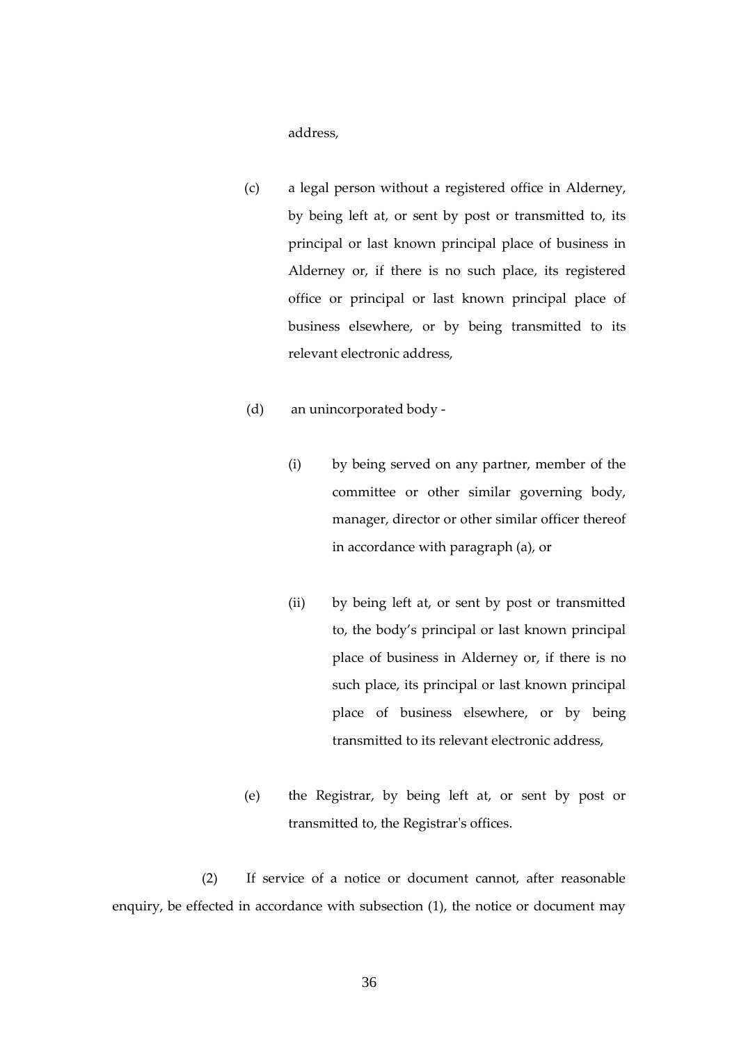address,

(c) a legal person without a registered office in Alderney, by being left at, or sent by post or transmitted to, its principal or last known principal place of business in Alderney or, if there is no such place, its registered office or principal or last known principal place of business elsewhere, or by being transmitted to its relevant electronic address,

(d) an unincorporated body -

(i) by being served on any partner, member of the committee or other similar governing body, manager, director or other similar officer thereof in accordance with paragraph (a), or

(ii) by being left at, or sent by post or transmitted to, the body's principal or last known principal place of business in Alderney or, if there is no such place, its principal or last known principal place of business elsewhere, or by being transmitted to its relevant electronic address,

(e) the Registrar, by being left at, or sent by post or transmitted to, the Registrar's offices.

(2) If service of a notice or document cannot, after reasonable enquiry, be effected in accordance with subsection (1), the notice or document may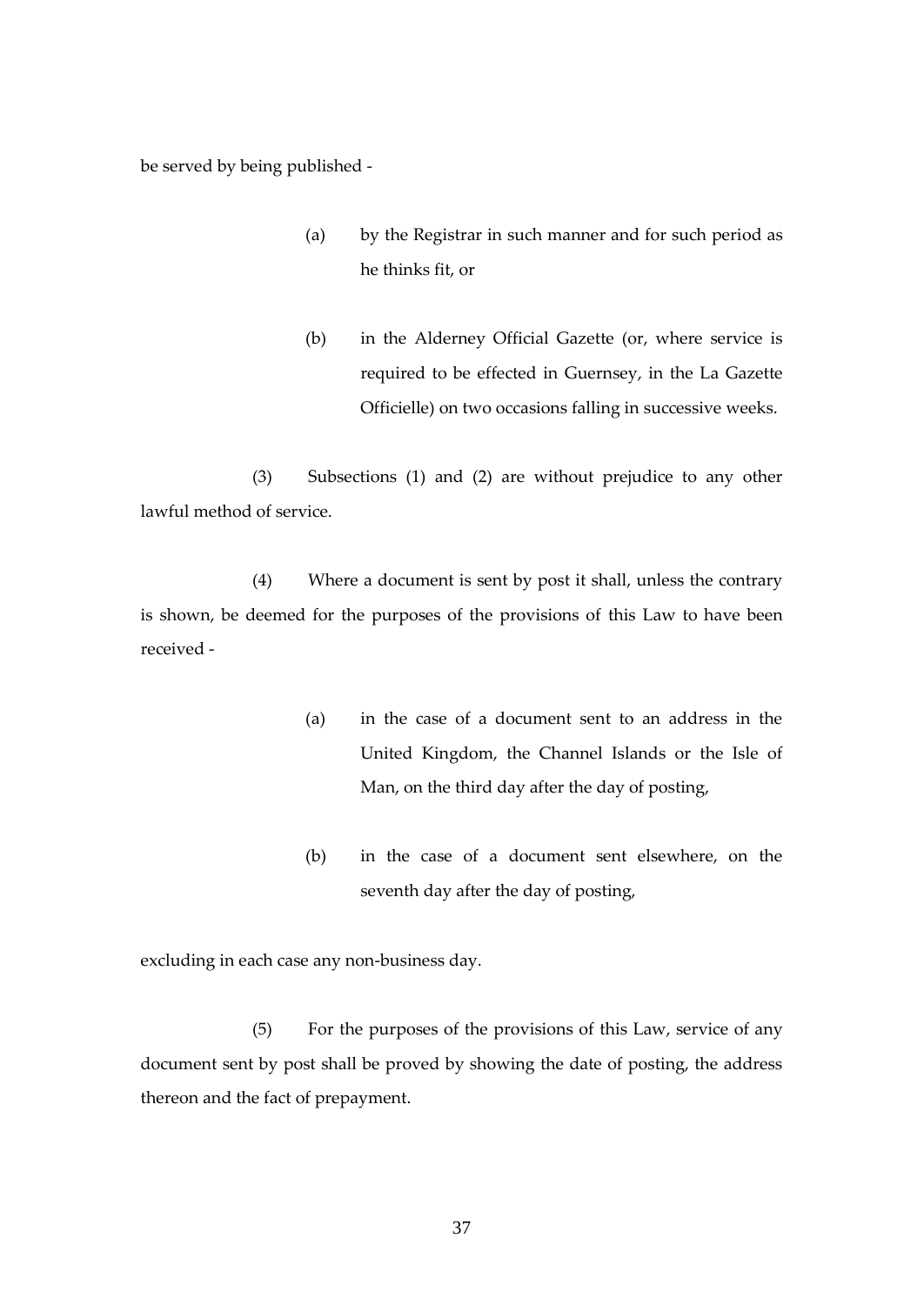be served by being published -

(a) by the Registrar in such manner and for such period as he thinks fit, or

(b) in the Alderney Official Gazette (or, where service is required to be effected in Guernsey, in the La Gazette Officielle) on two occasions falling in successive weeks.

(3) Subsections (1) and (2) are without prejudice to any other lawful method of service.

(4) Where a document is sent by post it shall, unless the contrary is shown, be deemed for the purposes of the provisions of this Law to have been received -

(a) in the case of a document sent to an address in the United Kingdom, the Channel Islands or the Isle of Man, on the third day after the day of posting,

(b) in the case of a document sent elsewhere, on the seventh day after the day of posting,

excluding in each case any non-business day.

(5) For the purposes of the provisions of this Law, service of any document sent by post shall be proved by showing the date of posting, the address thereon and the fact of prepayment.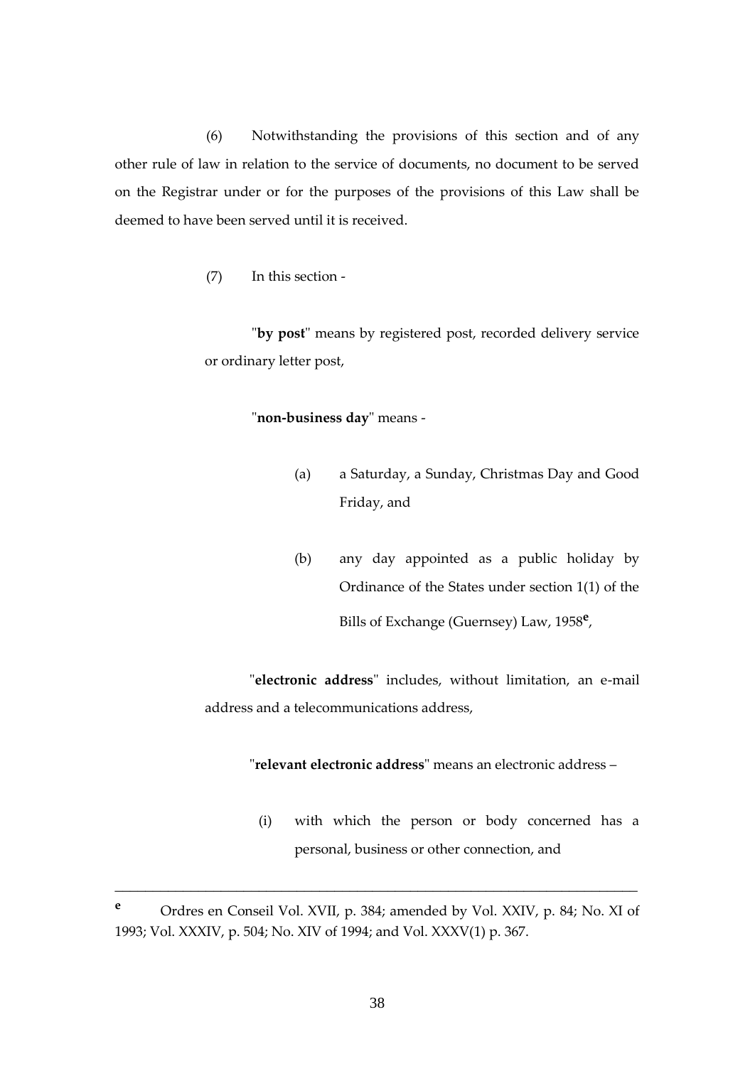(6) Notwithstanding the provisions of this section and of any other rule of law in relation to the service of documents, no document to be served on the Registrar under or for the purposes of the provisions of this Law shall be deemed to have been served until it is received.

(7) In this section -

"**by post**" means by registered post, recorded delivery service or ordinary letter post,

"**non-business day**" means -

(a) a Saturday, a Sunday, Christmas Day and Good Friday, and

(b) any day appointed as a public holiday by Ordinance of the States under section 1(1) of the Bills of Exchange (Guernsey) Law, 1958[e],

"**electronic address**" includes, without limitation, an e-mail address and a telecommunications address,

"**relevant electronic address**" means an electronic address –

(i) with which the person or body concerned has a personal, business or other connection, and

---

[e] Ordres en Conseil Vol. XVII, p. 384; amended by Vol. XXIV, p. 84; No. XI of 1993; Vol. XXXIV, p. 504; No. XIV of 1994; and Vol. XXXV(1) p. 367.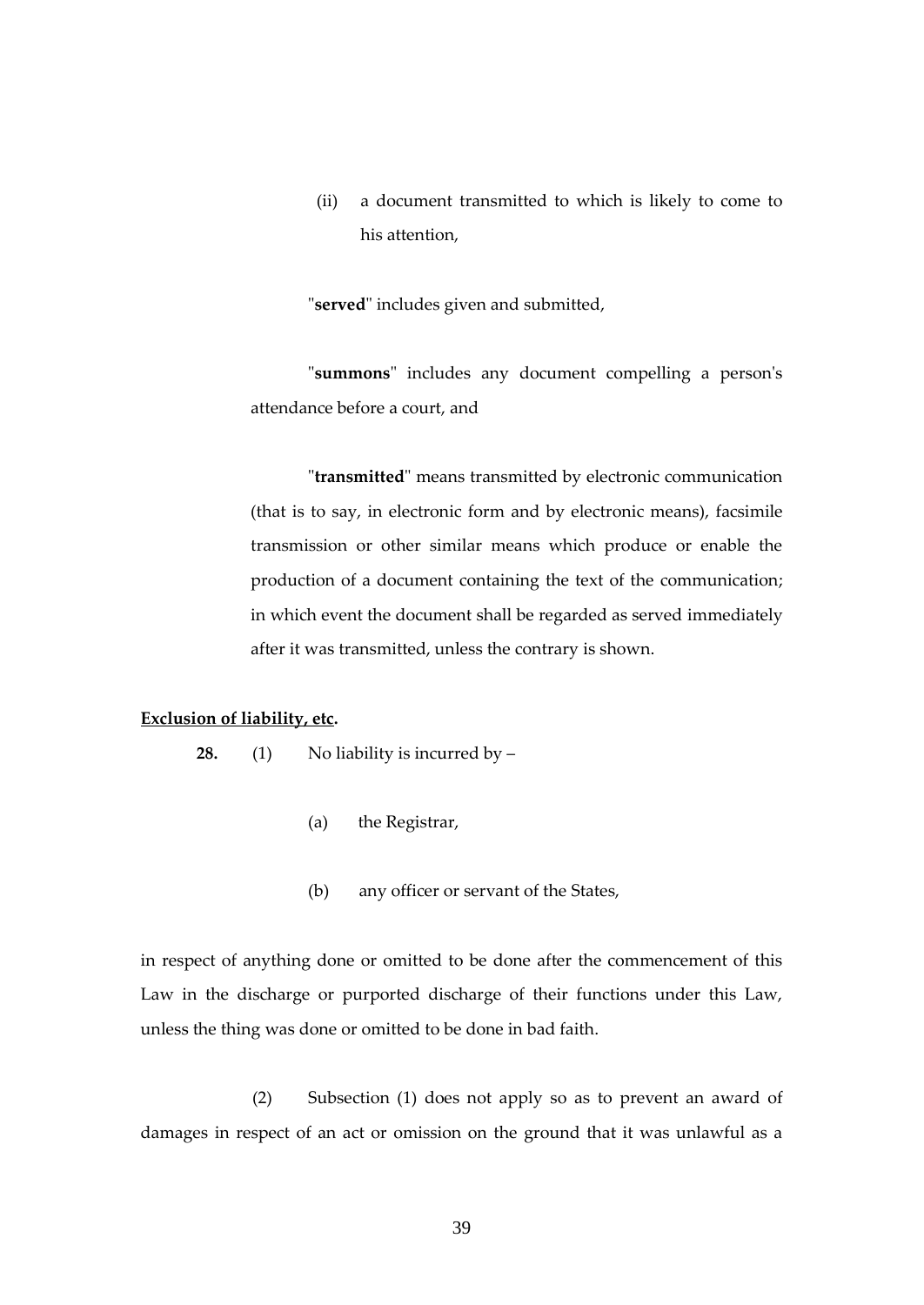(ii) a document transmitted to which is likely to come to his attention,

"**served**" includes given and submitted,

"**summons**" includes any document compelling a person's attendance before a court, and

"**transmitted**" means transmitted by electronic communication (that is to say, in electronic form and by electronic means), facsimile transmission or other similar means which produce or enable the production of a document containing the text of the communication; in which event the document shall be regarded as served immediately after it was transmitted, unless the contrary is shown.

**Exclusion of liability, etc.**

**28.** (1) No liability is incurred by –

(a) the Registrar,

(b) any officer or servant of the States,

in respect of anything done or omitted to be done after the commencement of this Law in the discharge or purported discharge of their functions under this Law, unless the thing was done or omitted to be done in bad faith.

(2) Subsection (1) does not apply so as to prevent an award of damages in respect of an act or omission on the ground that it was unlawful as a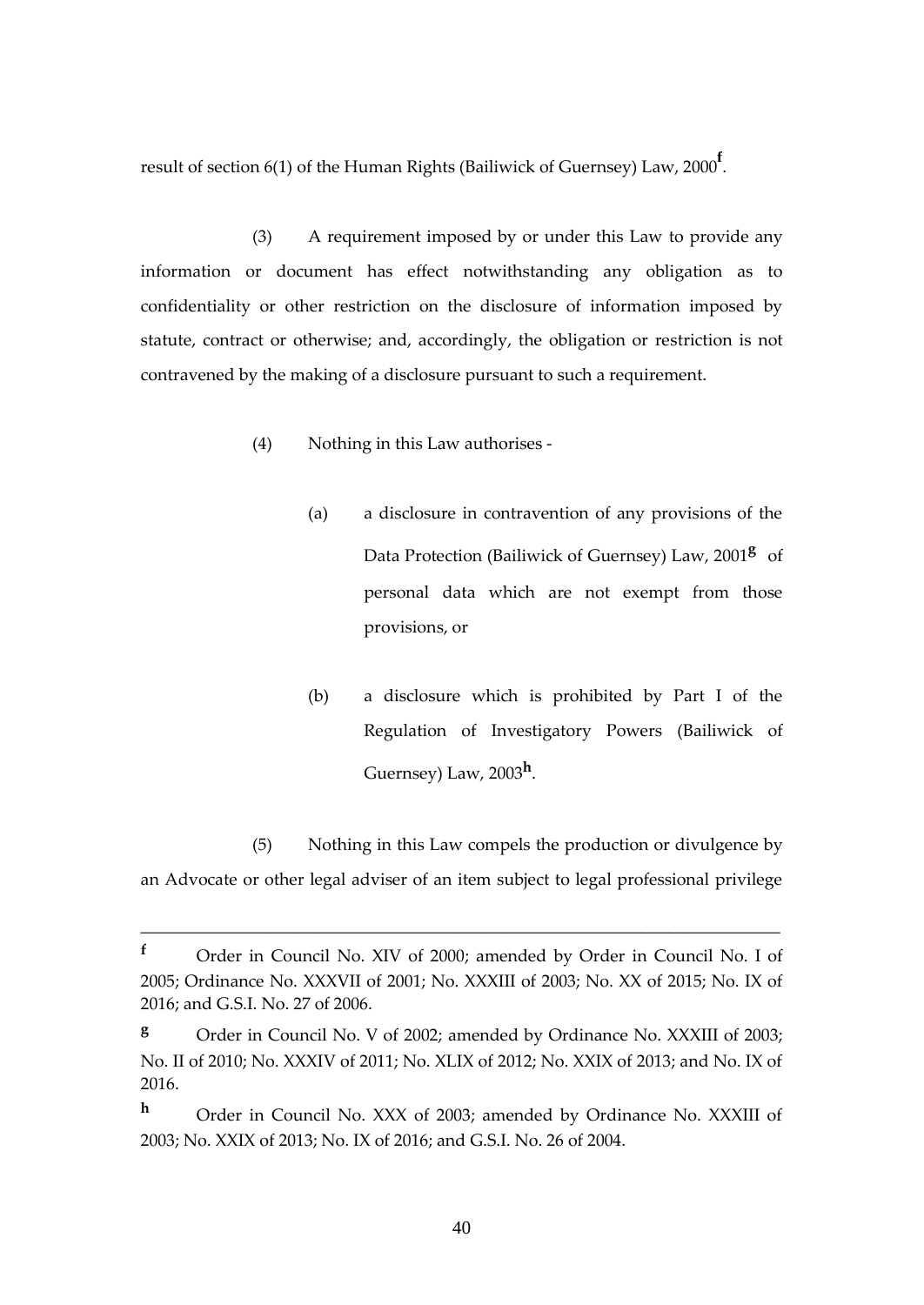result of section 6(1) of the Human Rights (Bailiwick of Guernsey) Law, 2000[f].

(3) A requirement imposed by or under this Law to provide any information or document has effect notwithstanding any obligation as to confidentiality or other restriction on the disclosure of information imposed by statute, contract or otherwise; and, accordingly, the obligation or restriction is not contravened by the making of a disclosure pursuant to such a requirement.

(4) Nothing in this Law authorises -

(a) a disclosure in contravention of any provisions of the Data Protection (Bailiwick of Guernsey) Law, 2001[g] of personal data which are not exempt from those provisions, or

(b) a disclosure which is prohibited by Part I of the Regulation of Investigatory Powers (Bailiwick of Guernsey) Law, 2003[h].

(5) Nothing in this Law compels the production or divulgence by an Advocate or other legal adviser of an item subject to legal professional privilege

---

[f] Order in Council No. XIV of 2000; amended by Order in Council No. I of 2005; Ordinance No. XXXVII of 2001; No. XXXIII of 2003; No. XX of 2015; No. IX of 2016; and G.S.I. No. 27 of 2006.

[g] Order in Council No. V of 2002; amended by Ordinance No. XXXIII of 2003; No. II of 2010; No. XXXIV of 2011; No. XLIX of 2012; No. XXIX of 2013; and No. IX of 2016.

[h] Order in Council No. XXX of 2003; amended by Ordinance No. XXXIII of 2003; No. XXIX of 2013; No. IX of 2016; and G.S.I. No. 26 of 2004.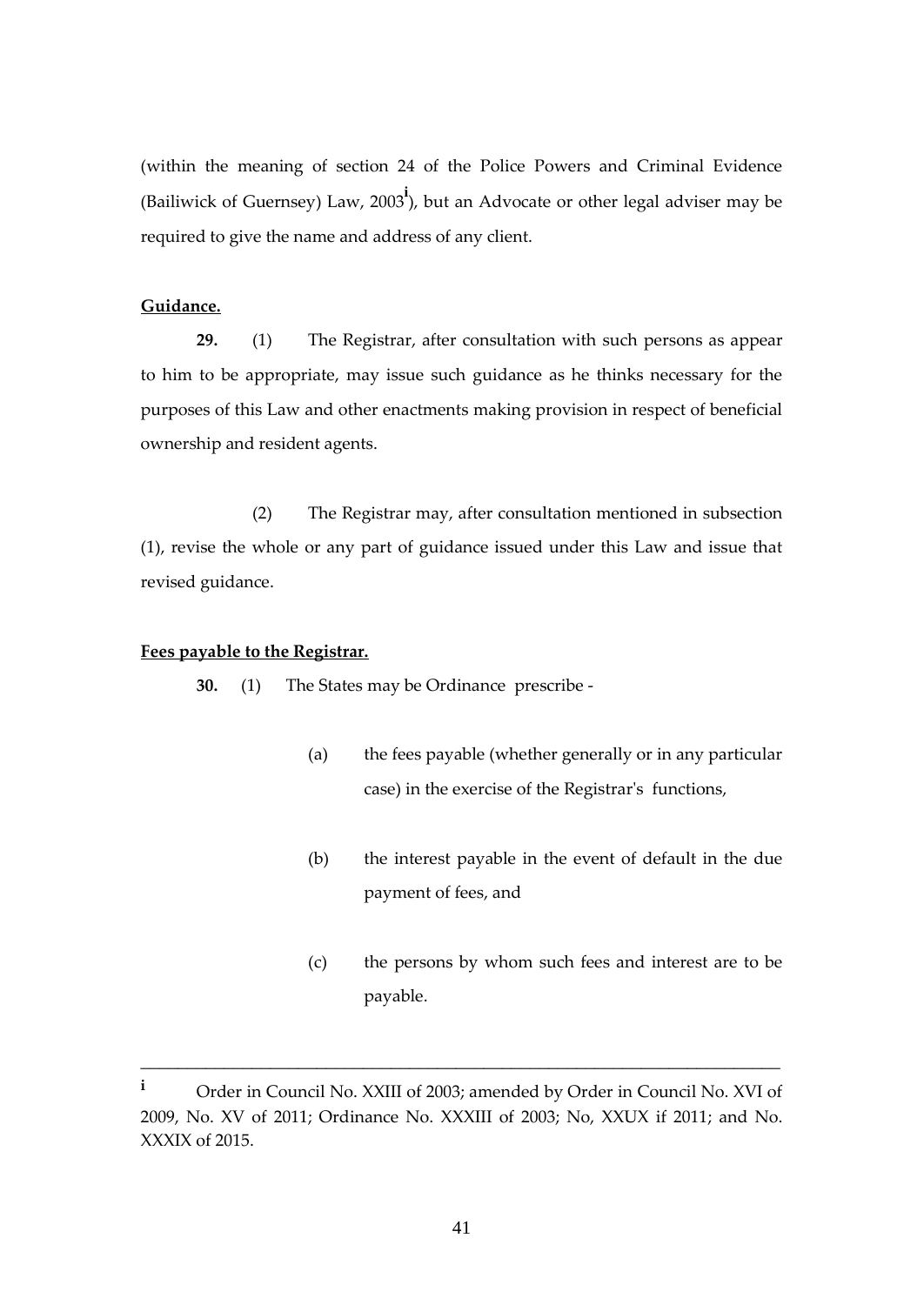(within the meaning of section 24 of the Police Powers and Criminal Evidence (Bailiwick of Guernsey) Law, 2003[i]), but an Advocate or other legal adviser may be required to give the name and address of any client.

**Guidance.**

**29.** (1) The Registrar, after consultation with such persons as appear to him to be appropriate, may issue such guidance as he thinks necessary for the purposes of this Law and other enactments making provision in respect of beneficial ownership and resident agents.

(2) The Registrar may, after consultation mentioned in subsection (1), revise the whole or any part of guidance issued under this Law and issue that revised guidance.

**Fees payable to the Registrar.**

**30.** (1) The States may be Ordinance prescribe -

(a) the fees payable (whether generally or in any particular case) in the exercise of the Registrar's functions,

(b) the interest payable in the event of default in the due payment of fees, and

(c) the persons by whom such fees and interest are to be payable.

---

[i] Order in Council No. XXIII of 2003; amended by Order in Council No. XVI of 2009, No. XV of 2011; Ordinance No. XXXIII of 2003; No, XXUX if 2011; and No. XXXIX of 2015.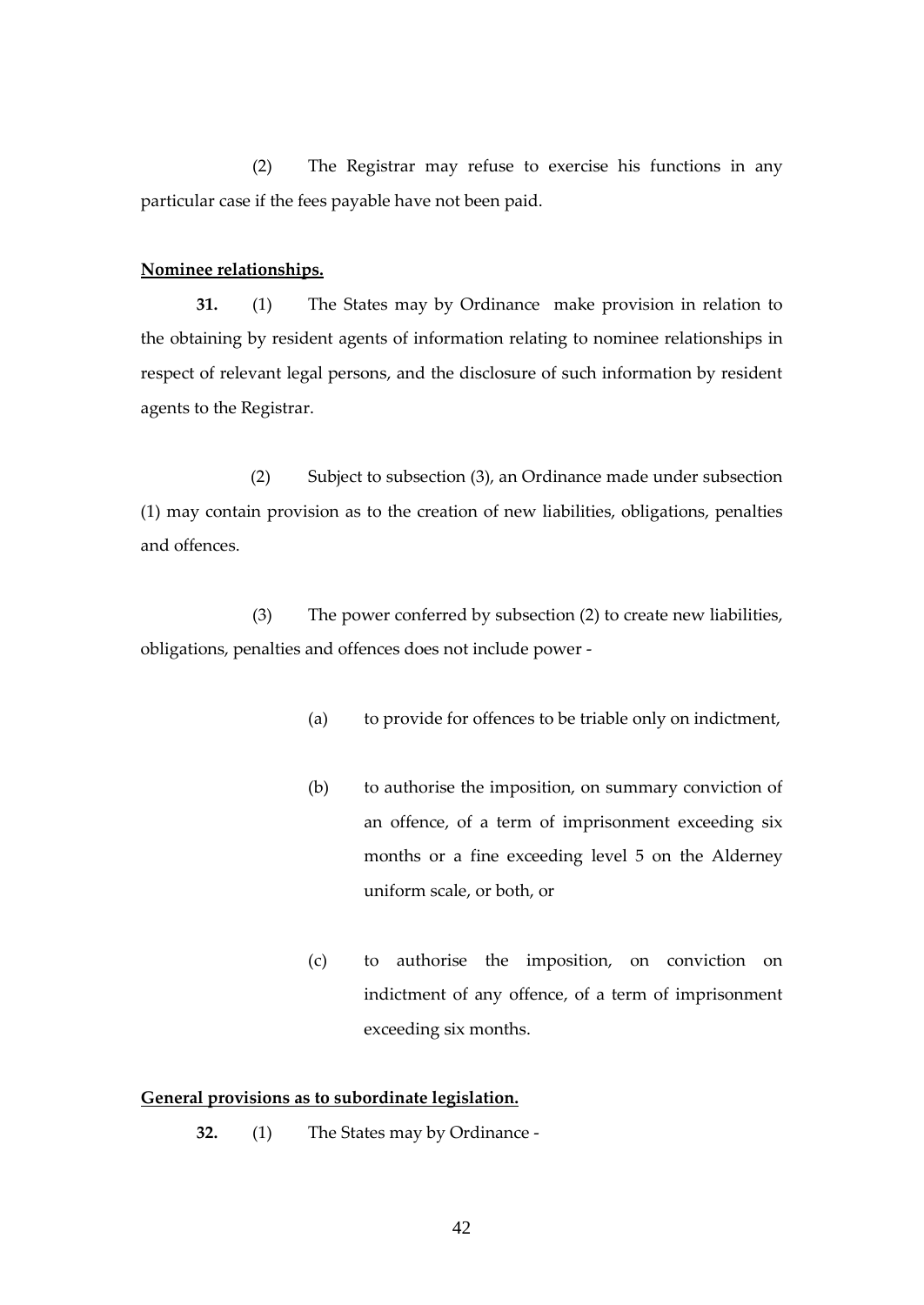(2) The Registrar may refuse to exercise his functions in any particular case if the fees payable have not been paid.

**Nominee relationships.**

**31.** (1) The States may by Ordinance make provision in relation to the obtaining by resident agents of information relating to nominee relationships in respect of relevant legal persons, and the disclosure of such information by resident agents to the Registrar.

(2) Subject to subsection (3), an Ordinance made under subsection (1) may contain provision as to the creation of new liabilities, obligations, penalties and offences.

(3) The power conferred by subsection (2) to create new liabilities, obligations, penalties and offences does not include power -

(a) to provide for offences to be triable only on indictment,

(b) to authorise the imposition, on summary conviction of an offence, of a term of imprisonment exceeding six months or a fine exceeding level 5 on the Alderney uniform scale, or both, or

(c) to authorise the imposition, on conviction on indictment of any offence, of a term of imprisonment exceeding six months.

**General provisions as to subordinate legislation.**

**32.** (1) The States may by Ordinance -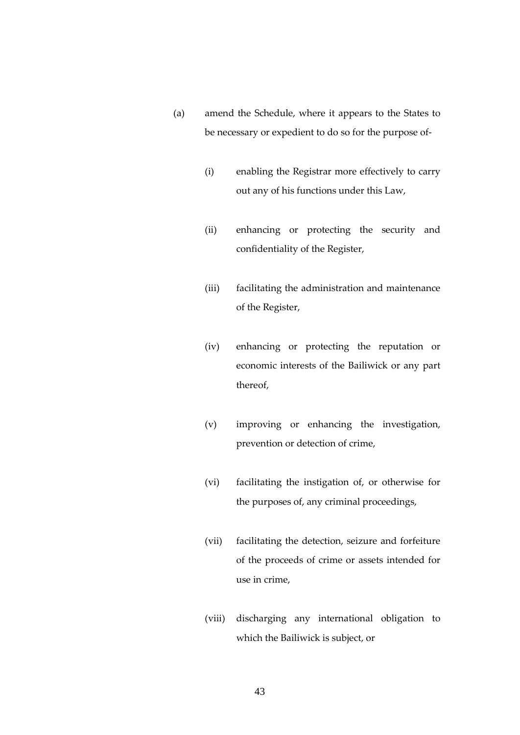(a) amend the Schedule, where it appears to the States to be necessary or expedient to do so for the purpose of-

   (i) enabling the Registrar more effectively to carry out any of his functions under this Law,

   (ii) enhancing or protecting the security and confidentiality of the Register,

   (iii) facilitating the administration and maintenance of the Register,

   (iv) enhancing or protecting the reputation or economic interests of the Bailiwick or any part thereof,

   (v) improving or enhancing the investigation, prevention or detection of crime,

   (vi) facilitating the instigation of, or otherwise for the purposes of, any criminal proceedings,

   (vii) facilitating the detection, seizure and forfeiture of the proceeds of crime or assets intended for use in crime,

   (viii) discharging any international obligation to which the Bailiwick is subject, or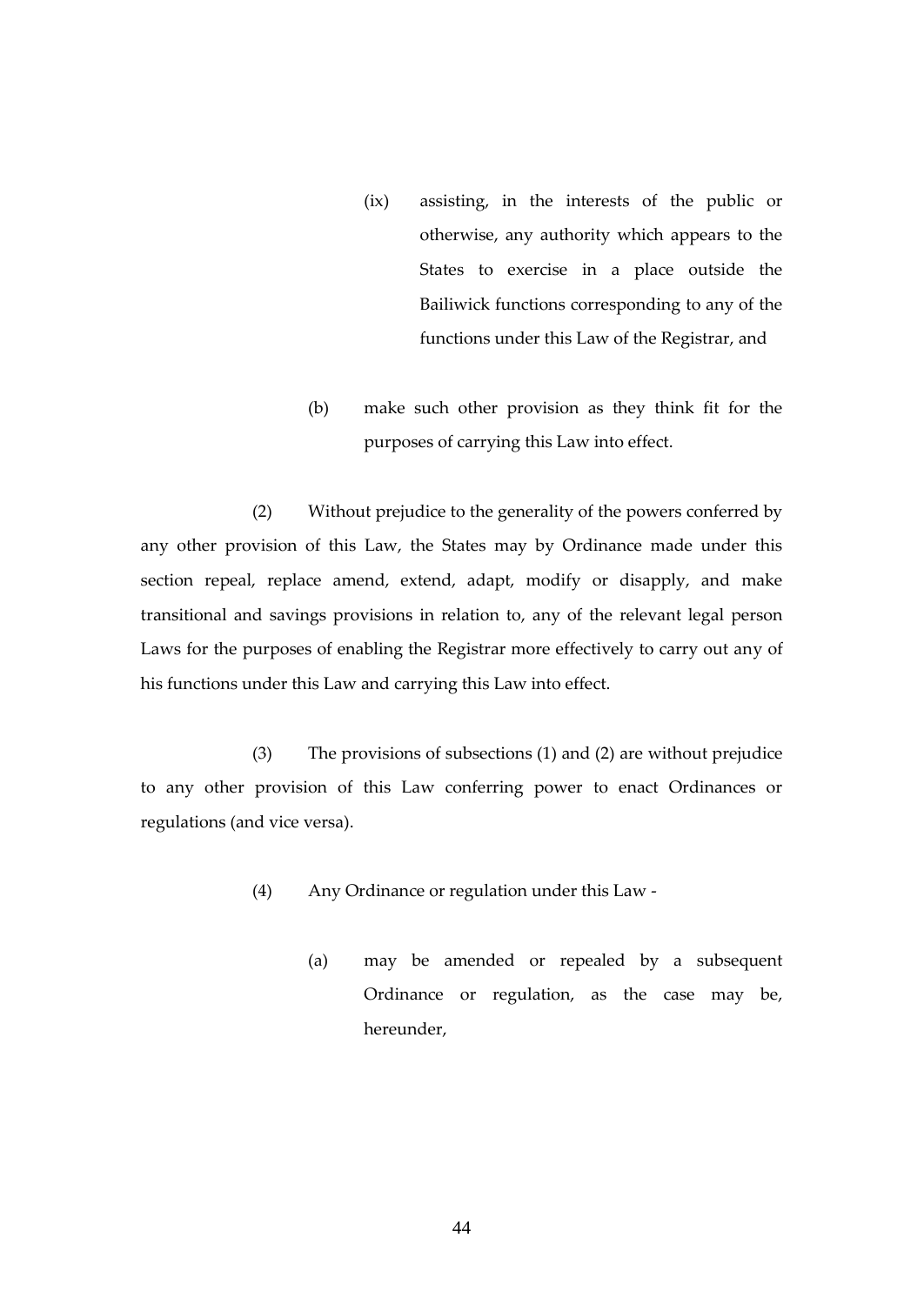(ix) assisting, in the interests of the public or otherwise, any authority which appears to the States to exercise in a place outside the Bailiwick functions corresponding to any of the functions under this Law of the Registrar, and

(b) make such other provision as they think fit for the purposes of carrying this Law into effect.

(2) Without prejudice to the generality of the powers conferred by any other provision of this Law, the States may by Ordinance made under this section repeal, replace amend, extend, adapt, modify or disapply, and make transitional and savings provisions in relation to, any of the relevant legal person Laws for the purposes of enabling the Registrar more effectively to carry out any of his functions under this Law and carrying this Law into effect.

(3) The provisions of subsections (1) and (2) are without prejudice to any other provision of this Law conferring power to enact Ordinances or regulations (and vice versa).

(4) Any Ordinance or regulation under this Law -

(a) may be amended or repealed by a subsequent Ordinance or regulation, as the case may be, hereunder,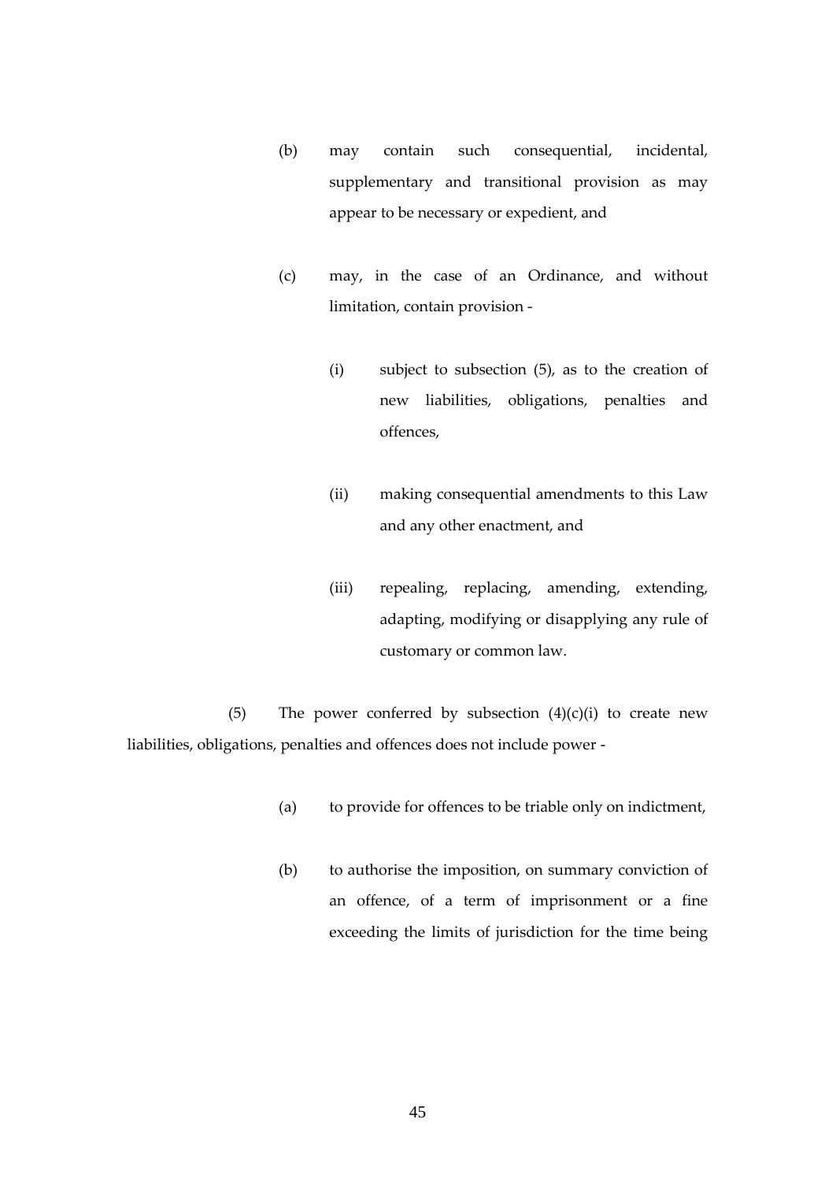(b) may contain such consequential, incidental, supplementary and transitional provision as may appear to be necessary or expedient, and

(c) may, in the case of an Ordinance, and without limitation, contain provision -

(i) subject to subsection (5), as to the creation of new liabilities, obligations, penalties and offences,

(ii) making consequential amendments to this Law and any other enactment, and

(iii) repealing, replacing, amending, extending, adapting, modifying or disapplying any rule of customary or common law.

(5) The power conferred by subsection (4)(c)(i) to create new liabilities, obligations, penalties and offences does not include power -

(a) to provide for offences to be triable only on indictment,

(b) to authorise the imposition, on summary conviction of an offence, of a term of imprisonment or a fine exceeding the limits of jurisdiction for the time being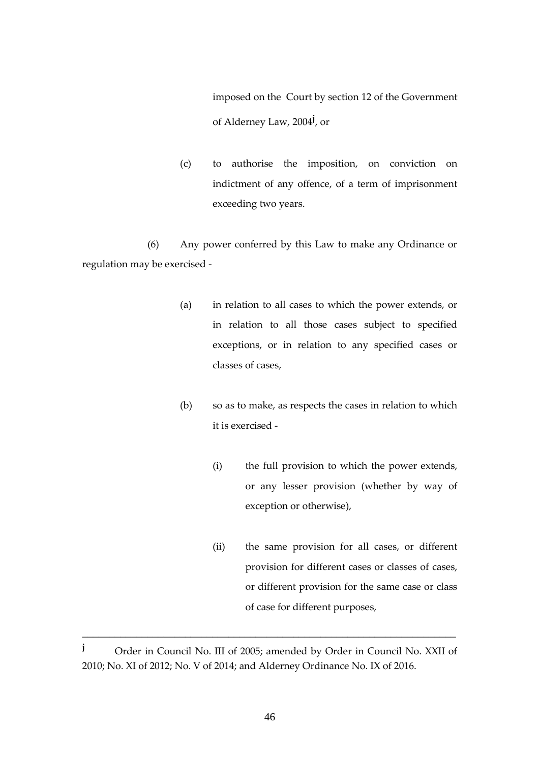imposed on the Court by section 12 of the Government of Alderney Law, 2004[j], or

(c) to authorise the imposition, on conviction on indictment of any offence, of a term of imprisonment exceeding two years.

(6) Any power conferred by this Law to make any Ordinance or regulation may be exercised -

(a) in relation to all cases to which the power extends, or in relation to all those cases subject to specified exceptions, or in relation to any specified cases or classes of cases,

(b) so as to make, as respects the cases in relation to which it is exercised -

(i) the full provision to which the power extends, or any lesser provision (whether by way of exception or otherwise),

(ii) the same provision for all cases, or different provision for different cases or classes of cases, or different provision for the same case or class of case for different purposes,

---

[j] Order in Council No. III of 2005; amended by Order in Council No. XXII of 2010; No. XI of 2012; No. V of 2014; and Alderney Ordinance No. IX of 2016.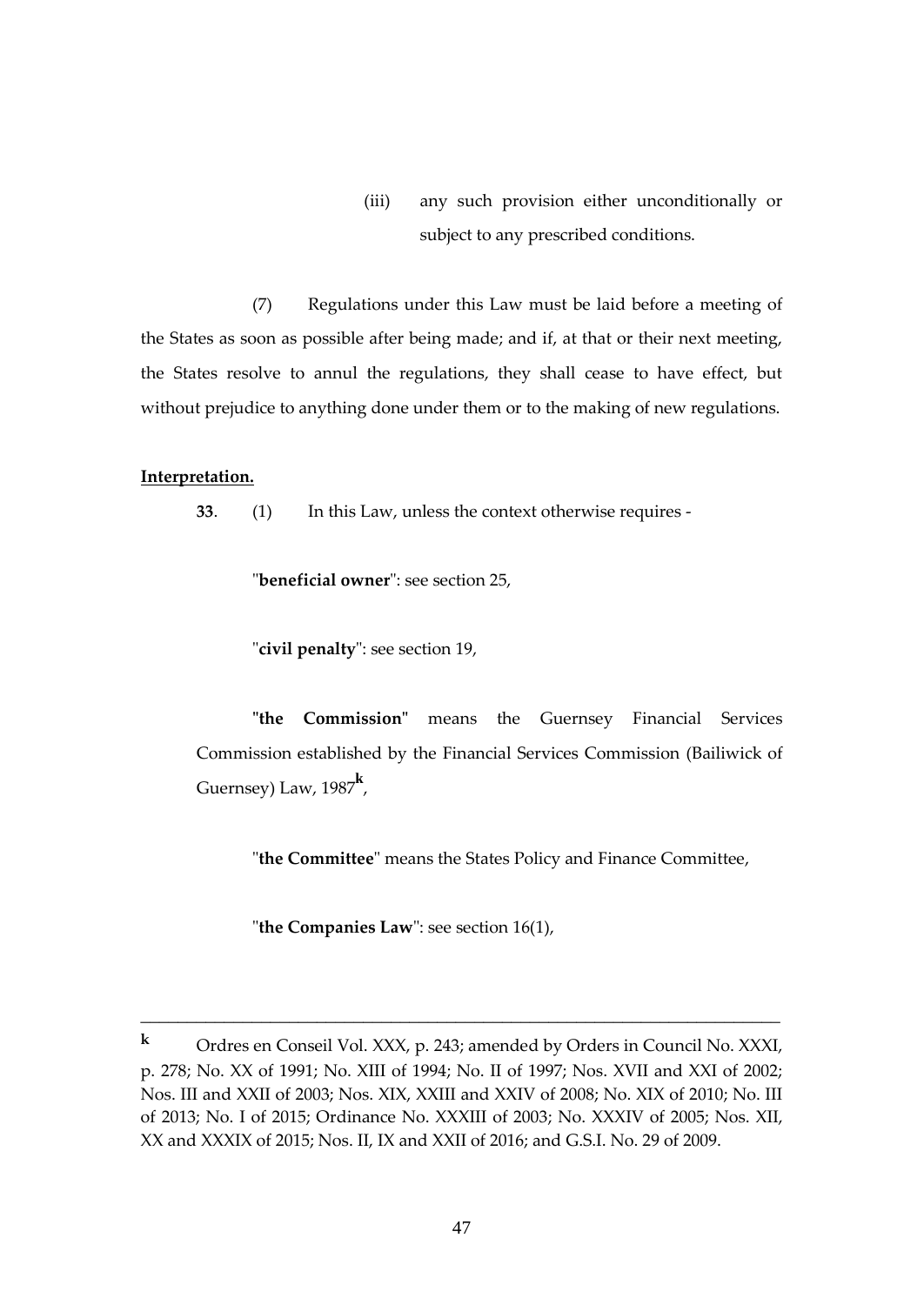(iii) any such provision either unconditionally or subject to any prescribed conditions.

(7) Regulations under this Law must be laid before a meeting of the States as soon as possible after being made; and if, at that or their next meeting, the States resolve to annul the regulations, they shall cease to have effect, but without prejudice to anything done under them or to the making of new regulations.

**Interpretation.**

**33**. (1) In this Law, unless the context otherwise requires -

"**beneficial owner**": see section 25,

"**civil penalty**": see section 19,

"**the Commission**" means the Guernsey Financial Services Commission established by the Financial Services Commission (Bailiwick of Guernsey) Law, 1987[k],

"**the Committee**" means the States Policy and Finance Committee,

"**the Companies Law**": see section 16(1),

---

[k] Ordres en Conseil Vol. XXX, p. 243; amended by Orders in Council No. XXXI, p. 278; No. XX of 1991; No. XIII of 1994; No. II of 1997; Nos. XVII and XXI of 2002; Nos. III and XXII of 2003; Nos. XIX, XXIII and XXIV of 2008; No. XIX of 2010; No. III of 2013; No. I of 2015; Ordinance No. XXXIII of 2003; No. XXXIV of 2005; Nos. XII, XX and XXXIX of 2015; Nos. II, IX and XXII of 2016; and G.S.I. No. 29 of 2009.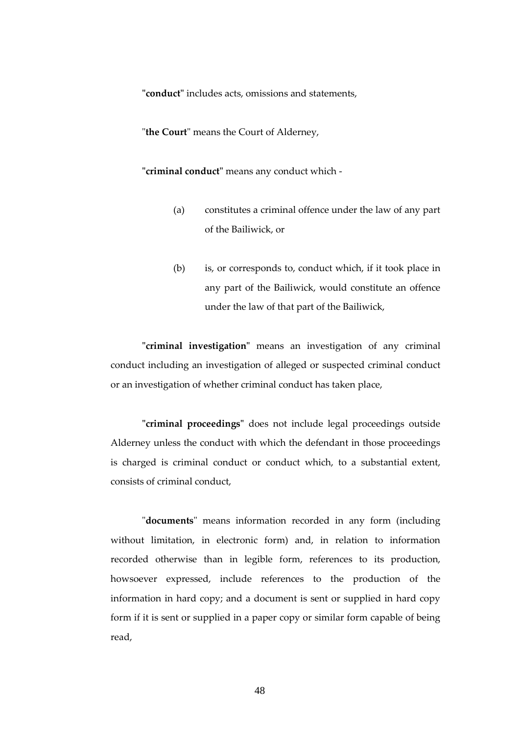"**conduct**" includes acts, omissions and statements,

"**the Court**" means the Court of Alderney,

"**criminal conduct**" means any conduct which -

(a) constitutes a criminal offence under the law of any part of the Bailiwick, or

(b) is, or corresponds to, conduct which, if it took place in any part of the Bailiwick, would constitute an offence under the law of that part of the Bailiwick,

"**criminal investigation**" means an investigation of any criminal conduct including an investigation of alleged or suspected criminal conduct or an investigation of whether criminal conduct has taken place,

"**criminal proceedings**" does not include legal proceedings outside Alderney unless the conduct with which the defendant in those proceedings is charged is criminal conduct or conduct which, to a substantial extent, consists of criminal conduct,

"**documents**" means information recorded in any form (including without limitation, in electronic form) and, in relation to information recorded otherwise than in legible form, references to its production, howsoever expressed, include references to the production of the information in hard copy; and a document is sent or supplied in hard copy form if it is sent or supplied in a paper copy or similar form capable of being read,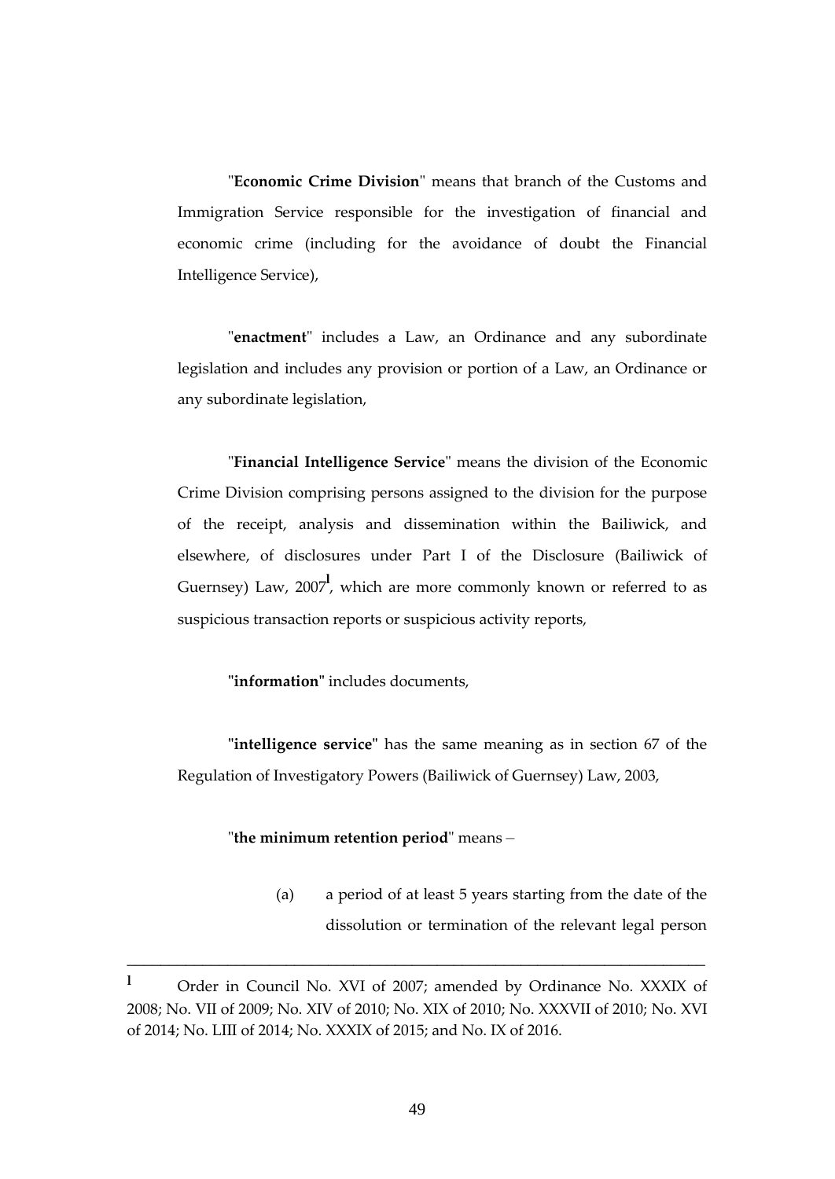"**Economic Crime Division**" means that branch of the Customs and Immigration Service responsible for the investigation of financial and economic crime (including for the avoidance of doubt the Financial Intelligence Service),

"**enactment**" includes a Law, an Ordinance and any subordinate legislation and includes any provision or portion of a Law, an Ordinance or any subordinate legislation,

"**Financial Intelligence Service**" means the division of the Economic Crime Division comprising persons assigned to the division for the purpose of the receipt, analysis and dissemination within the Bailiwick, and elsewhere, of disclosures under Part I of the Disclosure (Bailiwick of Guernsey) Law, 2007[l], which are more commonly known or referred to as suspicious transaction reports or suspicious activity reports,

**"information"** includes documents,

**"intelligence service"** has the same meaning as in section 67 of the Regulation of Investigatory Powers (Bailiwick of Guernsey) Law, 2003,

"**the minimum retention period**" means –

(a) a period of at least 5 years starting from the date of the dissolution or termination of the relevant legal person

---

[l] Order in Council No. XVI of 2007; amended by Ordinance No. XXXIX of 2008; No. VII of 2009; No. XIV of 2010; No. XIX of 2010; No. XXXVII of 2010; No. XVI of 2014; No. LIII of 2014; No. XXXIX of 2015; and No. IX of 2016.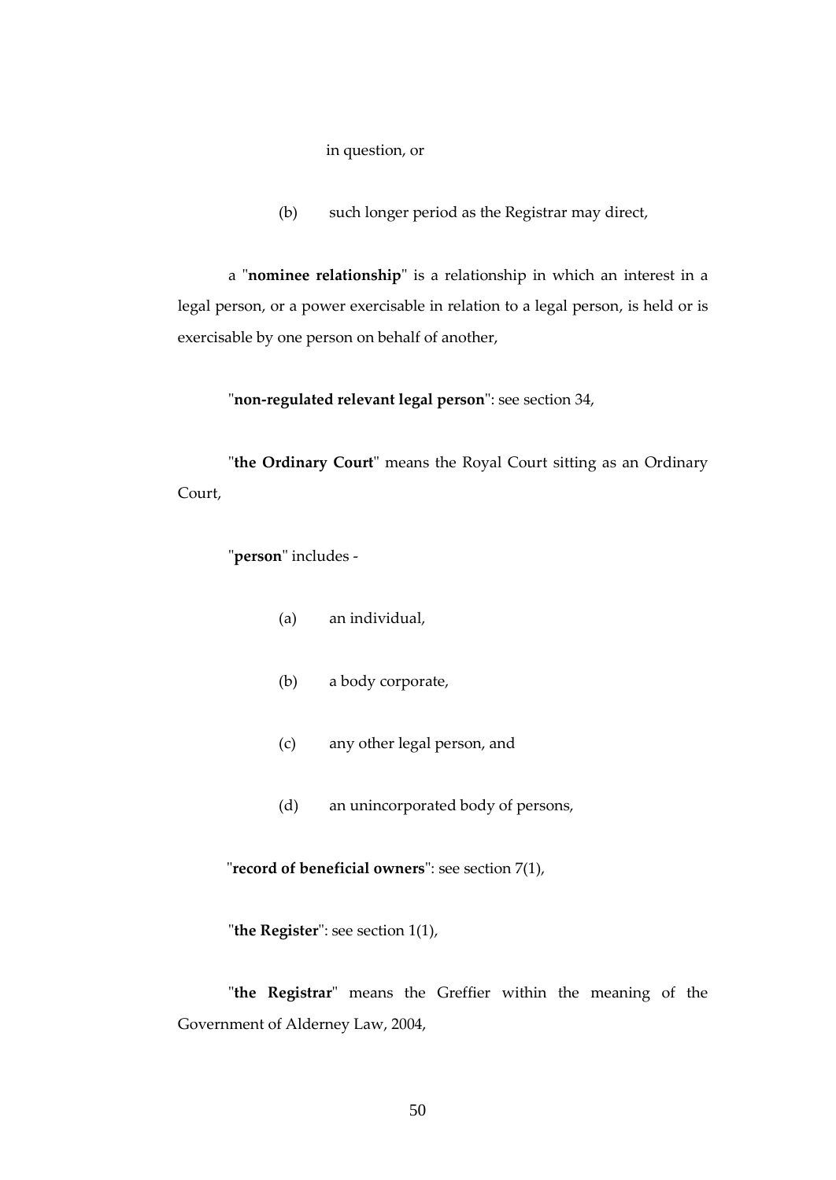in question, or

(b) such longer period as the Registrar may direct,

a "**nominee relationship**" is a relationship in which an interest in a legal person, or a power exercisable in relation to a legal person, is held or is exercisable by one person on behalf of another,

"**non-regulated relevant legal person**": see section 34,

"**the Ordinary Court**" means the Royal Court sitting as an Ordinary Court,

"**person**" includes -

(a) an individual,

(b) a body corporate,

(c) any other legal person, and

(d) an unincorporated body of persons,

"**record of beneficial owners**": see section 7(1),

"**the Register**": see section 1(1),

"**the Registrar**" means the Greffier within the meaning of the Government of Alderney Law, 2004,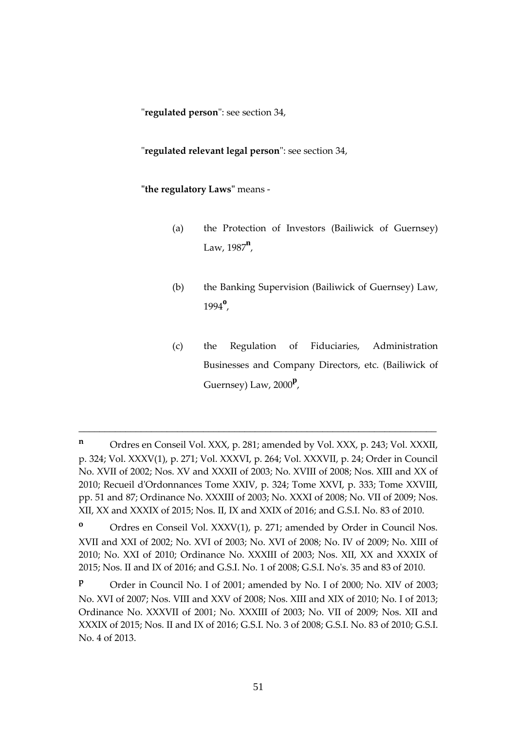"**regulated person**": see section 34,

"**regulated relevant legal person**": see section 34,

**"the regulatory Laws"** means -

(a) the Protection of Investors (Bailiwick of Guernsey) Law, 1987[n],

(b) the Banking Supervision (Bailiwick of Guernsey) Law, 1994[o],

(c) the Regulation of Fiduciaries, Administration Businesses and Company Directors, etc. (Bailiwick of Guernsey) Law, 2000[p],

---

**n** Ordres en Conseil Vol. XXX, p. 281; amended by Vol. XXX, p. 243; Vol. XXXII, p. 324; Vol. XXXV(1), p. 271; Vol. XXXVI, p. 264; Vol. XXXVII, p. 24; Order in Council No. XVII of 2002; Nos. XV and XXXII of 2003; No. XVIII of 2008; Nos. XIII and XX of 2010; Recueil d'Ordonnances Tome XXIV, p. 324; Tome XXVI, p. 333; Tome XXVIII, pp. 51 and 87; Ordinance No. XXXIII of 2003; No. XXXI of 2008; No. VII of 2009; Nos. XII, XX and XXXIX of 2015; Nos. II, IX and XXIX of 2016; and G.S.I. No. 83 of 2010.

**o** Ordres en Conseil Vol. XXXV(1), p. 271; amended by Order in Council Nos. XVII and XXI of 2002; No. XVI of 2003; No. XVI of 2008; No. IV of 2009; No. XIII of 2010; No. XXI of 2010; Ordinance No. XXXIII of 2003; Nos. XII, XX and XXXIX of 2015; Nos. II and IX of 2016; and G.S.I. No. 1 of 2008; G.S.I. No's. 35 and 83 of 2010.

**p** Order in Council No. I of 2001; amended by No. I of 2000; No. XIV of 2003; No. XVI of 2007; Nos. VIII and XXV of 2008; Nos. XIII and XIX of 2010; No. I of 2013; Ordinance No. XXXVII of 2001; No. XXXIII of 2003; No. VII of 2009; Nos. XII and XXXIX of 2015; Nos. II and IX of 2016; G.S.I. No. 3 of 2008; G.S.I. No. 83 of 2010; G.S.I. No. 4 of 2013.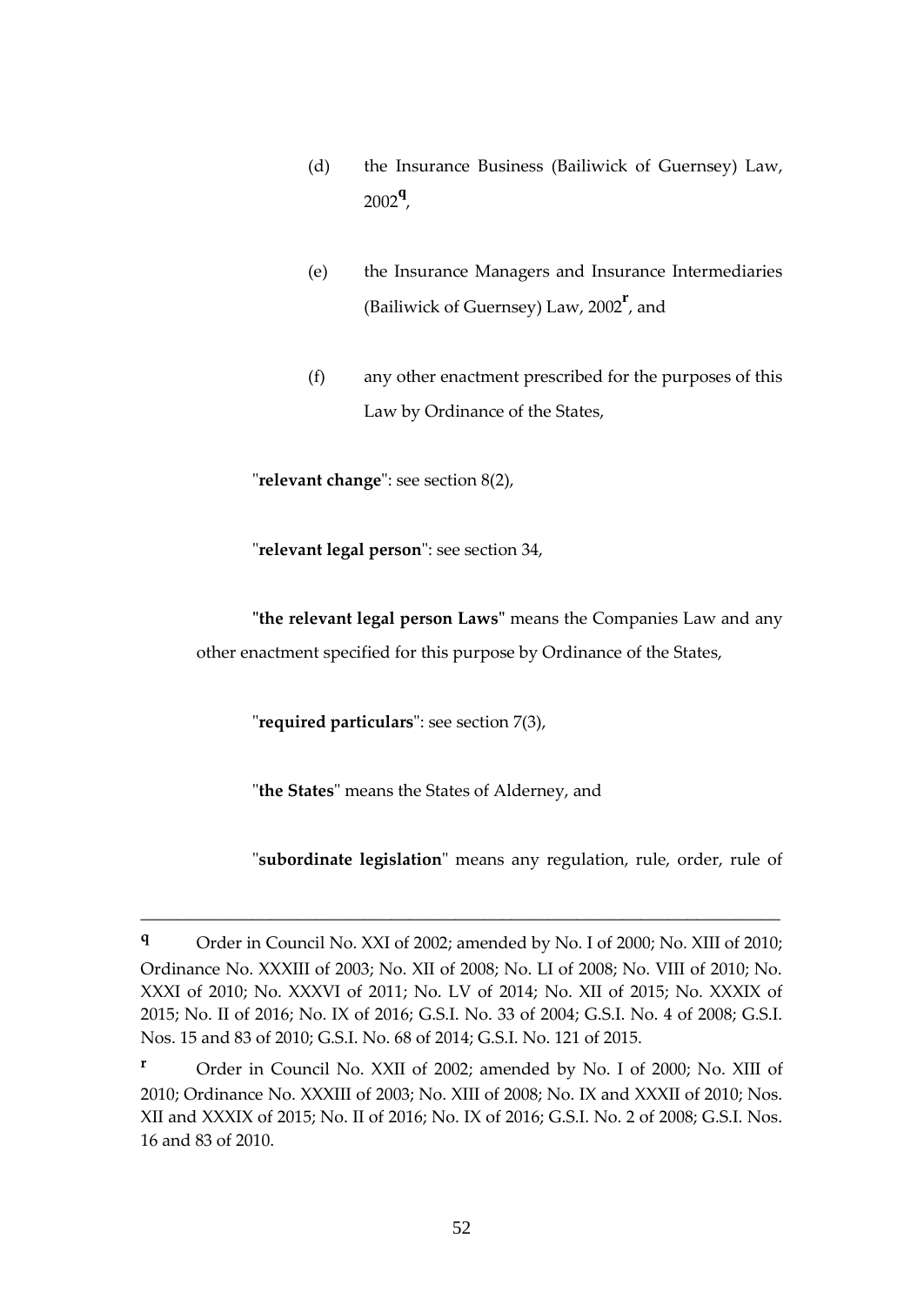(d) the Insurance Business (Bailiwick of Guernsey) Law, 2002[q],

(e) the Insurance Managers and Insurance Intermediaries (Bailiwick of Guernsey) Law, 2002[r], and

(f) any other enactment prescribed for the purposes of this Law by Ordinance of the States,

"**relevant change**": see section 8(2),

"**relevant legal person**": see section 34,

**"the relevant legal person Laws"** means the Companies Law and any other enactment specified for this purpose by Ordinance of the States,

"**required particulars**": see section 7(3),

"**the States**" means the States of Alderney, and

"**subordinate legislation**" means any regulation, rule, order, rule of

---

[q] Order in Council No. XXI of 2002; amended by No. I of 2000; No. XIII of 2010; Ordinance No. XXXIII of 2003; No. XII of 2008; No. LI of 2008; No. VIII of 2010; No. XXXI of 2010; No. XXXVI of 2011; No. LV of 2014; No. XII of 2015; No. XXXIX of 2015; No. II of 2016; No. IX of 2016; G.S.I. No. 33 of 2004; G.S.I. No. 4 of 2008; G.S.I. Nos. 15 and 83 of 2010; G.S.I. No. 68 of 2014; G.S.I. No. 121 of 2015.

[r] Order in Council No. XXII of 2002; amended by No. I of 2000; No. XIII of 2010; Ordinance No. XXXIII of 2003; No. XIII of 2008; No. IX and XXXII of 2010; Nos. XII and XXXIX of 2015; No. II of 2016; No. IX of 2016; G.S.I. No. 2 of 2008; G.S.I. Nos. 16 and 83 of 2010.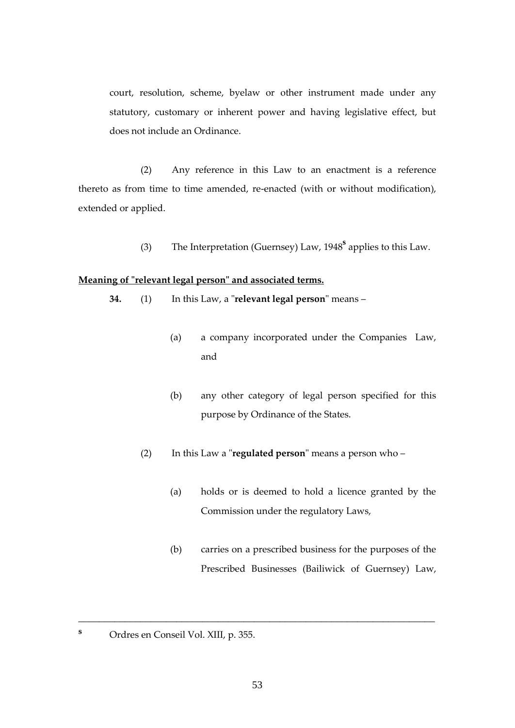court, resolution, scheme, byelaw or other instrument made under any statutory, customary or inherent power and having legislative effect, but does not include an Ordinance.

(2) Any reference in this Law to an enactment is a reference thereto as from time to time amended, re-enacted (with or without modification), extended or applied.

(3) The Interpretation (Guernsey) Law, 1948[s] applies to this Law.

**Meaning of "relevant legal person" and associated terms.**

**34.** (1) In this Law, a "**relevant legal person**" means –

(a) a company incorporated under the Companies Law, and

(b) any other category of legal person specified for this purpose by Ordinance of the States.

(2) In this Law a "**regulated person**" means a person who –

(a) holds or is deemed to hold a licence granted by the Commission under the regulatory Laws,

(b) carries on a prescribed business for the purposes of the Prescribed Businesses (Bailiwick of Guernsey) Law,

---

[s] Ordres en Conseil Vol. XIII, p. 355.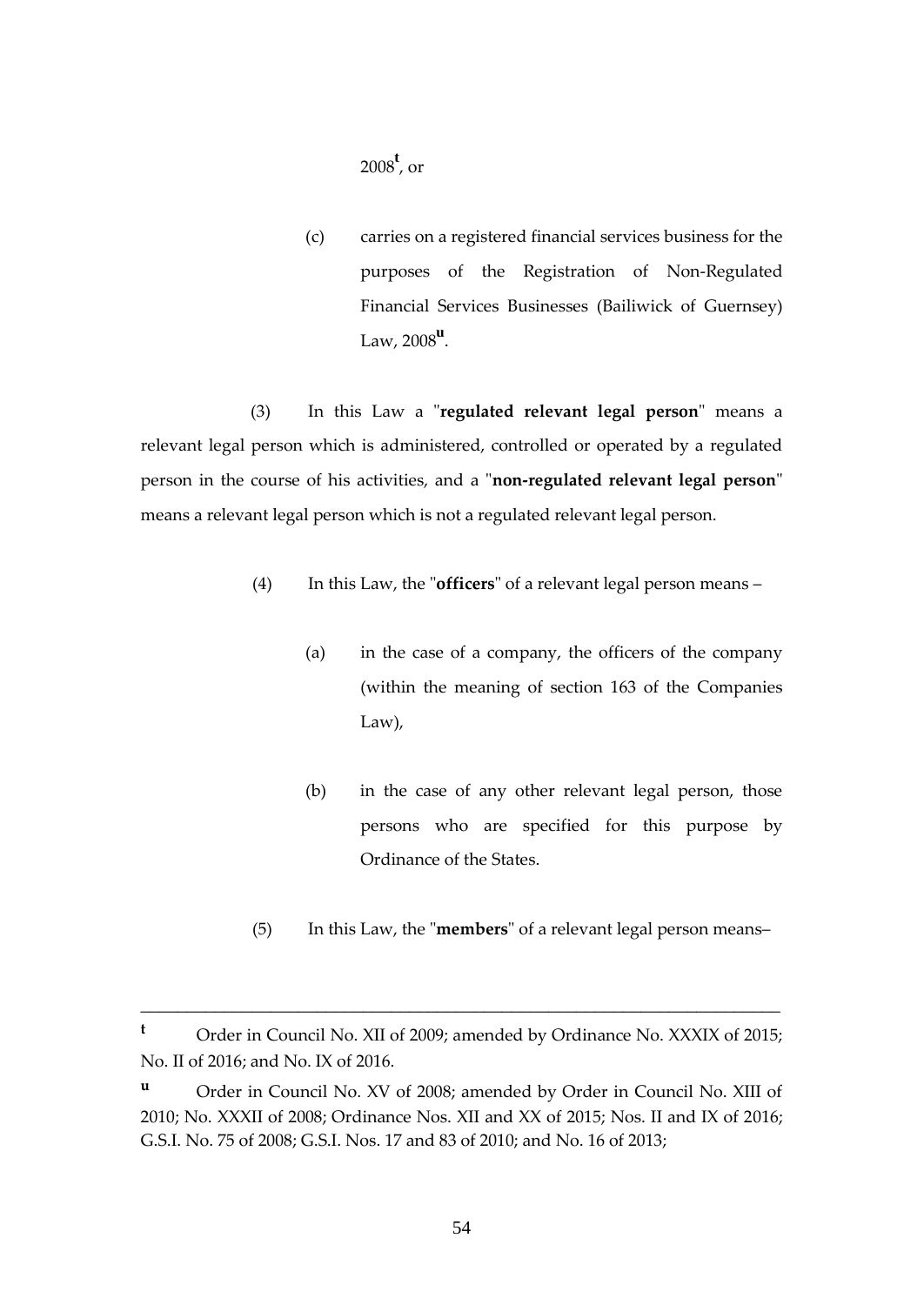2008[t], or

(c) carries on a registered financial services business for the purposes of the Registration of Non-Regulated Financial Services Businesses (Bailiwick of Guernsey) Law, 2008[u].

(3) In this Law a "**regulated relevant legal person**" means a relevant legal person which is administered, controlled or operated by a regulated person in the course of his activities, and a "**non-regulated relevant legal person**" means a relevant legal person which is not a regulated relevant legal person.

(4) In this Law, the "**officers**" of a relevant legal person means –

(a) in the case of a company, the officers of the company (within the meaning of section 163 of the Companies Law),

(b) in the case of any other relevant legal person, those persons who are specified for this purpose by Ordinance of the States.

(5) In this Law, the "**members**" of a relevant legal person means–

---

[t] Order in Council No. XII of 2009; amended by Ordinance No. XXXIX of 2015; No. II of 2016; and No. IX of 2016.

[u] Order in Council No. XV of 2008; amended by Order in Council No. XIII of 2010; No. XXXII of 2008; Ordinance Nos. XII and XX of 2015; Nos. II and IX of 2016; G.S.I. No. 75 of 2008; G.S.I. Nos. 17 and 83 of 2010; and No. 16 of 2013;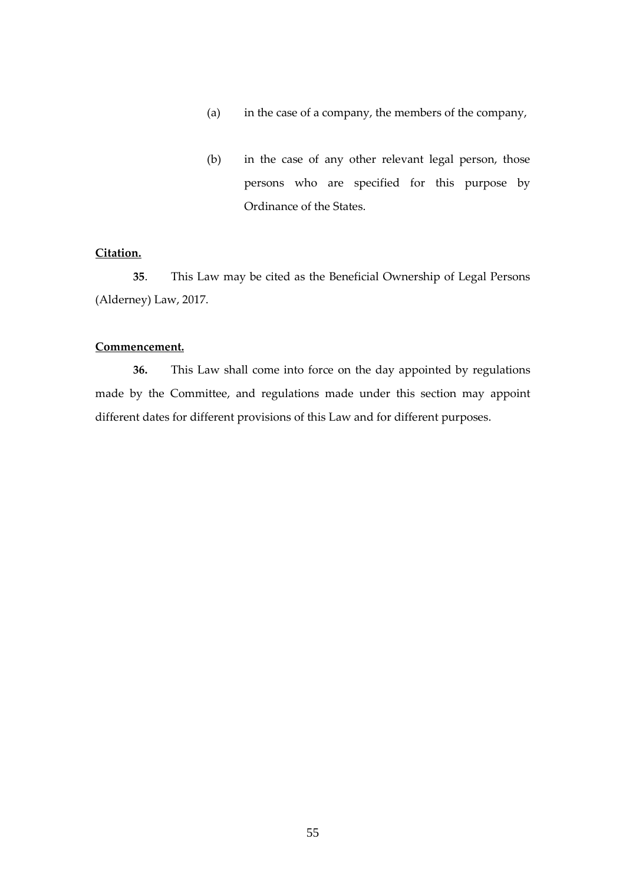(a) in the case of a company, the members of the company,

(b) in the case of any other relevant legal person, those persons who are specified for this purpose by Ordinance of the States.

**Citation.**

**35**. This Law may be cited as the Beneficial Ownership of Legal Persons (Alderney) Law, 2017.

**Commencement.**

**36.** This Law shall come into force on the day appointed by regulations made by the Committee, and regulations made under this section may appoint different dates for different provisions of this Law and for different purposes.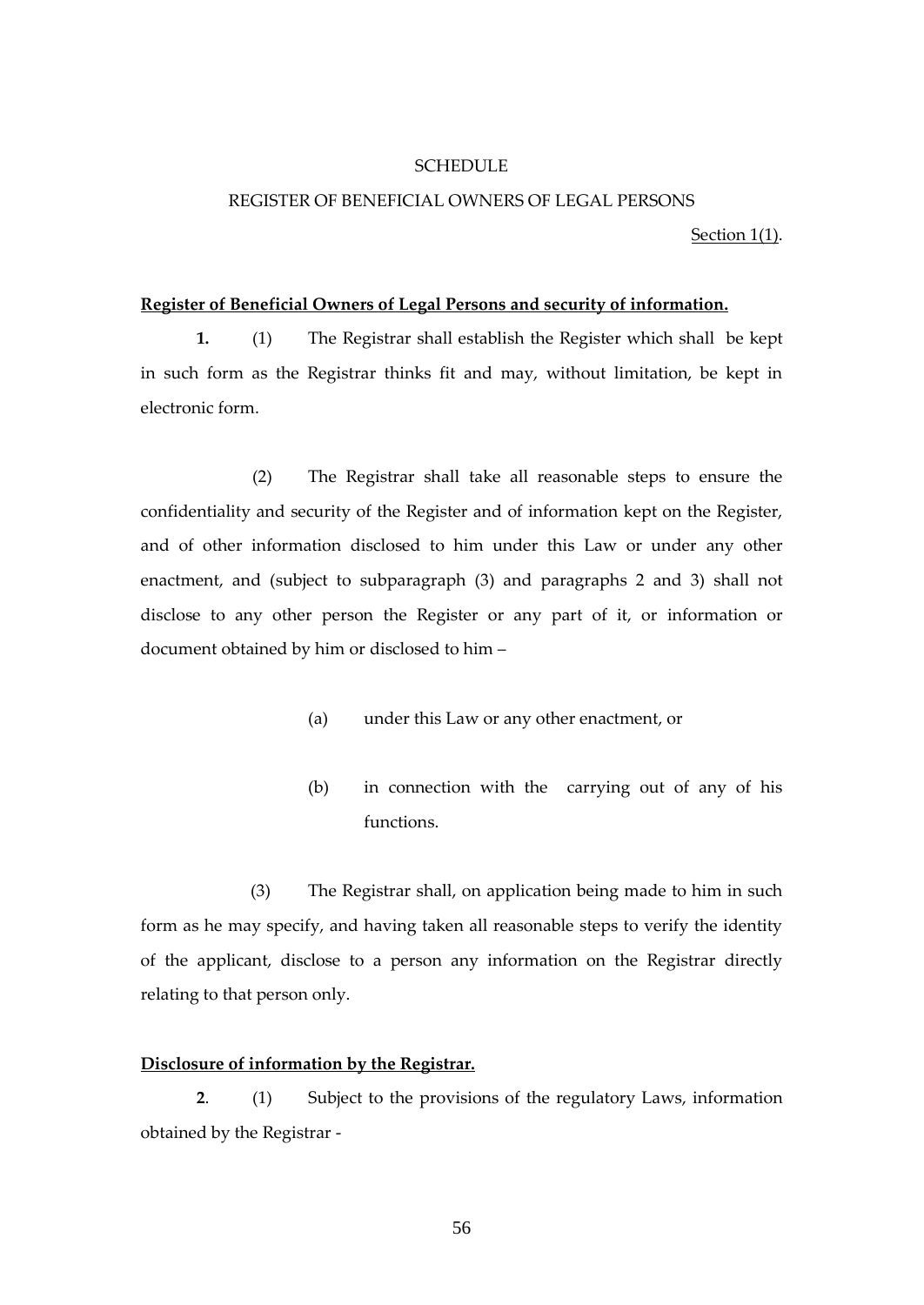SCHEDULE

REGISTER OF BENEFICIAL OWNERS OF LEGAL PERSONS

Section 1(1).

**Register of Beneficial Owners of Legal Persons and security of information.**

**1.** (1) The Registrar shall establish the Register which shall be kept in such form as the Registrar thinks fit and may, without limitation, be kept in electronic form.

(2) The Registrar shall take all reasonable steps to ensure the confidentiality and security of the Register and of information kept on the Register, and of other information disclosed to him under this Law or under any other enactment, and (subject to subparagraph (3) and paragraphs 2 and 3) shall not disclose to any other person the Register or any part of it, or information or document obtained by him or disclosed to him –

(a) under this Law or any other enactment, or

(b) in connection with the carrying out of any of his functions.

(3) The Registrar shall, on application being made to him in such form as he may specify, and having taken all reasonable steps to verify the identity of the applicant, disclose to a person any information on the Registrar directly relating to that person only.

**Disclosure of information by the Registrar.**

**2**. (1) Subject to the provisions of the regulatory Laws, information obtained by the Registrar -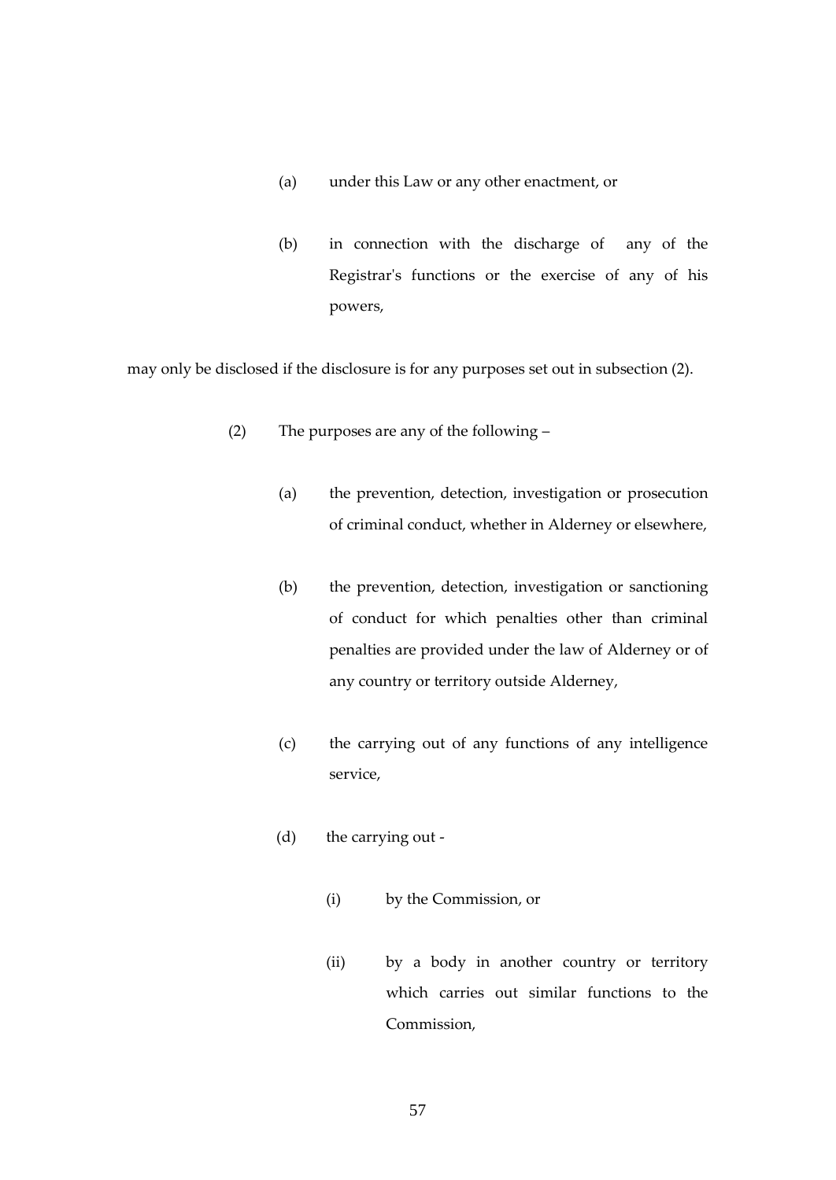(a) under this Law or any other enactment, or

(b) in connection with the discharge of any of the Registrar's functions or the exercise of any of his powers,

may only be disclosed if the disclosure is for any purposes set out in subsection (2).

(2) The purposes are any of the following –

(a) the prevention, detection, investigation or prosecution of criminal conduct, whether in Alderney or elsewhere,

(b) the prevention, detection, investigation or sanctioning of conduct for which penalties other than criminal penalties are provided under the law of Alderney or of any country or territory outside Alderney,

(c) the carrying out of any functions of any intelligence service,

(d) the carrying out -

(i) by the Commission, or

(ii) by a body in another country or territory which carries out similar functions to the Commission,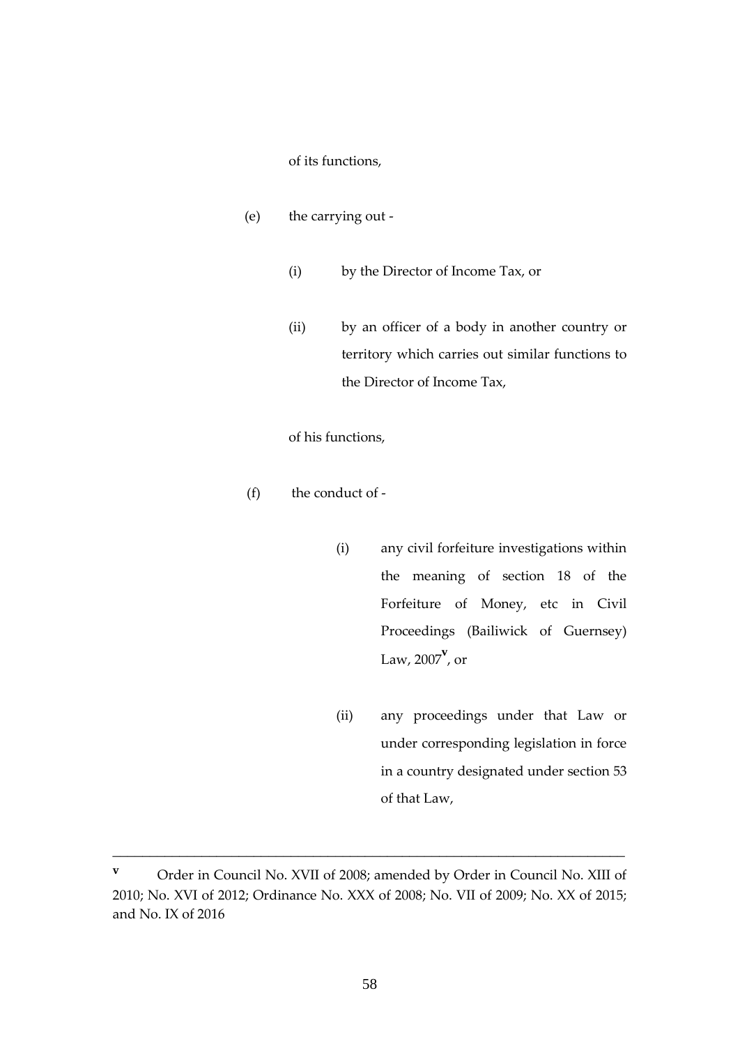of its functions,

(e) the carrying out -

(i) by the Director of Income Tax, or

(ii) by an officer of a body in another country or territory which carries out similar functions to the Director of Income Tax,

of his functions,

(f) the conduct of -

(i) any civil forfeiture investigations within the meaning of section 18 of the Forfeiture of Money, etc in Civil Proceedings (Bailiwick of Guernsey) Law, 2007[v], or

(ii) any proceedings under that Law or under corresponding legislation in force in a country designated under section 53 of that Law,

---

[v] Order in Council No. XVII of 2008; amended by Order in Council No. XIII of 2010; No. XVI of 2012; Ordinance No. XXX of 2008; No. VII of 2009; No. XX of 2015; and No. IX of 2016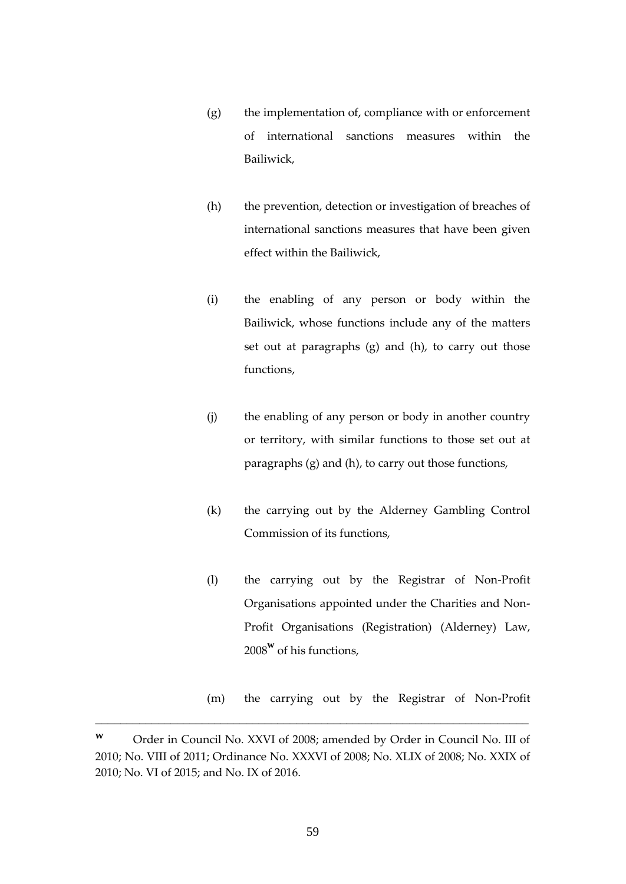(g) the implementation of, compliance with or enforcement of international sanctions measures within the Bailiwick,

(h) the prevention, detection or investigation of breaches of international sanctions measures that have been given effect within the Bailiwick,

(i) the enabling of any person or body within the Bailiwick, whose functions include any of the matters set out at paragraphs (g) and (h), to carry out those functions,

(j) the enabling of any person or body in another country or territory, with similar functions to those set out at paragraphs (g) and (h), to carry out those functions,

(k) the carrying out by the Alderney Gambling Control Commission of its functions,

(l) the carrying out by the Registrar of Non-Profit Organisations appointed under the Charities and Non-Profit Organisations (Registration) (Alderney) Law, 2008[w] of his functions,

(m) the carrying out by the Registrar of Non-Profit

---

[w] Order in Council No. XXVI of 2008; amended by Order in Council No. III of 2010; No. VIII of 2011; Ordinance No. XXXVI of 2008; No. XLIX of 2008; No. XXIX of 2010; No. VI of 2015; and No. IX of 2016.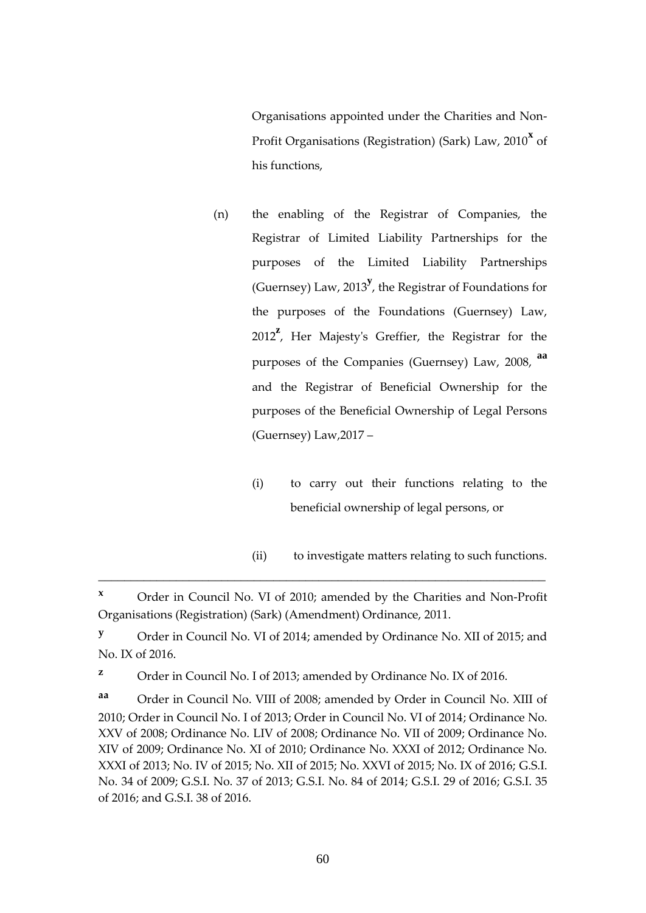Organisations appointed under the Charities and Non-Profit Organisations (Registration) (Sark) Law, 2010[x] of his functions,

(n) the enabling of the Registrar of Companies, the Registrar of Limited Liability Partnerships for the purposes of the Limited Liability Partnerships (Guernsey) Law, 2013[y], the Registrar of Foundations for the purposes of the Foundations (Guernsey) Law, 2012[z], Her Majesty's Greffier, the Registrar for the purposes of the Companies (Guernsey) Law, 2008, [aa] and the Registrar of Beneficial Ownership for the purposes of the Beneficial Ownership of Legal Persons (Guernsey) Law,2017 –

(i) to carry out their functions relating to the beneficial ownership of legal persons, or

(ii) to investigate matters relating to such functions.

---

[x] Order in Council No. VI of 2010; amended by the Charities and Non-Profit Organisations (Registration) (Sark) (Amendment) Ordinance, 2011.

[y] Order in Council No. VI of 2014; amended by Ordinance No. XII of 2015; and No. IX of 2016.

[z] Order in Council No. I of 2013; amended by Ordinance No. IX of 2016.

[aa] Order in Council No. VIII of 2008; amended by Order in Council No. XIII of 2010; Order in Council No. I of 2013; Order in Council No. VI of 2014; Ordinance No. XXV of 2008; Ordinance No. LIV of 2008; Ordinance No. VII of 2009; Ordinance No. XIV of 2009; Ordinance No. XI of 2010; Ordinance No. XXXI of 2012; Ordinance No. XXXI of 2013; No. IV of 2015; No. XII of 2015; No. XXVI of 2015; No. IX of 2016; G.S.I. No. 34 of 2009; G.S.I. No. 37 of 2013; G.S.I. No. 84 of 2014; G.S.I. 29 of 2016; G.S.I. 35 of 2016; and G.S.I. 38 of 2016.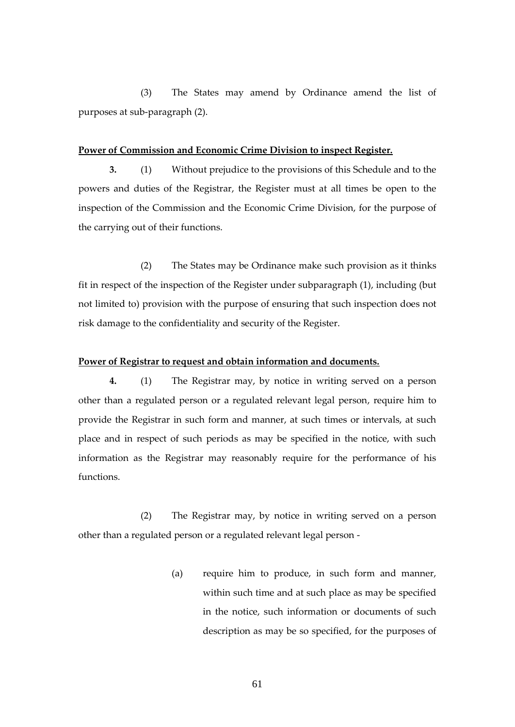(3) The States may amend by Ordinance amend the list of purposes at sub-paragraph (2).

**Power of Commission and Economic Crime Division to inspect Register.**

**3.** (1) Without prejudice to the provisions of this Schedule and to the powers and duties of the Registrar, the Register must at all times be open to the inspection of the Commission and the Economic Crime Division, for the purpose of the carrying out of their functions.

(2) The States may be Ordinance make such provision as it thinks fit in respect of the inspection of the Register under subparagraph (1), including (but not limited to) provision with the purpose of ensuring that such inspection does not risk damage to the confidentiality and security of the Register.

**Power of Registrar to request and obtain information and documents.**

**4.** (1) The Registrar may, by notice in writing served on a person other than a regulated person or a regulated relevant legal person, require him to provide the Registrar in such form and manner, at such times or intervals, at such place and in respect of such periods as may be specified in the notice, with such information as the Registrar may reasonably require for the performance of his functions.

(2) The Registrar may, by notice in writing served on a person other than a regulated person or a regulated relevant legal person -

(a) require him to produce, in such form and manner, within such time and at such place as may be specified in the notice, such information or documents of such description as may be so specified, for the purposes of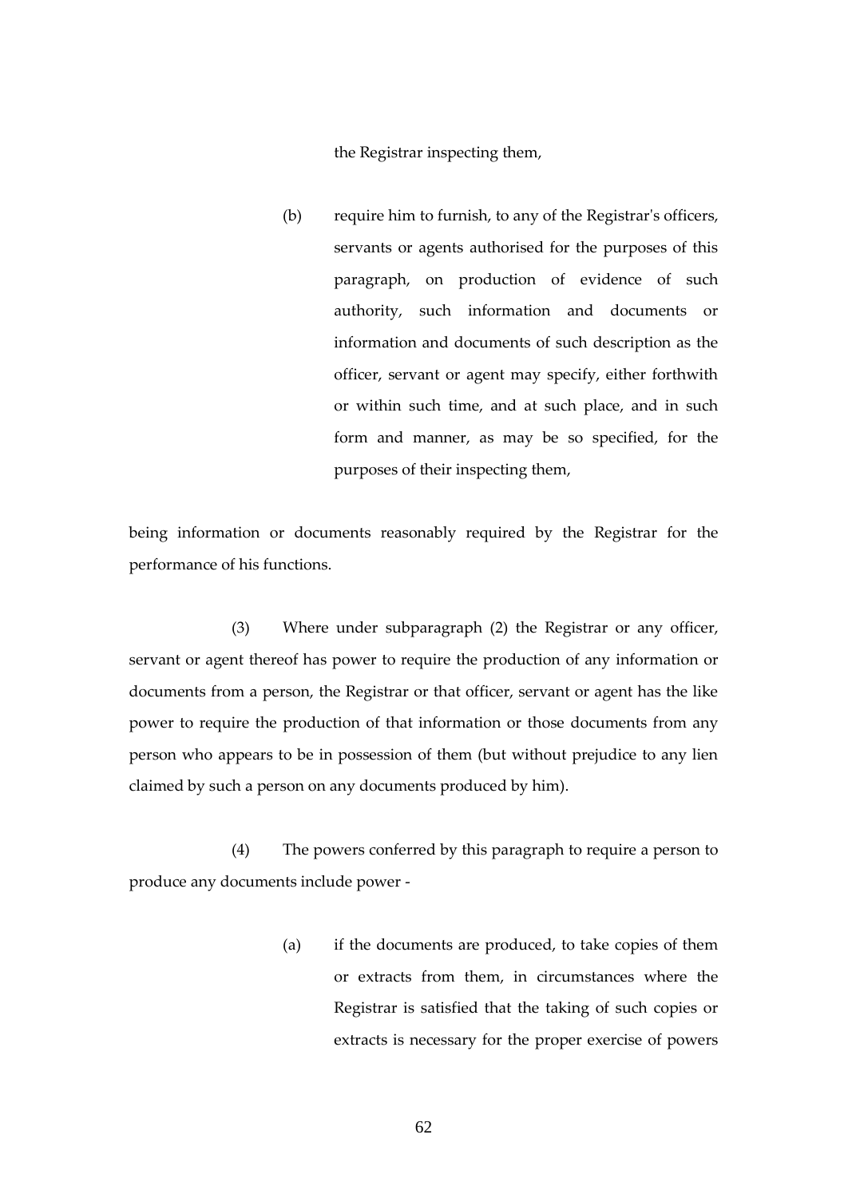the Registrar inspecting them,

(b) require him to furnish, to any of the Registrar's officers, servants or agents authorised for the purposes of this paragraph, on production of evidence of such authority, such information and documents or information and documents of such description as the officer, servant or agent may specify, either forthwith or within such time, and at such place, and in such form and manner, as may be so specified, for the purposes of their inspecting them,

being information or documents reasonably required by the Registrar for the performance of his functions.

(3) Where under subparagraph (2) the Registrar or any officer, servant or agent thereof has power to require the production of any information or documents from a person, the Registrar or that officer, servant or agent has the like power to require the production of that information or those documents from any person who appears to be in possession of them (but without prejudice to any lien claimed by such a person on any documents produced by him).

(4) The powers conferred by this paragraph to require a person to produce any documents include power -

(a) if the documents are produced, to take copies of them or extracts from them, in circumstances where the Registrar is satisfied that the taking of such copies or extracts is necessary for the proper exercise of powers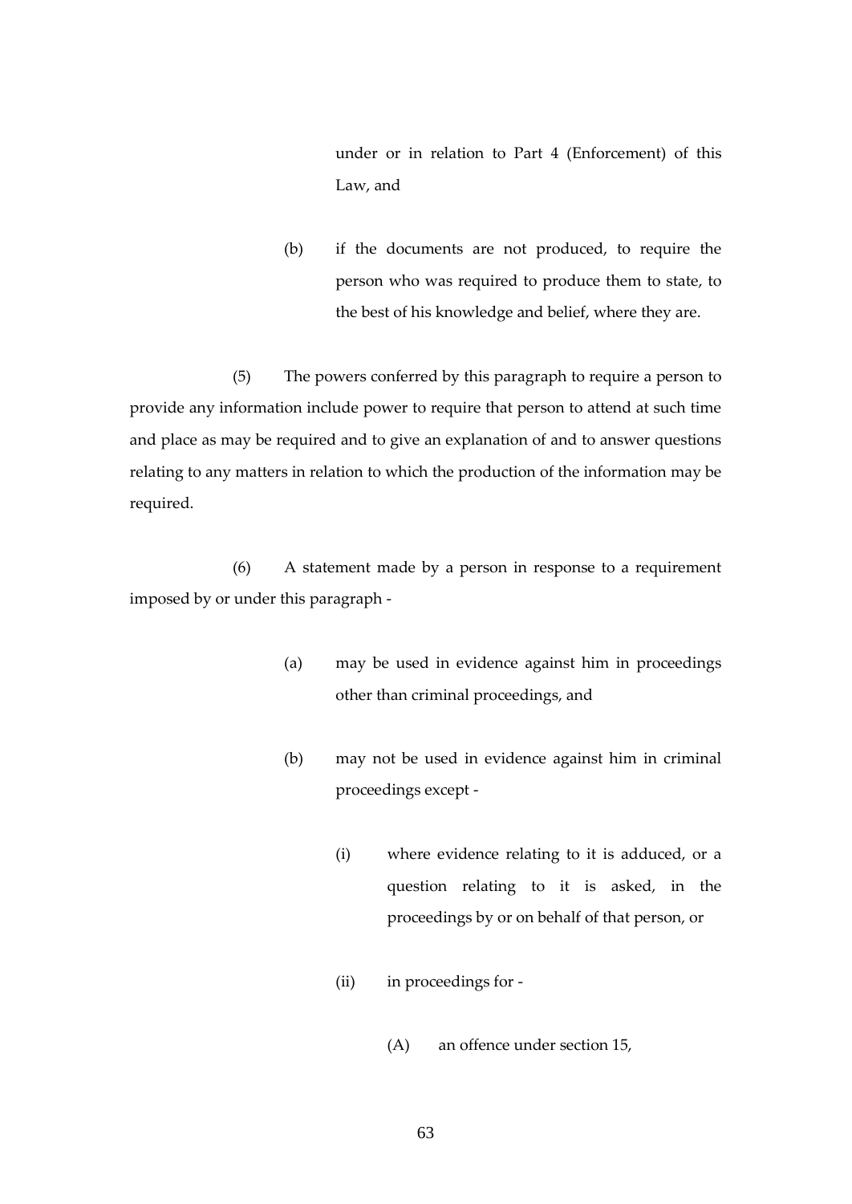under or in relation to Part 4 (Enforcement) of this Law, and

(b) if the documents are not produced, to require the person who was required to produce them to state, to the best of his knowledge and belief, where they are.

(5) The powers conferred by this paragraph to require a person to provide any information include power to require that person to attend at such time and place as may be required and to give an explanation of and to answer questions relating to any matters in relation to which the production of the information may be required.

(6) A statement made by a person in response to a requirement imposed by or under this paragraph -

(a) may be used in evidence against him in proceedings other than criminal proceedings, and

(b) may not be used in evidence against him in criminal proceedings except -

(i) where evidence relating to it is adduced, or a question relating to it is asked, in the proceedings by or on behalf of that person, or

(ii) in proceedings for -

(A) an offence under section 15,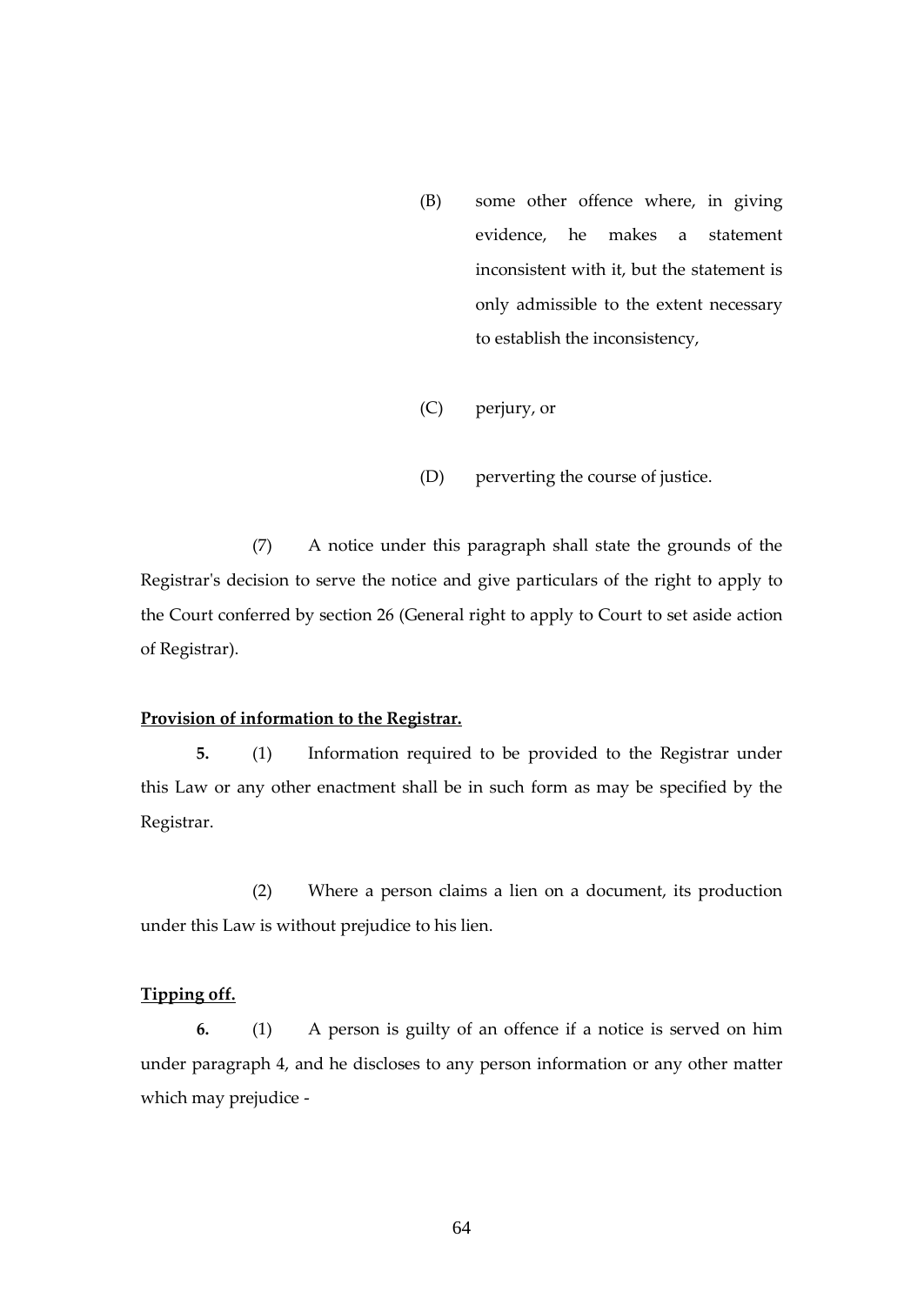(B) some other offence where, in giving evidence, he makes a statement inconsistent with it, but the statement is only admissible to the extent necessary to establish the inconsistency,

(C) perjury, or

(D) perverting the course of justice.

(7) A notice under this paragraph shall state the grounds of the Registrar's decision to serve the notice and give particulars of the right to apply to the Court conferred by section 26 (General right to apply to Court to set aside action of Registrar).

**Provision of information to the Registrar.**

**5.** (1) Information required to be provided to the Registrar under this Law or any other enactment shall be in such form as may be specified by the Registrar.

(2) Where a person claims a lien on a document, its production under this Law is without prejudice to his lien.

**Tipping off.**

**6.** (1) A person is guilty of an offence if a notice is served on him under paragraph 4, and he discloses to any person information or any other matter which may prejudice -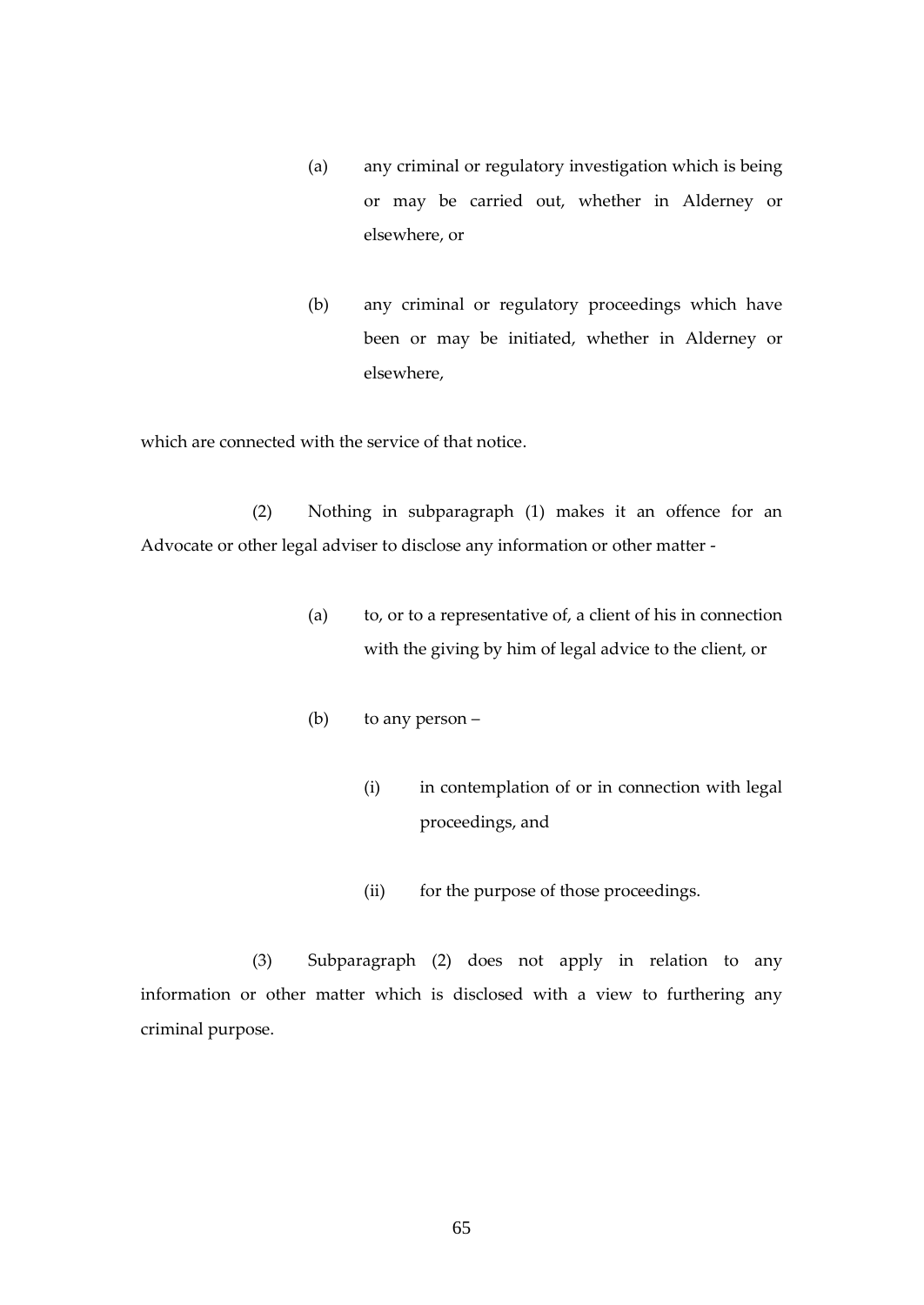(a) any criminal or regulatory investigation which is being or may be carried out, whether in Alderney or elsewhere, or

(b) any criminal or regulatory proceedings which have been or may be initiated, whether in Alderney or elsewhere,

which are connected with the service of that notice.

(2) Nothing in subparagraph (1) makes it an offence for an Advocate or other legal adviser to disclose any information or other matter -

(a) to, or to a representative of, a client of his in connection with the giving by him of legal advice to the client, or

(b) to any person –

(i) in contemplation of or in connection with legal proceedings, and

(ii) for the purpose of those proceedings.

(3) Subparagraph (2) does not apply in relation to any information or other matter which is disclosed with a view to furthering any criminal purpose.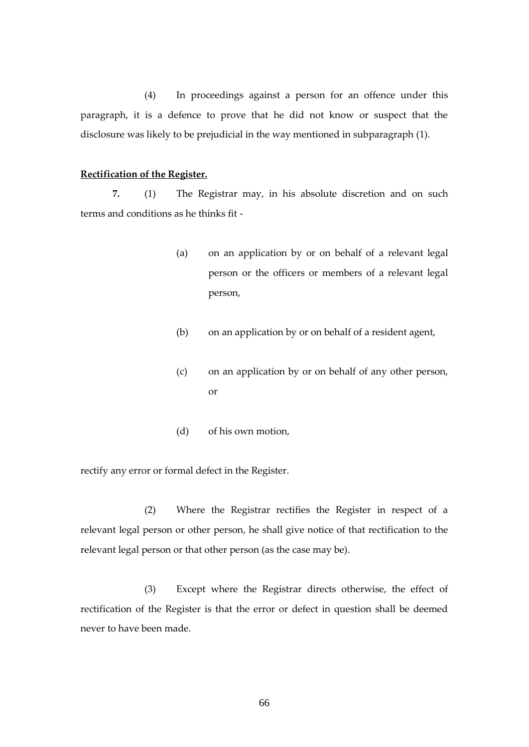(4) In proceedings against a person for an offence under this paragraph, it is a defence to prove that he did not know or suspect that the disclosure was likely to be prejudicial in the way mentioned in subparagraph (1).

**Rectification of the Register.**

**7.** (1) The Registrar may, in his absolute discretion and on such terms and conditions as he thinks fit -

(a) on an application by or on behalf of a relevant legal person or the officers or members of a relevant legal person,

(b) on an application by or on behalf of a resident agent,

(c) on an application by or on behalf of any other person, or

(d) of his own motion,

rectify any error or formal defect in the Register.

(2) Where the Registrar rectifies the Register in respect of a relevant legal person or other person, he shall give notice of that rectification to the relevant legal person or that other person (as the case may be).

(3) Except where the Registrar directs otherwise, the effect of rectification of the Register is that the error or defect in question shall be deemed never to have been made.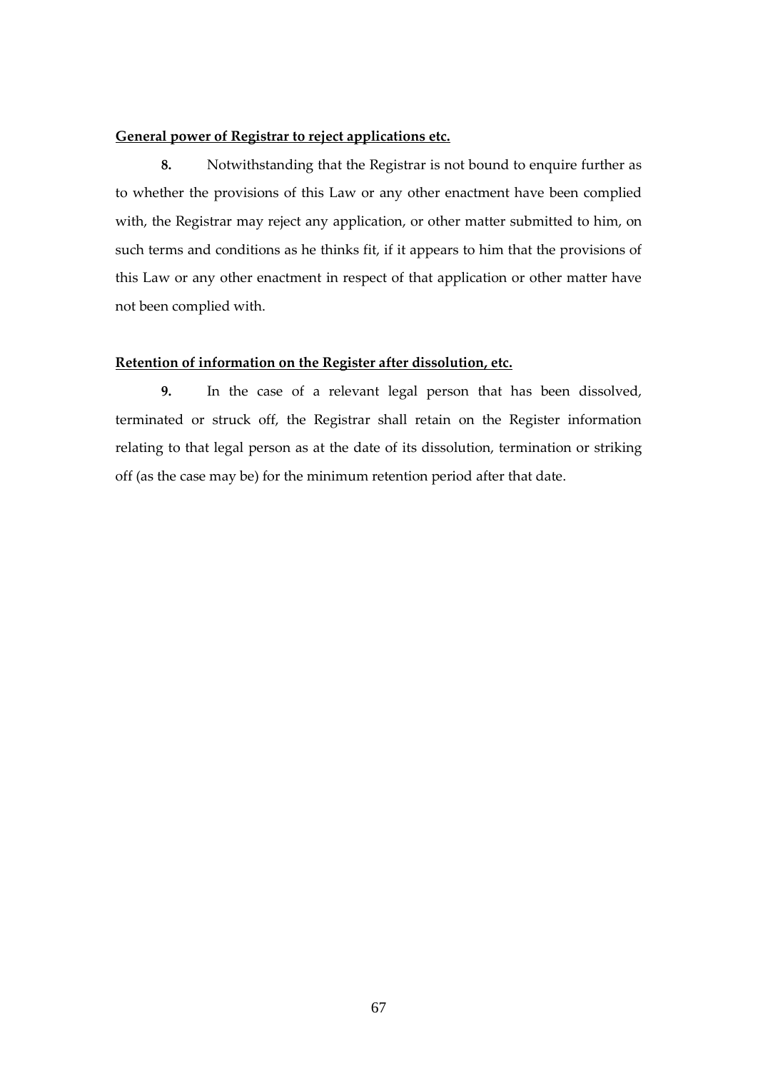**General power of Registrar to reject applications etc.**

**8.** Notwithstanding that the Registrar is not bound to enquire further as to whether the provisions of this Law or any other enactment have been complied with, the Registrar may reject any application, or other matter submitted to him, on such terms and conditions as he thinks fit, if it appears to him that the provisions of this Law or any other enactment in respect of that application or other matter have not been complied with.

**Retention of information on the Register after dissolution, etc.**

**9.** In the case of a relevant legal person that has been dissolved, terminated or struck off, the Registrar shall retain on the Register information relating to that legal person as at the date of its dissolution, termination or striking off (as the case may be) for the minimum retention period after that date.